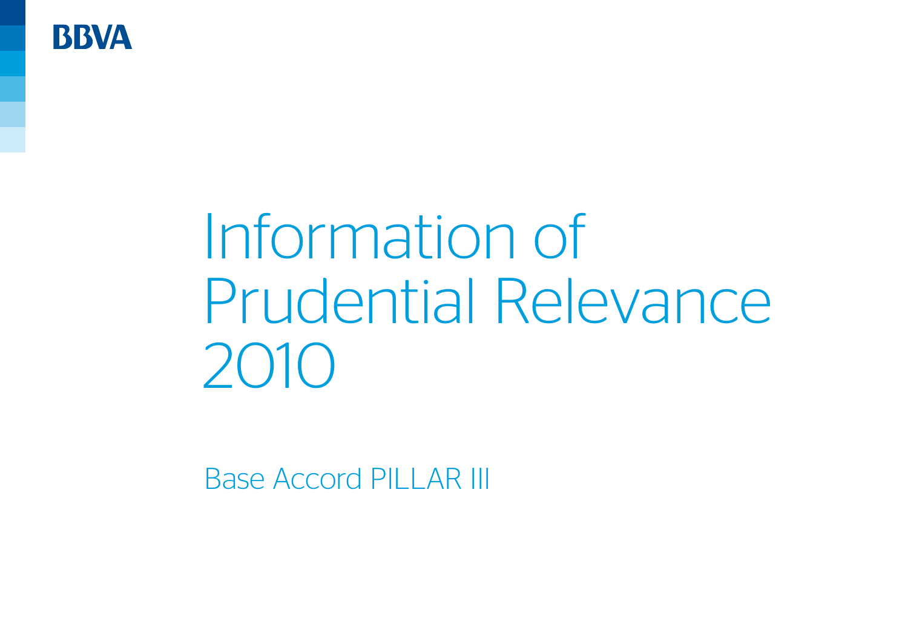BBVA

# Information of Prudential Relevance 2010

Base Accord PILLAR III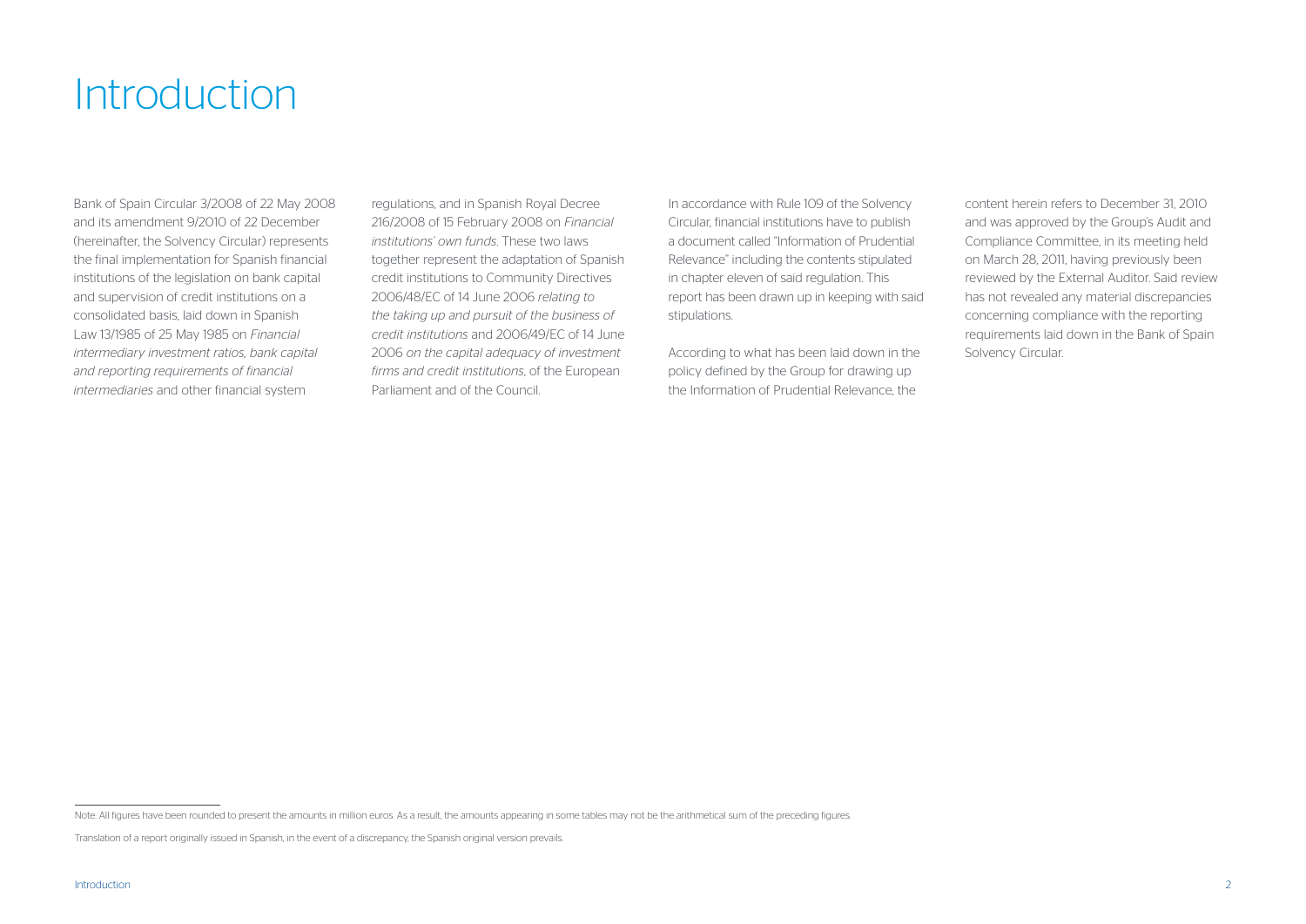# Introduction

Bank of Spain Circular 3/2008 of 22 May 2008 and its amendment 9/2010 of 22 December (hereinafter, the Solvency Circular) represents the final implementation for Spanish financial institutions of the legislation on bank capital and supervision of credit institutions on a consolidated basis, laid down in Spanish Law 13/1985 of 25 May 1985 on *Financial intermediary investment ratios, bank capital and reporting requirements of financial intermediaries* and other financial system regulations, and in Spanish Royal Decree 216/2008 of 15 February 2008 on *Financial institutions' own funds*. These two laws together represent the adaptation of Spanish credit institutions to Community Directives 2006/48/EC of 14 June 2006 *relating to the taking up and pursuit of the business of credit institutions* and 2006/49/EC of 14 June 2006 *on the capital adequacy of investment firms and credit institutions*, of the European Parliament and of the Council.

In accordance with Rule 109 of the Solvency Circular, financial institutions have to publish a document called "Information of Prudential Relevance" including the contents stipulated in chapter eleven of said regulation. This report has been drawn up in keeping with said stipulations.

According to what has been laid down in the policy defined by the Group for drawing up the Information of Prudential Relevance, the content herein refers to December 31, 2010 and was approved by the Group's Audit and Compliance Committee, in its meeting held on March 28, 2011, having previously been reviewed by the External Auditor. Said review has not revealed any material discrepancies concerning compliance with the reporting requirements laid down in the Bank of Spain Solvency Circular.

---

Note: All figures have been rounded to present the amounts in million euros. As a result, the amounts appearing in some tables may not be the arithmetical sum of the preceding figures.

Translation of a report originally issued in Spanish, in the event of a discrepancy, the Spanish original version prevails.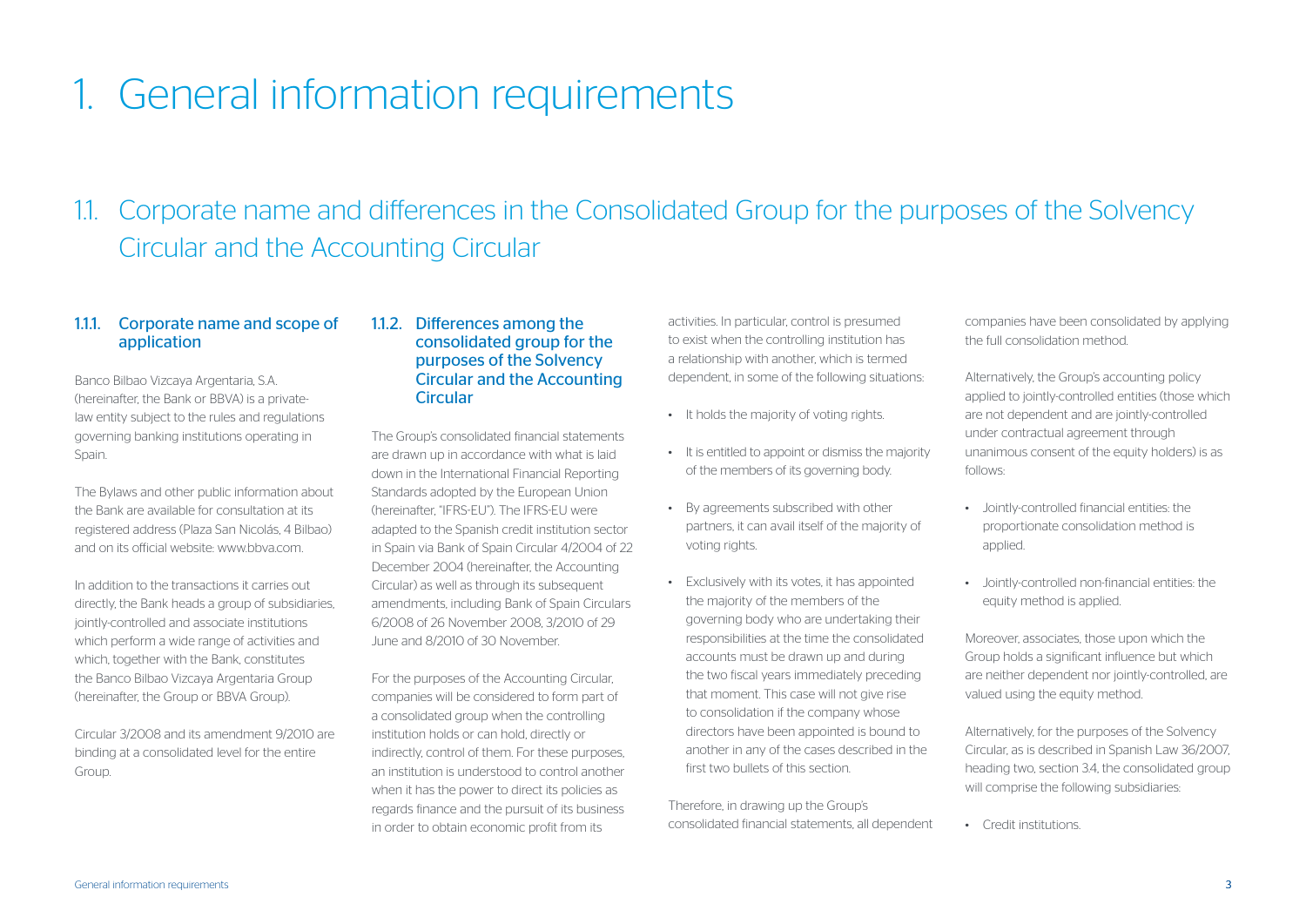# 1. General information requirements

## 1.1. Corporate name and differences in the Consolidated Group for the purposes of the Solvency Circular and the Accounting Circular

### 1.1.1. Corporate name and scope of application

Banco Bilbao Vizcaya Argentaria, S.A. (hereinafter, the Bank or BBVA) is a private-law entity subject to the rules and regulations governing banking institutions operating in Spain.

The Bylaws and other public information about the Bank are available for consultation at its registered address (Plaza San Nicolás, 4 Bilbao) and on its official website: www.bbva.com.

In addition to the transactions it carries out directly, the Bank heads a group of subsidiaries, jointly-controlled and associate institutions which perform a wide range of activities and which, together with the Bank, constitutes the Banco Bilbao Vizcaya Argentaria Group (hereinafter, the Group or BBVA Group).

Circular 3/2008 and its amendment 9/2010 are binding at a consolidated level for the entire Group.

### 1.1.2. Differences among the consolidated group for the purposes of the Solvency Circular and the Accounting Circular

The Group's consolidated financial statements are drawn up in accordance with what is laid down in the International Financial Reporting Standards adopted by the European Union (hereinafter, "IFRS-EU"). The IFRS-EU were adapted to the Spanish credit institution sector in Spain via Bank of Spain Circular 4/2004 of 22 December 2004 (hereinafter, the Accounting Circular) as well as through its subsequent amendments, including Bank of Spain Circulars 6/2008 of 26 November 2008, 3/2010 of 29 June and 8/2010 of 30 November.

For the purposes of the Accounting Circular, companies will be considered to form part of a consolidated group when the controlling institution holds or can hold, directly or indirectly, control of them. For these purposes, an institution is understood to control another when it has the power to direct its policies as regards finance and the pursuit of its business in order to obtain economic profit from its activities. In particular, control is presumed to exist when the controlling institution has a relationship with another, which is termed dependent, in some of the following situations:

- It holds the majority of voting rights.
- It is entitled to appoint or dismiss the majority of the members of its governing body.
- By agreements subscribed with other partners, it can avail itself of the majority of voting rights.
- Exclusively with its votes, it has appointed the majority of the members of the governing body who are undertaking their responsibilities at the time the consolidated accounts must be drawn up and during the two fiscal years immediately preceding that moment. This case will not give rise to consolidation if the company whose directors have been appointed is bound to another in any of the cases described in the first two bullets of this section.

Therefore, in drawing up the Group's consolidated financial statements, all dependent companies have been consolidated by applying the full consolidation method.

Alternatively, the Group's accounting policy applied to jointly-controlled entities (those which are not dependent and are jointly-controlled under contractual agreement through unanimous consent of the equity holders) is as follows:

- Jointly-controlled financial entities: the proportionate consolidation method is applied.
- Jointly-controlled non-financial entities: the equity method is applied.

Moreover, associates, those upon which the Group holds a significant influence but which are neither dependent nor jointly-controlled, are valued using the equity method.

Alternatively, for the purposes of the Solvency Circular, as is described in Spanish Law 36/2007, heading two, section 3.4, the consolidated group will comprise the following subsidiaries:

- Credit institutions.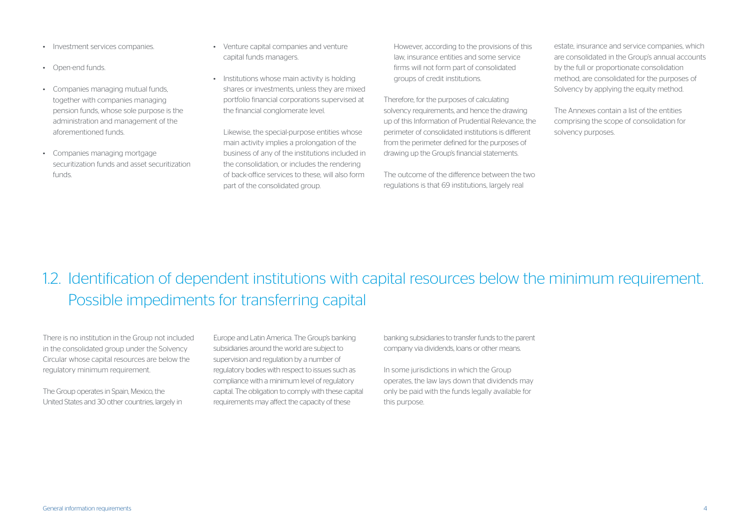- Investment services companies.
- Open-end funds.
- Companies managing mutual funds, together with companies managing pension funds, whose sole purpose is the administration and management of the aforementioned funds.
- Companies managing mortgage securitization funds and asset securitization funds.
- Venture capital companies and venture capital funds managers.
- Institutions whose main activity is holding shares or investments, unless they are mixed portfolio financial corporations supervised at the financial conglomerate level.

  Likewise, the special-purpose entities whose main activity implies a prolongation of the business of any of the institutions included in the consolidation, or includes the rendering of back-office services to these, will also form part of the consolidated group.

  However, according to the provisions of this law, insurance entities and some service firms will not form part of consolidated groups of credit institutions.

Therefore, for the purposes of calculating solvency requirements, and hence the drawing up of this Information of Prudential Relevance, the perimeter of consolidated institutions is different from the perimeter defined for the purposes of drawing up the Group's financial statements.

The outcome of the difference between the two regulations is that 69 institutions, largely real estate, insurance and service companies, which are consolidated in the Group's annual accounts by the full or proportionate consolidation method, are consolidated for the purposes of Solvency by applying the equity method.

The Annexes contain a list of the entities comprising the scope of consolidation for solvency purposes.

## 1.2. Identification of dependent institutions with capital resources below the minimum requirement. Possible impediments for transferring capital

There is no institution in the Group not included in the consolidated group under the Solvency Circular whose capital resources are below the regulatory minimum requirement.

The Group operates in Spain, Mexico, the United States and 30 other countries, largely in Europe and Latin America. The Group's banking subsidiaries around the world are subject to supervision and regulation by a number of regulatory bodies with respect to issues such as compliance with a minimum level of regulatory capital. The obligation to comply with these capital requirements may affect the capacity of these banking subsidiaries to transfer funds to the parent company via dividends, loans or other means.

In some jurisdictions in which the Group operates, the law lays down that dividends may only be paid with the funds legally available for this purpose.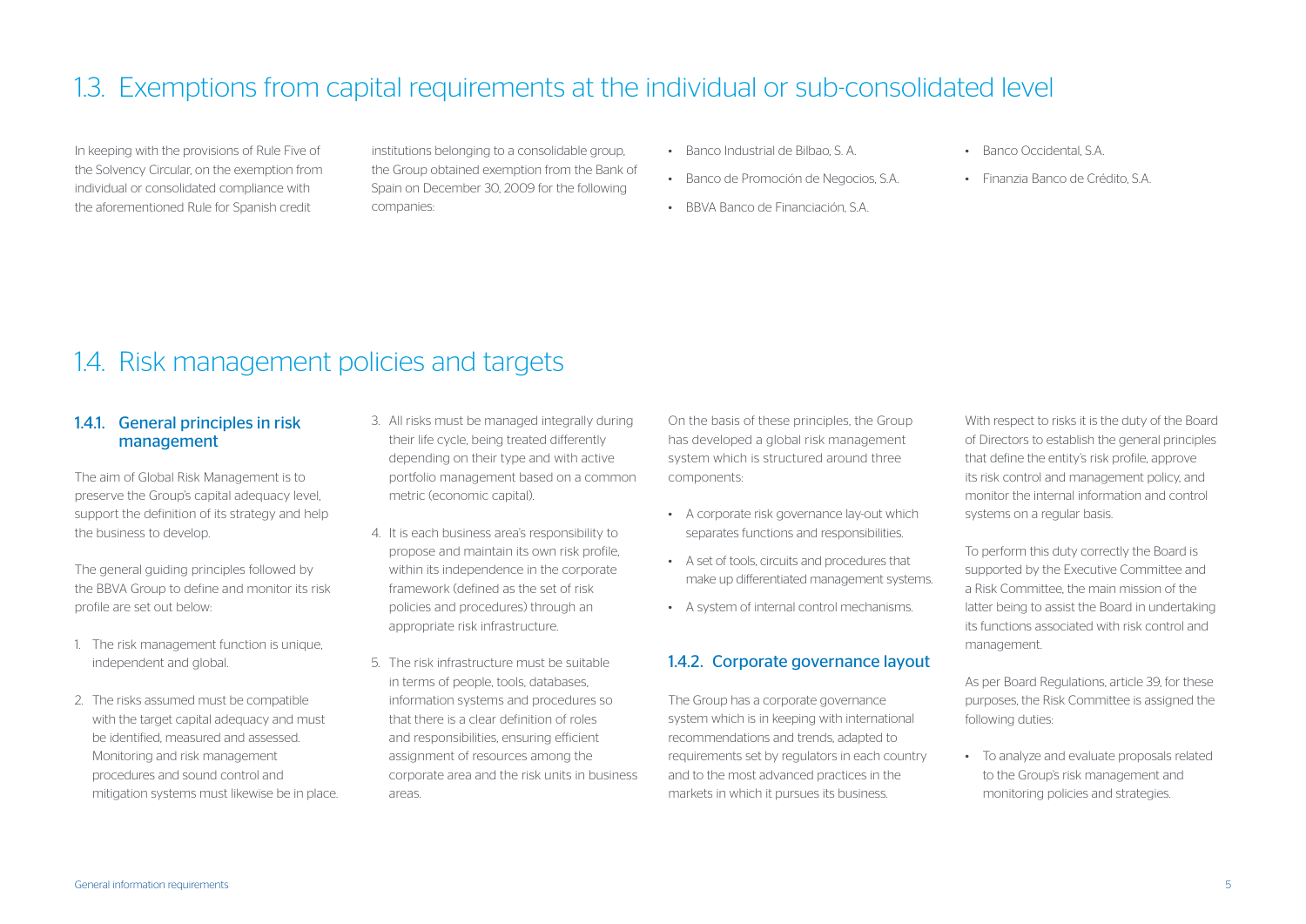## 1.3. Exemptions from capital requirements at the individual or sub-consolidated level

In keeping with the provisions of Rule Five of the Solvency Circular, on the exemption from individual or consolidated compliance with the aforementioned Rule for Spanish credit institutions belonging to a consolidable group, the Group obtained exemption from the Bank of Spain on December 30, 2009 for the following companies:

- Banco Industrial de Bilbao, S. A.
- Banco de Promoción de Negocios, S.A.
- BBVA Banco de Financiación, S.A.
- Banco Occidental, S.A.
- Finanzia Banco de Crédito, S.A.

## 1.4. Risk management policies and targets

### 1.4.1. General principles in risk management

The aim of Global Risk Management is to preserve the Group's capital adequacy level, support the definition of its strategy and help the business to develop.

The general guiding principles followed by the BBVA Group to define and monitor its risk profile are set out below:

1. The risk management function is unique, independent and global.
2. The risks assumed must be compatible with the target capital adequacy and must be identified, measured and assessed. Monitoring and risk management procedures and sound control and mitigation systems must likewise be in place.
3. All risks must be managed integrally during their life cycle, being treated differently depending on their type and with active portfolio management based on a common metric (economic capital).
4. It is each business area's responsibility to propose and maintain its own risk profile, within its independence in the corporate framework (defined as the set of risk policies and procedures) through an appropriate risk infrastructure.
5. The risk infrastructure must be suitable in terms of people, tools, databases, information systems and procedures so that there is a clear definition of roles and responsibilities, ensuring efficient assignment of resources among the corporate area and the risk units in business areas.

On the basis of these principles, the Group has developed a global risk management system which is structured around three components:

- A corporate risk governance lay-out which separates functions and responsibilities.
- A set of tools, circuits and procedures that make up differentiated management systems.
- A system of internal control mechanisms.

### 1.4.2. Corporate governance layout

The Group has a corporate governance system which is in keeping with international recommendations and trends, adapted to requirements set by regulators in each country and to the most advanced practices in the markets in which it pursues its business.

With respect to risks it is the duty of the Board of Directors to establish the general principles that define the entity's risk profile, approve its risk control and management policy, and monitor the internal information and control systems on a regular basis.

To perform this duty correctly the Board is supported by the Executive Committee and a Risk Committee, the main mission of the latter being to assist the Board in undertaking its functions associated with risk control and management.

As per Board Regulations, article 39, for these purposes, the Risk Committee is assigned the following duties:

- To analyze and evaluate proposals related to the Group's risk management and monitoring policies and strategies.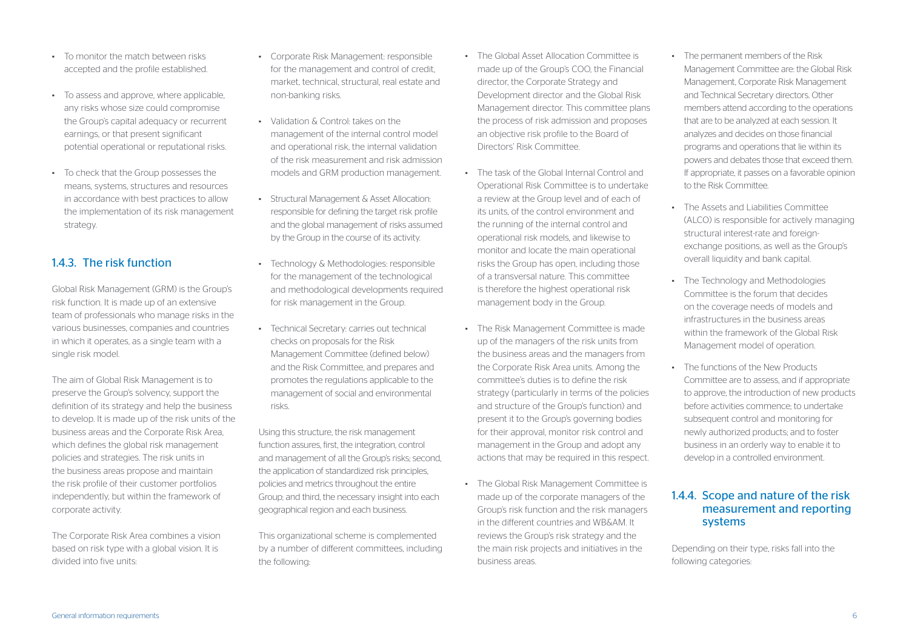- To monitor the match between risks accepted and the profile established.
- To assess and approve, where applicable, any risks whose size could compromise the Group's capital adequacy or recurrent earnings, or that present significant potential operational or reputational risks.
- To check that the Group possesses the means, systems, structures and resources in accordance with best practices to allow the implementation of its risk management strategy.

## 1.4.3. The risk function

Global Risk Management (GRM) is the Group's risk function. It is made up of an extensive team of professionals who manage risks in the various businesses, companies and countries in which it operates, as a single team with a single risk model.

The aim of Global Risk Management is to preserve the Group's solvency, support the definition of its strategy and help the business to develop. It is made up of the risk units of the business areas and the Corporate Risk Area, which defines the global risk management policies and strategies. The risk units in the business areas propose and maintain the risk profile of their customer portfolios independently, but within the framework of corporate activity.

The Corporate Risk Area combines a vision based on risk type with a global vision. It is divided into five units:

- Corporate Risk Management: responsible for the management and control of credit, market, technical, structural, real estate and non-banking risks.
- Validation & Control: takes on the management of the internal control model and operational risk, the internal validation of the risk measurement and risk admission models and GRM production management.
- Structural Management & Asset Allocation: responsible for defining the target risk profile and the global management of risks assumed by the Group in the course of its activity.
- Technology & Methodologies: responsible for the management of the technological and methodological developments required for risk management in the Group.
- Technical Secretary: carries out technical checks on proposals for the Risk Management Committee (defined below) and the Risk Committee, and prepares and promotes the regulations applicable to the management of social and environmental risks.

Using this structure, the risk management function assures, first, the integration, control and management of all the Group's risks; second, the application of standardized risk principles, policies and metrics throughout the entire Group; and third, the necessary insight into each geographical region and each business.

This organizational scheme is complemented by a number of different committees, including the following:

- The Global Asset Allocation Committee is made up of the Group's COO, the Financial director, the Corporate Strategy and Development director and the Global Risk Management director. This committee plans the process of risk admission and proposes an objective risk profile to the Board of Directors' Risk Committee.
- The task of the Global Internal Control and Operational Risk Committee is to undertake a review at the Group level and of each of its units, of the control environment and the running of the internal control and operational risk models, and likewise to monitor and locate the main operational risks the Group has open, including those of a transversal nature. This committee is therefore the highest operational risk management body in the Group.
- The Risk Management Committee is made up of the managers of the risk units from the business areas and the managers from the Corporate Risk Area units. Among the committee's duties is to define the risk strategy (particularly in terms of the policies and structure of the Group's function) and present it to the Group's governing bodies for their approval, monitor risk control and management in the Group and adopt any actions that may be required in this respect.
- The Global Risk Management Committee is made up of the corporate managers of the Group's risk function and the risk managers in the different countries and WB&AM. It reviews the Group's risk strategy and the the main risk projects and initiatives in the business areas.
- The permanent members of the Risk Management Committee are: the Global Risk Management, Corporate Risk Management and Technical Secretary directors. Other members attend according to the operations that are to be analyzed at each session. It analyzes and decides on those financial programs and operations that lie within its powers and debates those that exceed them. If appropriate, it passes on a favorable opinion to the Risk Committee.
- The Assets and Liabilities Committee (ALCO) is responsible for actively managing structural interest-rate and foreign-exchange positions, as well as the Group's overall liquidity and bank capital.
- The Technology and Methodologies Committee is the forum that decides on the coverage needs of models and infrastructures in the business areas within the framework of the Global Risk Management model of operation.
- The functions of the New Products Committee are to assess, and if appropriate to approve, the introduction of new products before activities commence; to undertake subsequent control and monitoring for newly authorized products; and to foster business in an orderly way to enable it to develop in a controlled environment.

## 1.4.4. Scope and nature of the risk measurement and reporting systems

Depending on their type, risks fall into the following categories: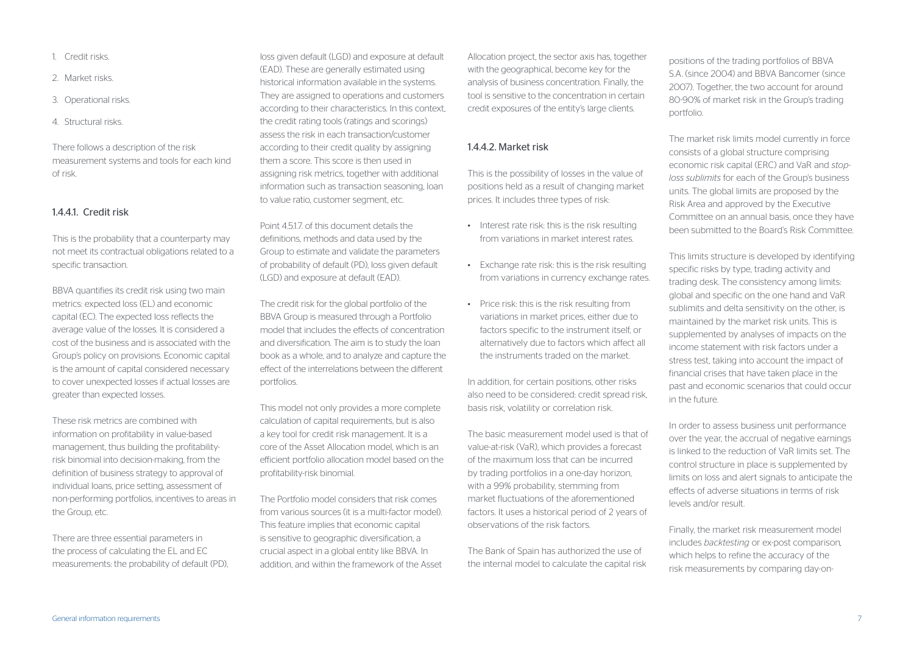1. Credit risks.
2. Market risks.
3. Operational risks.
4. Structural risks.

There follows a description of the risk measurement systems and tools for each kind of risk.

### 1.4.4.1. Credit risk

This is the probability that a counterparty may not meet its contractual obligations related to a specific transaction.

BBVA quantifies its credit risk using two main metrics: expected loss (EL) and economic capital (EC). The expected loss reflects the average value of the losses. It is considered a cost of the business and is associated with the Group's policy on provisions. Economic capital is the amount of capital considered necessary to cover unexpected losses if actual losses are greater than expected losses.

These risk metrics are combined with information on profitability in value-based management, thus building the profitability-risk binomial into decision-making, from the definition of business strategy to approval of individual loans, price setting, assessment of non-performing portfolios, incentives to areas in the Group, etc.

There are three essential parameters in the process of calculating the EL and EC measurements: the probability of default (PD), loss given default (LGD) and exposure at default (EAD). These are generally estimated using historical information available in the systems. They are assigned to operations and customers according to their characteristics. In this context, the credit rating tools (ratings and scorings) assess the risk in each transaction/customer according to their credit quality by assigning them a score. This score is then used in assigning risk metrics, together with additional information such as transaction seasoning, loan to value ratio, customer segment, etc.

Point 4.5.1.7. of this document details the definitions, methods and data used by the Group to estimate and validate the parameters of probability of default (PD), loss given default (LGD) and exposure at default (EAD).

The credit risk for the global portfolio of the BBVA Group is measured through a Portfolio model that includes the effects of concentration and diversification. The aim is to study the loan book as a whole, and to analyze and capture the effect of the interrelations between the different portfolios.

This model not only provides a more complete calculation of capital requirements, but is also a key tool for credit risk management. It is a core of the Asset Allocation model, which is an efficient portfolio allocation model based on the profitability-risk binomial.

The Portfolio model considers that risk comes from various sources (it is a multi-factor model). This feature implies that economic capital is sensitive to geographic diversification, a crucial aspect in a global entity like BBVA. In addition, and within the framework of the Asset Allocation project, the sector axis has, together with the geographical, become key for the analysis of business concentration. Finally, the tool is sensitive to the concentration in certain credit exposures of the entity's large clients.

### 1.4.4.2. Market risk

This is the possibility of losses in the value of positions held as a result of changing market prices. It includes three types of risk:

- Interest rate risk: this is the risk resulting from variations in market interest rates.
- Exchange rate risk: this is the risk resulting from variations in currency exchange rates.
- Price risk: this is the risk resulting from variations in market prices, either due to factors specific to the instrument itself, or alternatively due to factors which affect all the instruments traded on the market.

In addition, for certain positions, other risks also need to be considered: credit spread risk, basis risk, volatility or correlation risk.

The basic measurement model used is that of value-at-risk (VaR), which provides a forecast of the maximum loss that can be incurred by trading portfolios in a one-day horizon, with a 99% probability, stemming from market fluctuations of the aforementioned factors. It uses a historical period of 2 years of observations of the risk factors.

The Bank of Spain has authorized the use of the internal model to calculate the capital risk positions of the trading portfolios of BBVA S.A. (since 2004) and BBVA Bancomer (since 2007). Together, the two account for around 80-90% of market risk in the Group's trading portfolio.

The market risk limits model currently in force consists of a global structure comprising economic risk capital (ERC) and VaR and *stop-loss sublimits* for each of the Group's business units. The global limits are proposed by the Risk Area and approved by the Executive Committee on an annual basis, once they have been submitted to the Board's Risk Committee.

This limits structure is developed by identifying specific risks by type, trading activity and trading desk. The consistency among limits: global and specific on the one hand and VaR sublimits and delta sensitivity on the other, is maintained by the market risk units. This is supplemented by analyses of impacts on the income statement with risk factors under a stress test, taking into account the impact of financial crises that have taken place in the past and economic scenarios that could occur in the future.

In order to assess business unit performance over the year, the accrual of negative earnings is linked to the reduction of VaR limits set. The control structure in place is supplemented by limits on loss and alert signals to anticipate the effects of adverse situations in terms of risk levels and/or result.

Finally, the market risk measurement model includes *backtesting* or ex-post comparison, which helps to refine the accuracy of the risk measurements by comparing day-on-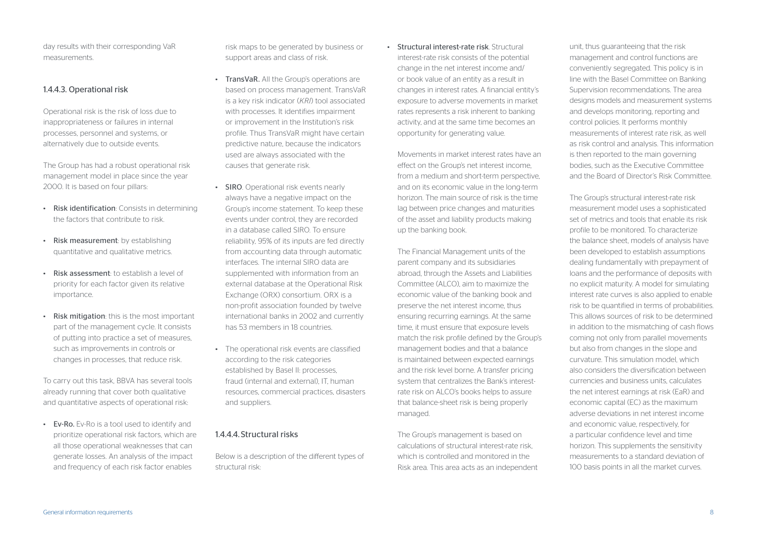day results with their corresponding VaR measurements.

### 1.4.4.3. Operational risk

Operational risk is the risk of loss due to inappropriateness or failures in internal processes, personnel and systems, or alternatively due to outside events.

The Group has had a robust operational risk management model in place since the year 2000. It is based on four pillars:

- **Risk identification**: Consists in determining the factors that contribute to risk.
- **Risk measurement**: by establishing quantitative and qualitative metrics.
- **Risk assessment**: to establish a level of priority for each factor given its relative importance.
- **Risk mitigation**: this is the most important part of the management cycle. It consists of putting into practice a set of measures, such as improvements in controls or changes in processes, that reduce risk.

To carry out this task, BBVA has several tools already running that cover both qualitative and quantitative aspects of operational risk:

- **Ev-Ro.** Ev-Ro is a tool used to identify and prioritize operational risk factors, which are all those operational weaknesses that can generate losses. An analysis of the impact and frequency of each risk factor enables risk maps to be generated by business or support areas and class of risk.
- **TransVaR.** All the Group's operations are based on process management. TransVaR is a key risk indicator (*KRI*) tool associated with processes. It identifies impairment or improvement in the Institution's risk profile. Thus TransVaR might have certain predictive nature, because the indicators used are always associated with the causes that generate risk.
- **SIRO**. Operational risk events nearly always have a negative impact on the Group's income statement. To keep these events under control, they are recorded in a database called SIRO. To ensure reliability, 95% of its inputs are fed directly from accounting data through automatic interfaces. The internal SIRO data are supplemented with information from an external database at the Operational Risk Exchange (ORX) consortium. ORX is a non-profit association founded by twelve international banks in 2002 and currently has 53 members in 18 countries.
- The operational risk events are classified according to the risk categories established by Basel II: processes, fraud (internal and external), IT, human resources, commercial practices, disasters and suppliers.

### 1.4.4.4. Structural risks

Below is a description of the different types of structural risk:

- **Structural interest-rate risk**. Structural interest-rate risk consists of the potential change in the net interest income and/ or book value of an entity as a result in changes in interest rates. A financial entity's exposure to adverse movements in market rates represents a risk inherent to banking activity, and at the same time becomes an opportunity for generating value.

  Movements in market interest rates have an effect on the Group's net interest income, from a medium and short-term perspective, and on its economic value in the long-term horizon. The main source of risk is the time lag between price changes and maturities of the asset and liability products making up the banking book.

  The Financial Management units of the parent company and its subsidiaries abroad, through the Assets and Liabilities Committee (ALCO), aim to maximize the economic value of the banking book and preserve the net interest income, thus ensuring recurring earnings. At the same time, it must ensure that exposure levels match the risk profile defined by the Group's management bodies and that a balance is maintained between expected earnings and the risk level borne. A transfer pricing system that centralizes the Bank's interest-rate risk on ALCO's books helps to assure that balance-sheet risk is being properly managed.

  The Group's management is based on calculations of structural interest-rate risk, which is controlled and monitored in the Risk area. This area acts as an independent unit, thus guaranteeing that the risk management and control functions are conveniently segregated. This policy is in line with the Basel Committee on Banking Supervision recommendations. The area designs models and measurement systems and develops monitoring, reporting and control policies. It performs monthly measurements of interest rate risk, as well as risk control and analysis. This information is then reported to the main governing bodies, such as the Executive Committee and the Board of Director's Risk Committee.

  The Group's structural interest-rate risk measurement model uses a sophisticated set of metrics and tools that enable its risk profile to be monitored. To characterize the balance sheet, models of analysis have been developed to establish assumptions dealing fundamentally with prepayment of loans and the performance of deposits with no explicit maturity. A model for simulating interest rate curves is also applied to enable risk to be quantified in terms of probabilities. This allows sources of risk to be determined in addition to the mismatching of cash flows coming not only from parallel movements but also from changes in the slope and curvature. This simulation model, which also considers the diversification between currencies and business units, calculates the net interest earnings at risk (EaR) and economic capital (EC) as the maximum adverse deviations in net interest income and economic value, respectively, for a particular confidence level and time horizon. This supplements the sensitivity measurements to a standard deviation of 100 basis points in all the market curves.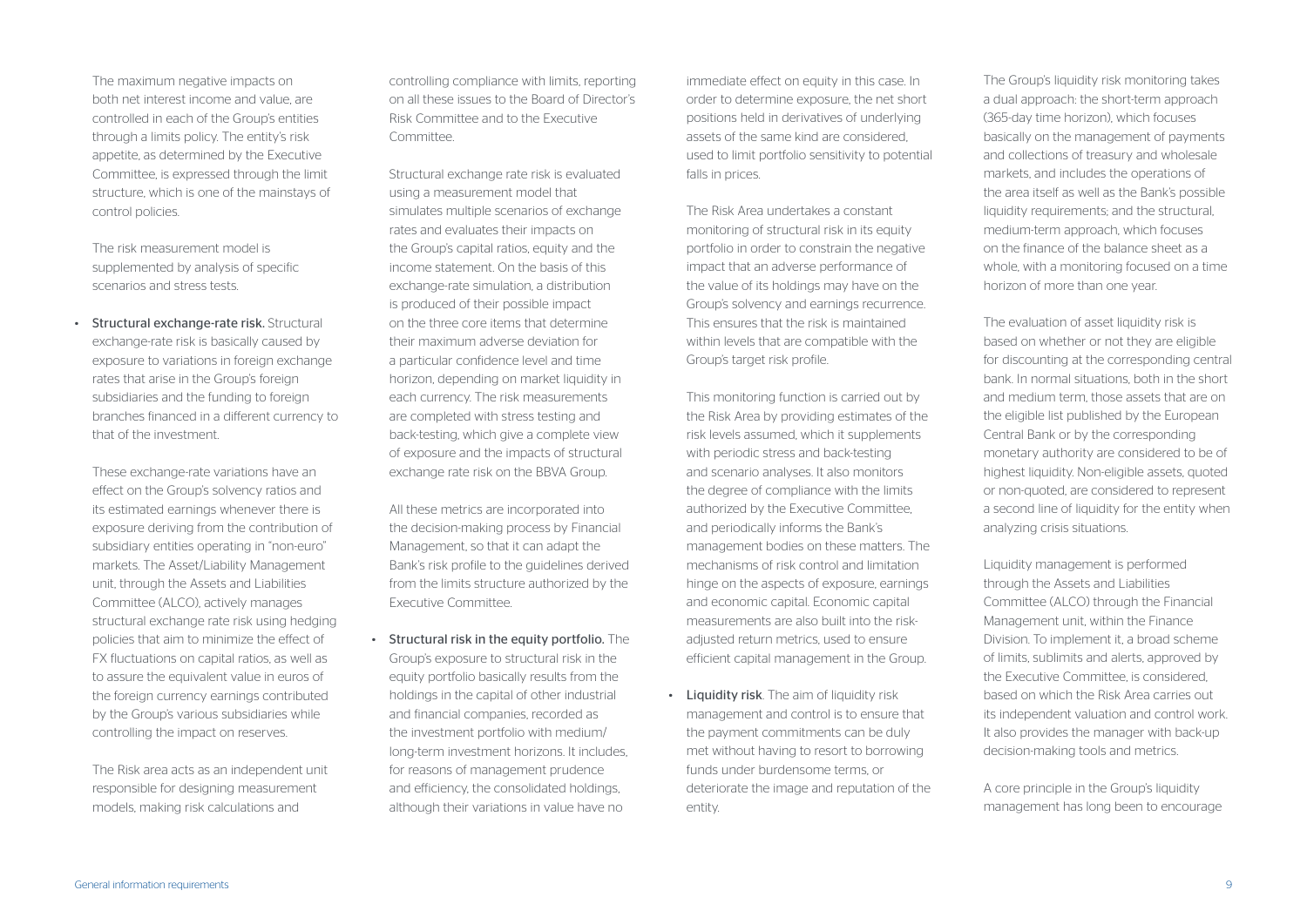The maximum negative impacts on both net interest income and value, are controlled in each of the Group's entities through a limits policy. The entity's risk appetite, as determined by the Executive Committee, is expressed through the limit structure, which is one of the mainstays of control policies.

The risk measurement model is supplemented by analysis of specific scenarios and stress tests.

- **Structural exchange-rate risk.** Structural exchange-rate risk is basically caused by exposure to variations in foreign exchange rates that arise in the Group's foreign subsidiaries and the funding to foreign branches financed in a different currency to that of the investment.

  These exchange-rate variations have an effect on the Group's solvency ratios and its estimated earnings whenever there is exposure deriving from the contribution of subsidiary entities operating in "non-euro" markets. The Asset/Liability Management unit, through the Assets and Liabilities Committee (ALCO), actively manages structural exchange rate risk using hedging policies that aim to minimize the effect of FX fluctuations on capital ratios, as well as to assure the equivalent value in euros of the foreign currency earnings contributed by the Group's various subsidiaries while controlling the impact on reserves.

  The Risk area acts as an independent unit responsible for designing measurement models, making risk calculations and controlling compliance with limits, reporting on all these issues to the Board of Director's Risk Committee and to the Executive Committee.

  Structural exchange rate risk is evaluated using a measurement model that simulates multiple scenarios of exchange rates and evaluates their impacts on the Group's capital ratios, equity and the income statement. On the basis of this exchange-rate simulation, a distribution is produced of their possible impact on the three core items that determine their maximum adverse deviation for a particular confidence level and time horizon, depending on market liquidity in each currency. The risk measurements are completed with stress testing and back-testing, which give a complete view of exposure and the impacts of structural exchange rate risk on the BBVA Group.

  All these metrics are incorporated into the decision-making process by Financial Management, so that it can adapt the Bank's risk profile to the guidelines derived from the limits structure authorized by the Executive Committee.

- **Structural risk in the equity portfolio.** The Group's exposure to structural risk in the equity portfolio basically results from the holdings in the capital of other industrial and financial companies, recorded as the investment portfolio with medium/long-term investment horizons. It includes, for reasons of management prudence and efficiency, the consolidated holdings, although their variations in value have no immediate effect on equity in this case. In order to determine exposure, the net short positions held in derivatives of underlying assets of the same kind are considered, used to limit portfolio sensitivity to potential falls in prices.

  The Risk Area undertakes a constant monitoring of structural risk in its equity portfolio in order to constrain the negative impact that an adverse performance of the value of its holdings may have on the Group's solvency and earnings recurrence. This ensures that the risk is maintained within levels that are compatible with the Group's target risk profile.

  This monitoring function is carried out by the Risk Area by providing estimates of the risk levels assumed, which it supplements with periodic stress and back-testing and scenario analyses. It also monitors the degree of compliance with the limits authorized by the Executive Committee, and periodically informs the Bank's management bodies on these matters. The mechanisms of risk control and limitation hinge on the aspects of exposure, earnings and economic capital. Economic capital measurements are also built into the risk-adjusted return metrics, used to ensure efficient capital management in the Group.

- **Liquidity risk**. The aim of liquidity risk management and control is to ensure that the payment commitments can be duly met without having to resort to borrowing funds under burdensome terms, or deteriorate the image and reputation of the entity.

  The Group's liquidity risk monitoring takes a dual approach: the short-term approach (365-day time horizon), which focuses basically on the management of payments and collections of treasury and wholesale markets, and includes the operations of the area itself as well as the Bank's possible liquidity requirements; and the structural, medium-term approach, which focuses on the finance of the balance sheet as a whole, with a monitoring focused on a time horizon of more than one year.

  The evaluation of asset liquidity risk is based on whether or not they are eligible for discounting at the corresponding central bank. In normal situations, both in the short and medium term, those assets that are on the eligible list published by the European Central Bank or by the corresponding monetary authority are considered to be of highest liquidity. Non-eligible assets, quoted or non-quoted, are considered to represent a second line of liquidity for the entity when analyzing crisis situations.

  Liquidity management is performed through the Assets and Liabilities Committee (ALCO) through the Financial Management unit, within the Finance Division. To implement it, a broad scheme of limits, sublimits and alerts, approved by the Executive Committee, is considered, based on which the Risk Area carries out its independent valuation and control work. It also provides the manager with back-up decision-making tools and metrics.

  A core principle in the Group's liquidity management has long been to encourage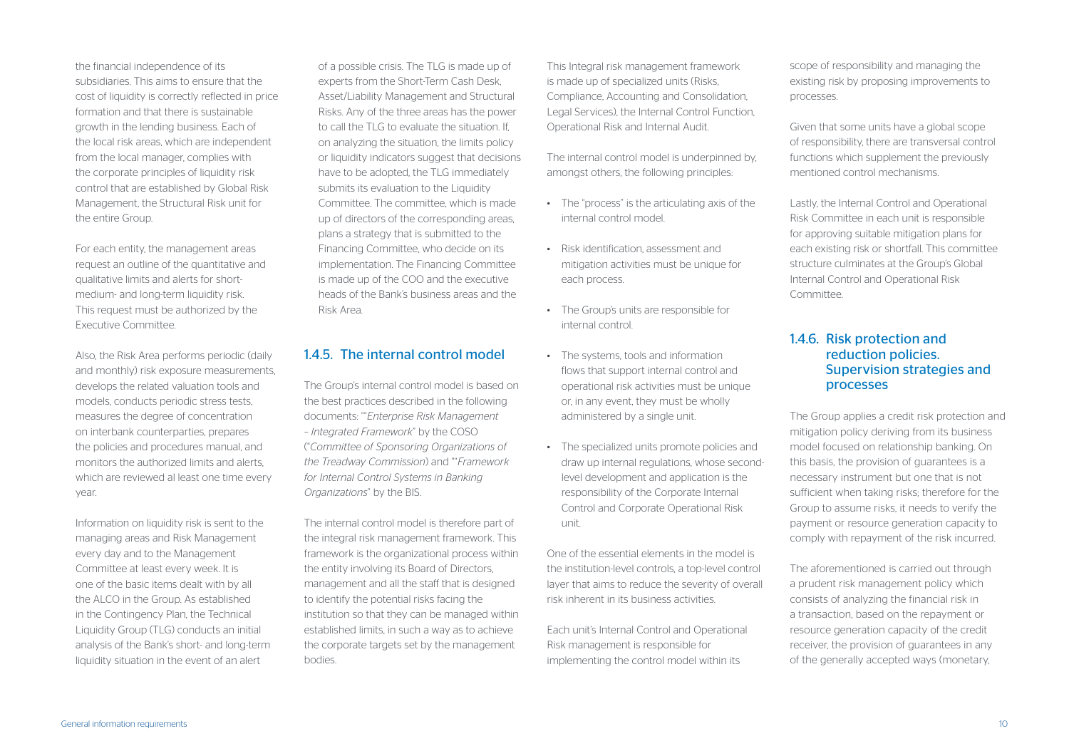the financial independence of its subsidiaries. This aims to ensure that the cost of liquidity is correctly reflected in price formation and that there is sustainable growth in the lending business. Each of the local risk areas, which are independent from the local manager, complies with the corporate principles of liquidity risk control that are established by Global Risk Management, the Structural Risk unit for the entire Group.

For each entity, the management areas request an outline of the quantitative and qualitative limits and alerts for short-medium- and long-term liquidity risk. This request must be authorized by the Executive Committee.

Also, the Risk Area performs periodic (daily and monthly) risk exposure measurements, develops the related valuation tools and models, conducts periodic stress tests, measures the degree of concentration on interbank counterparties, prepares the policies and procedures manual, and monitors the authorized limits and alerts, which are reviewed al least one time every year.

Information on liquidity risk is sent to the managing areas and Risk Management every day and to the Management Committee at least every week. It is one of the basic items dealt with by all the ALCO in the Group. As established in the Contingency Plan, the Technical Liquidity Group (TLG) conducts an initial analysis of the Bank's short- and long-term liquidity situation in the event of an alert of a possible crisis. The TLG is made up of experts from the Short-Term Cash Desk, Asset/Liability Management and Structural Risks. Any of the three areas has the power to call the TLG to evaluate the situation. If, on analyzing the situation, the limits policy or liquidity indicators suggest that decisions have to be adopted, the TLG immediately submits its evaluation to the Liquidity Committee. The committee, which is made up of directors of the corresponding areas, plans a strategy that is submitted to the Financing Committee, who decide on its implementation. The Financing Committee is made up of the COO and the executive heads of the Bank's business areas and the Risk Area.

## 1.4.5. The internal control model

The Group's internal control model is based on the best practices described in the following documents: ""*Enterprise Risk Management – Integrated Framework*" by the COSO ("*Committee of Sponsoring Organizations of the Treadway Commission*) and ""*Framework for Internal Control Systems in Banking Organizations*" by the BIS.

The internal control model is therefore part of the integral risk management framework. This framework is the organizational process within the entity involving its Board of Directors, management and all the staff that is designed to identify the potential risks facing the institution so that they can be managed within established limits, in such a way as to achieve the corporate targets set by the management bodies.

This Integral risk management framework is made up of specialized units (Risks, Compliance, Accounting and Consolidation, Legal Services), the Internal Control Function, Operational Risk and Internal Audit.

The internal control model is underpinned by, amongst others, the following principles:

- The "process" is the articulating axis of the internal control model.
- Risk identification, assessment and mitigation activities must be unique for each process.
- The Group's units are responsible for internal control.
- The systems, tools and information flows that support internal control and operational risk activities must be unique or, in any event, they must be wholly administered by a single unit.
- The specialized units promote policies and draw up internal regulations, whose second-level development and application is the responsibility of the Corporate Internal Control and Corporate Operational Risk unit.

One of the essential elements in the model is the institution-level controls, a top-level control layer that aims to reduce the severity of overall risk inherent in its business activities.

Each unit's Internal Control and Operational Risk management is responsible for implementing the control model within its scope of responsibility and managing the existing risk by proposing improvements to processes.

Given that some units have a global scope of responsibility, there are transversal control functions which supplement the previously mentioned control mechanisms.

Lastly, the Internal Control and Operational Risk Committee in each unit is responsible for approving suitable mitigation plans for each existing risk or shortfall. This committee structure culminates at the Group's Global Internal Control and Operational Risk Committee.

## 1.4.6. Risk protection and reduction policies. Supervision strategies and processes

The Group applies a credit risk protection and mitigation policy deriving from its business model focused on relationship banking. On this basis, the provision of guarantees is a necessary instrument but one that is not sufficient when taking risks; therefore for the Group to assume risks, it needs to verify the payment or resource generation capacity to comply with repayment of the risk incurred.

The aforementioned is carried out through a prudent risk management policy which consists of analyzing the financial risk in a transaction, based on the repayment or resource generation capacity of the credit receiver, the provision of guarantees in any of the generally accepted ways (monetary,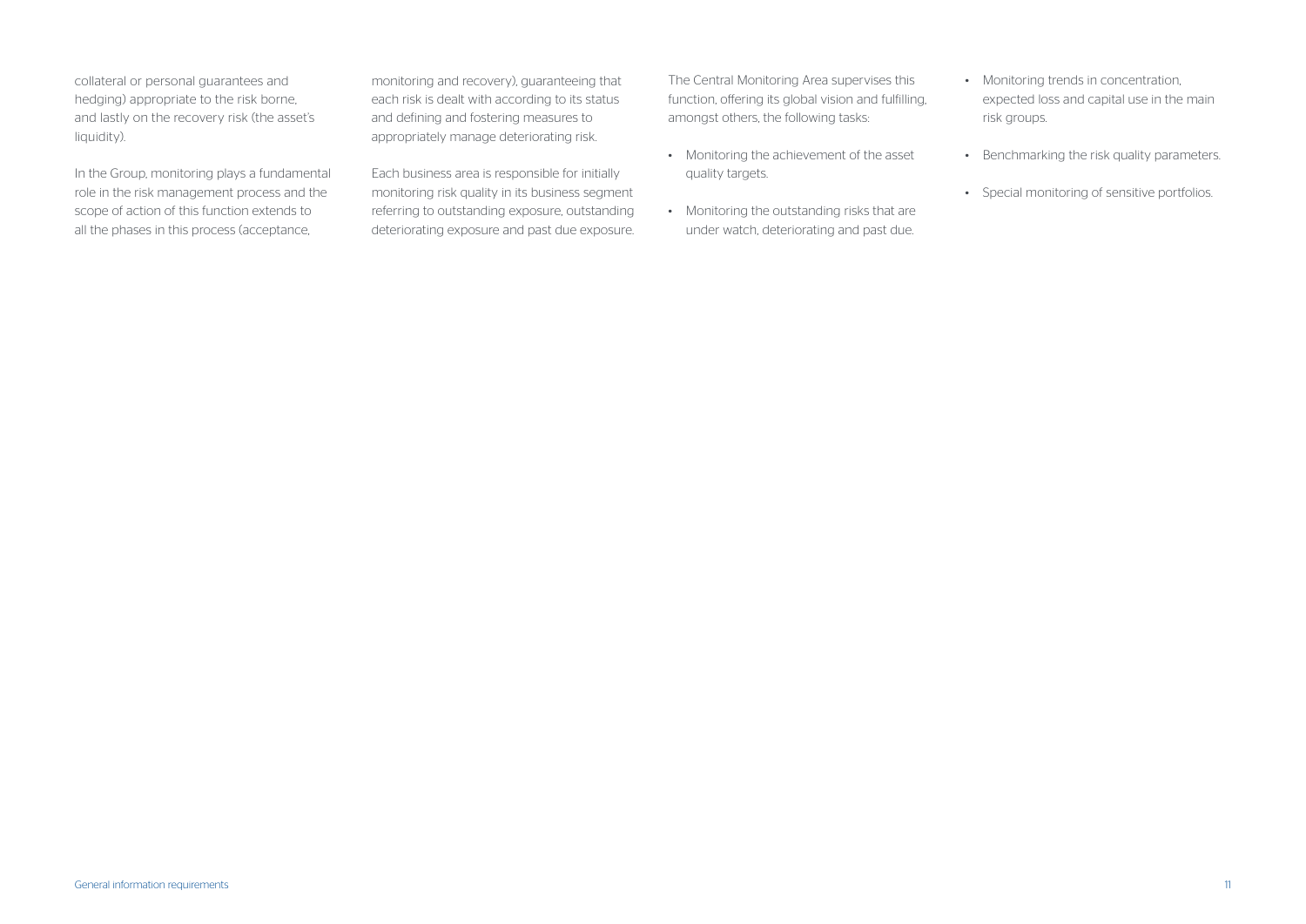collateral or personal guarantees and hedging) appropriate to the risk borne, and lastly on the recovery risk (the asset's liquidity).

In the Group, monitoring plays a fundamental role in the risk management process and the scope of action of this function extends to all the phases in this process (acceptance, monitoring and recovery), guaranteeing that each risk is dealt with according to its status and defining and fostering measures to appropriately manage deteriorating risk.

Each business area is responsible for initially monitoring risk quality in its business segment referring to outstanding exposure, outstanding deteriorating exposure and past due exposure.

The Central Monitoring Area supervises this function, offering its global vision and fulfilling, amongst others, the following tasks:

- Monitoring the achievement of the asset quality targets.
- Monitoring the outstanding risks that are under watch, deteriorating and past due.
- Monitoring trends in concentration, expected loss and capital use in the main risk groups.
- Benchmarking the risk quality parameters.
- Special monitoring of sensitive portfolios.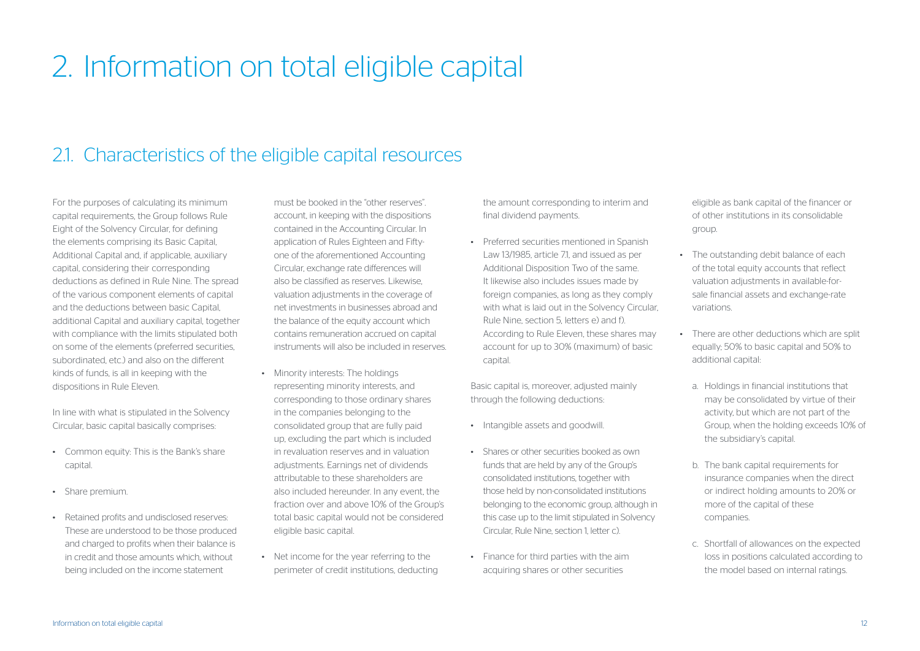# 2. Information on total eligible capital

## 2.1. Characteristics of the eligible capital resources

For the purposes of calculating its minimum capital requirements, the Group follows Rule Eight of the Solvency Circular, for defining the elements comprising its Basic Capital, Additional Capital and, if applicable, auxiliary capital, considering their corresponding deductions as defined in Rule Nine. The spread of the various component elements of capital and the deductions between basic Capital, additional Capital and auxiliary capital, together with compliance with the limits stipulated both on some of the elements (preferred securities, subordinated, etc.) and also on the different kinds of funds, is all in keeping with the dispositions in Rule Eleven.

In line with what is stipulated in the Solvency Circular, basic capital basically comprises:

- Common equity: This is the Bank's share capital.
- Share premium.
- Retained profits and undisclosed reserves: These are understood to be those produced and charged to profits when their balance is in credit and those amounts which, without being included on the income statement must be booked in the "other reserves". account, in keeping with the dispositions contained in the Accounting Circular. In application of Rules Eighteen and Fifty-one of the aforementioned Accounting Circular, exchange rate differences will also be classified as reserves. Likewise, valuation adjustments in the coverage of net investments in businesses abroad and the balance of the equity account which contains remuneration accrued on capital instruments will also be included in reserves.
- Minority interests: The holdings representing minority interests, and corresponding to those ordinary shares in the companies belonging to the consolidated group that are fully paid up, excluding the part which is included in revaluation reserves and in valuation adjustments. Earnings net of dividends attributable to these shareholders are also included hereunder. In any event, the fraction over and above 10% of the Group's total basic capital would not be considered eligible basic capital.
- Net income for the year referring to the perimeter of credit institutions, deducting the amount corresponding to interim and final dividend payments.
- Preferred securities mentioned in Spanish Law 13/1985, article 7.1, and issued as per Additional Disposition Two of the same. It likewise also includes issues made by foreign companies, as long as they comply with what is laid out in the Solvency Circular, Rule Nine, section 5, letters e) and f). According to Rule Eleven, these shares may account for up to 30% (maximum) of basic capital.

Basic capital is, moreover, adjusted mainly through the following deductions:

- Intangible assets and goodwill.
- Shares or other securities booked as own funds that are held by any of the Group's consolidated institutions, together with those held by non-consolidated institutions belonging to the economic group, although in this case up to the limit stipulated in Solvency Circular, Rule Nine, section 1, letter c).
- Finance for third parties with the aim acquiring shares or other securities eligible as bank capital of the financer or of other institutions in its consolidable group.
- The outstanding debit balance of each of the total equity accounts that reflect valuation adjustments in available-for-sale financial assets and exchange-rate variations.
- There are other deductions which are split equally; 50% to basic capital and 50% to additional capital:
  a. Holdings in financial institutions that may be consolidated by virtue of their activity, but which are not part of the Group, when the holding exceeds 10% of the subsidiary's capital.
  b. The bank capital requirements for insurance companies when the direct or indirect holding amounts to 20% or more of the capital of these companies.
  c. Shortfall of allowances on the expected loss in positions calculated according to the model based on internal ratings.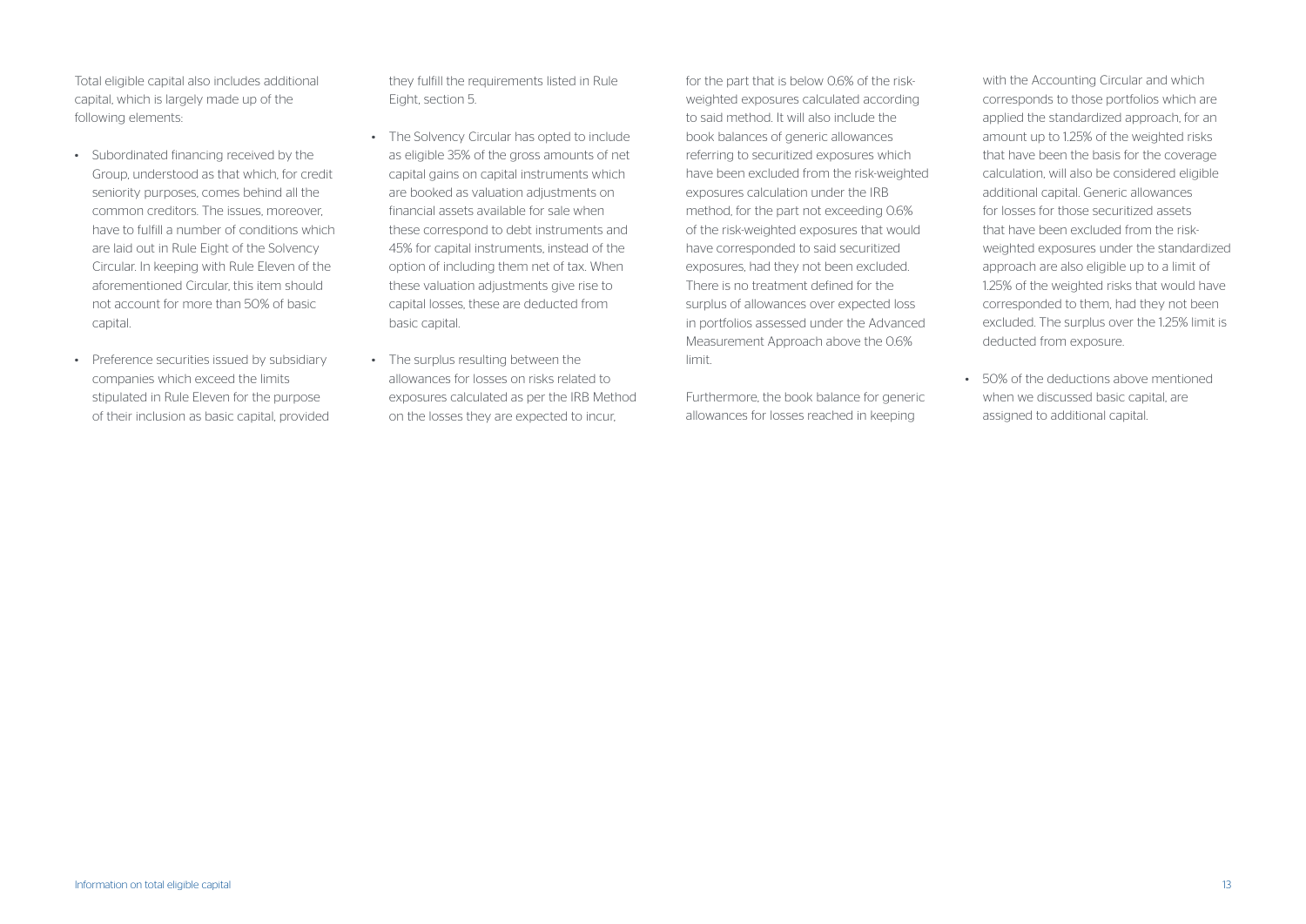Total eligible capital also includes additional capital, which is largely made up of the following elements:

- Subordinated financing received by the Group, understood as that which, for credit seniority purposes, comes behind all the common creditors. The issues, moreover, have to fulfill a number of conditions which are laid out in Rule Eight of the Solvency Circular. In keeping with Rule Eleven of the aforementioned Circular, this item should not account for more than 50% of basic capital.

- Preference securities issued by subsidiary companies which exceed the limits stipulated in Rule Eleven for the purpose of their inclusion as basic capital, provided they fulfill the requirements listed in Rule Eight, section 5.

- The Solvency Circular has opted to include as eligible 35% of the gross amounts of net capital gains on capital instruments which are booked as valuation adjustments on financial assets available for sale when these correspond to debt instruments and 45% for capital instruments, instead of the option of including them net of tax. When these valuation adjustments give rise to capital losses, these are deducted from basic capital.

- The surplus resulting between the allowances for losses on risks related to exposures calculated as per the IRB Method on the losses they are expected to incur, for the part that is below 0.6% of the risk-weighted exposures calculated according to said method. It will also include the book balances of generic allowances referring to securitized exposures which have been excluded from the risk-weighted exposures calculation under the IRB method, for the part not exceeding 0.6% of the risk-weighted exposures that would have corresponded to said securitized exposures, had they not been excluded. There is no treatment defined for the surplus of allowances over expected loss in portfolios assessed under the Advanced Measurement Approach above the 0.6% limit.

  Furthermore, the book balance for generic allowances for losses reached in keeping with the Accounting Circular and which corresponds to those portfolios which are applied the standardized approach, for an amount up to 1.25% of the weighted risks that have been the basis for the coverage calculation, will also be considered eligible additional capital. Generic allowances for losses for those securitized assets that have been excluded from the risk-weighted exposures under the standardized approach are also eligible up to a limit of 1.25% of the weighted risks that would have corresponded to them, had they not been excluded. The surplus over the 1.25% limit is deducted from exposure.

- 50% of the deductions above mentioned when we discussed basic capital, are assigned to additional capital.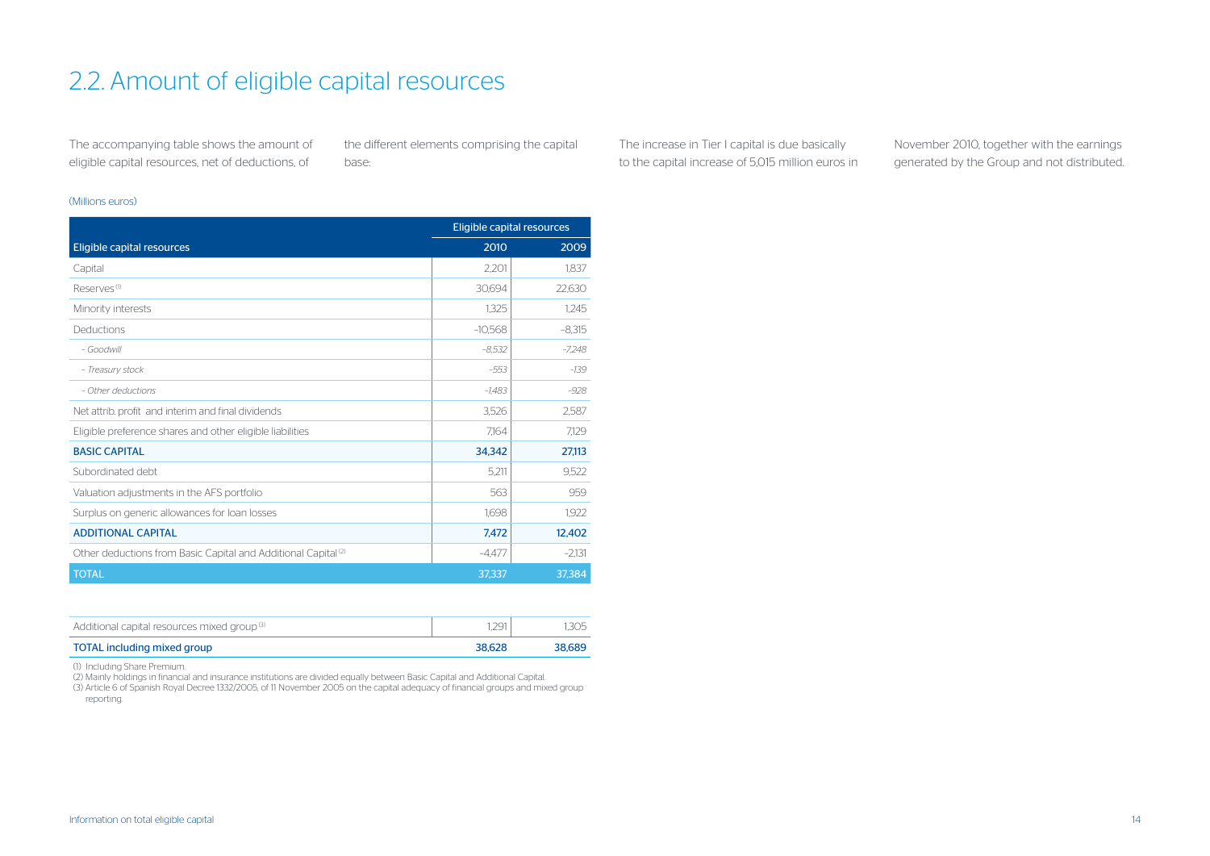## 2.2. Amount of eligible capital resources

The accompanying table shows the amount of eligible capital resources, net of deductions, of the different elements comprising the capital base:

The increase in Tier I capital is due basically to the capital increase of 5,015 million euros in November 2010, together with the earnings generated by the Group and not distributed.

(Millions euros)

| | Eligible capital resources | |
|---|---|---|
| Eligible capital resources | 2010 | 2009 |
| Capital | 2,201 | 1,837 |
| Reserves [1] | 30,694 | 22,630 |
| Minority interests | 1,325 | 1,245 |
| Deductions | -10,568 | -8,315 |
| *- Goodwill* | *-8,532* | *-7,248* |
| *- Treasury stock* | *-553* | *-139* |
| *- Other deductions* | *-1,483* | *-928* |
| Net attrib. profit and interim and final dividends | 3,526 | 2,587 |
| Eligible preference shares and other eligible liabilities | 7,164 | 7,129 |
| **BASIC CAPITAL** | **34,342** | **27,113** |
| Subordinated debt | 5,211 | 9,522 |
| Valuation adjustments in the AFS portfolio | 563 | 959 |
| Surplus on generic allowances for loan losses | 1,698 | 1,922 |
| **ADDITIONAL CAPITAL** | **7,472** | **12,402** |
| Other deductions from Basic Capital and Additional Capital [2] | -4,477 | -2,131 |
| **TOTAL** | **37,337** | **37,384** |
| | | |
| Additional capital resources mixed group [3] | 1,291 | 1,305 |
| **TOTAL including mixed group** | **38,628** | **38,689** |

(1) Including Share Premium.
(2) Mainly holdings in financial and insurance institutions are divided equally between Basic Capital and Additional Capital.
(3) Article 6 of Spanish Royal Decree 1332/2005, of 11 November 2005 on the capital adequacy of financial groups and mixed group reporting.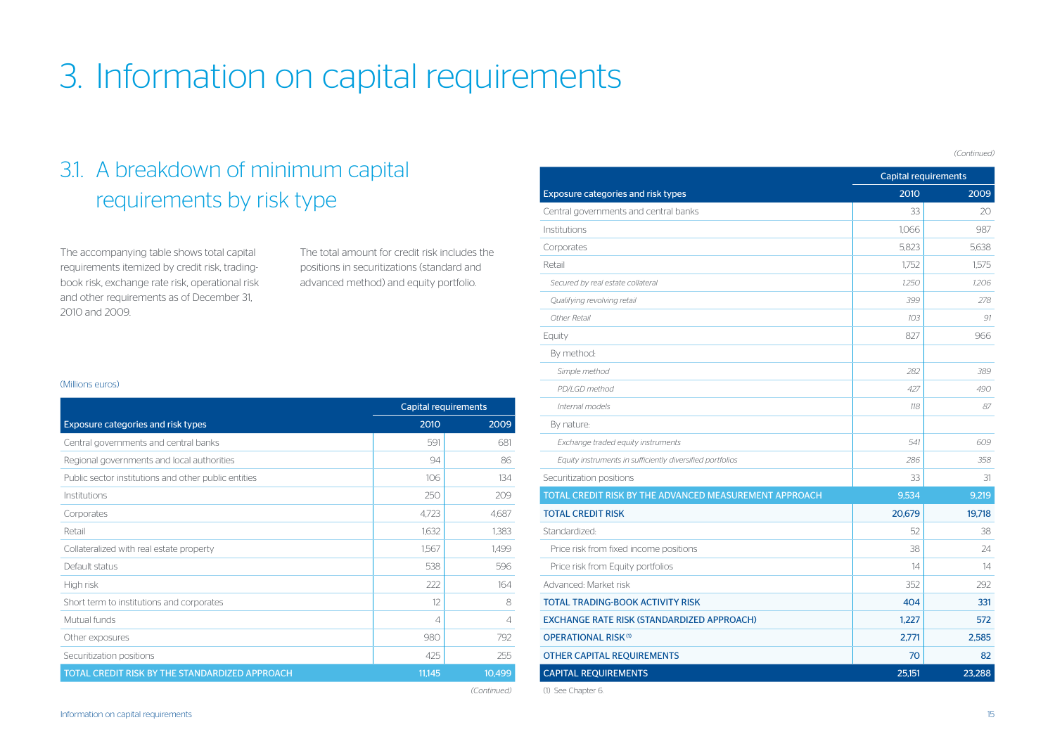# 3. Information on capital requirements

## 3.1. A breakdown of minimum capital requirements by risk type

The accompanying table shows total capital requirements itemized by credit risk, trading-book risk, exchange rate risk, operational risk and other requirements as of December 31, 2010 and 2009.

The total amount for credit risk includes the positions in securitizations (standard and advanced method) and equity portfolio.

(Millions euros)

| | Capital requirements | |
|---|---|---|
| **Exposure categories and risk types** | **2010** | **2009** |
| Central governments and central banks | 591 | 681 |
| Regional governments and local authorities | 94 | 86 |
| Public sector institutions and other public entities | 106 | 134 |
| Institutions | 250 | 209 |
| Corporates | 4,723 | 4,687 |
| Retail | 1,632 | 1,383 |
| Collateralized with real estate property | 1,567 | 1,499 |
| Default status | 538 | 596 |
| High risk | 222 | 164 |
| Short term to institutions and corporates | 12 | 8 |
| Mutual funds | 4 | 4 |
| Other exposures | 980 | 792 |
| Securitization positions | 425 | 255 |
| **TOTAL CREDIT RISK BY THE STANDARDIZED APPROACH** | **11,145** | **10,499** |
| Central governments and central banks | 33 | 20 |
| Institutions | 1,066 | 987 |
| Corporates | 5,823 | 5,638 |
| Retail | 1,752 | 1,575 |
| *Secured by real estate collateral* | *1,250* | *1,206* |
| *Qualifying revolving retail* | *399* | *278* |
| *Other Retail* | *103* | *91* |
| Equity | 827 | 966 |
| By method: | | |
| *Simple method* | *282* | *389* |
| *PD/LGD method* | *427* | *490* |
| *Internal models* | *118* | *87* |
| By nature: | | |
| *Exchange traded equity instruments* | *541* | *609* |
| *Equity instruments in sufficiently diversified portfolios* | *286* | *358* |
| Securitization positions | 33 | 31 |
| **TOTAL CREDIT RISK BY THE ADVANCED MEASUREMENT APPROACH** | **9,534** | **9,219** |
| **TOTAL CREDIT RISK** | **20,679** | **19,718** |
| Standardized: | 52 | 38 |
| Price risk from fixed income positions | 38 | 24 |
| Price risk from Equity portfolios | 14 | 14 |
| Advanced: Market risk | 352 | 292 |
| **TOTAL TRADING-BOOK ACTIVITY RISK** | **404** | **331** |
| **EXCHANGE RATE RISK (STANDARDIZED APPROACH)** | **1,227** | **572** |
| **OPERATIONAL RISK** [1] | **2,771** | **2,585** |
| **OTHER CAPITAL REQUIREMENTS** | **70** | **82** |
| **CAPITAL REQUIREMENTS** | **25,151** | **23,288** |

(1) See Chapter 6.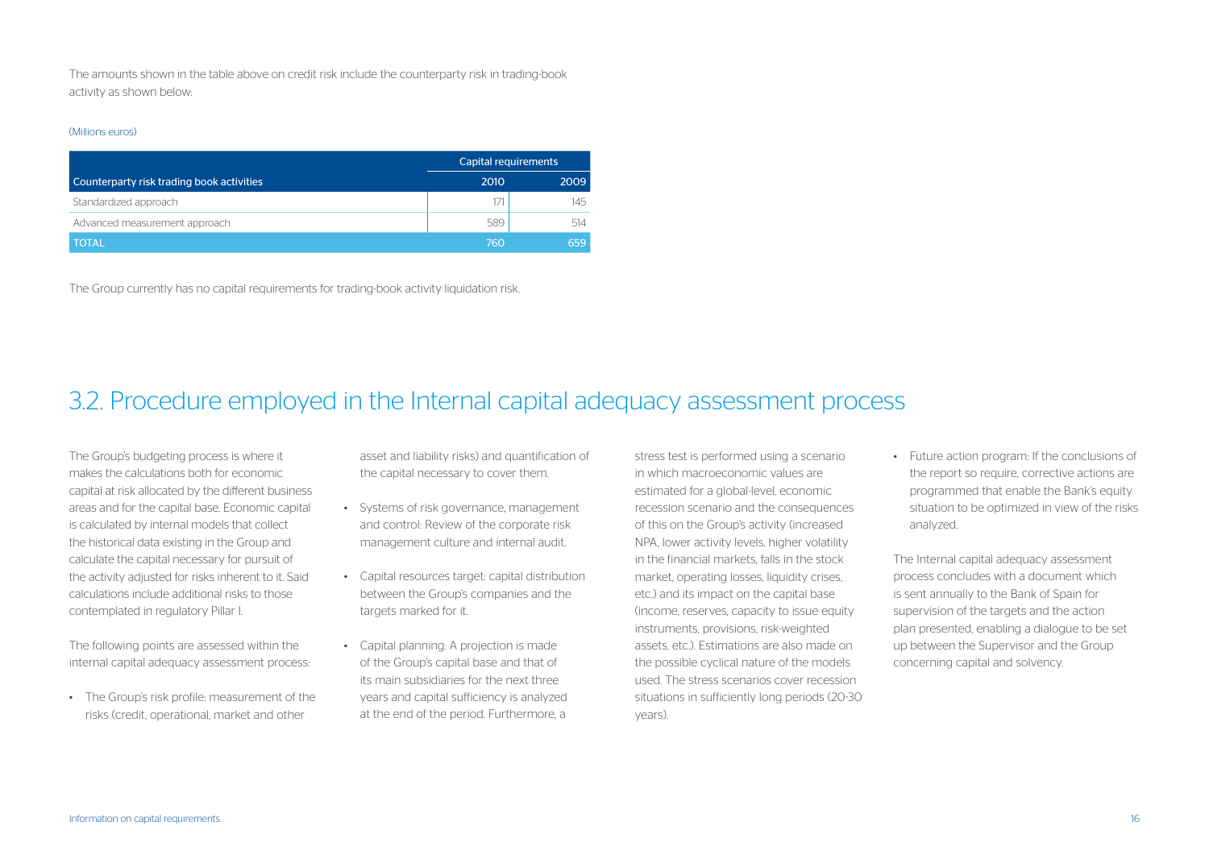The amounts shown in the table above on credit risk include the counterparty risk in trading-book activity as shown below:

(Millions euros)

| | Capital requirements | |
|---|---|---|
| Counterparty risk trading book activities | 2010 | 2009 |
| Standardized approach | 171 | 145 |
| Advanced measurement approach | 589 | 514 |
| TOTAL | 760 | 659 |

The Group currently has no capital requirements for trading-book activity liquidation risk.

## 3.2. Procedure employed in the Internal capital adequacy assessment process

The Group's budgeting process is where it makes the calculations both for economic capital at risk allocated by the different business areas and for the capital base. Economic capital is calculated by internal models that collect the historical data existing in the Group and calculate the capital necessary for pursuit of the activity adjusted for risks inherent to it. Said calculations include additional risks to those contemplated in regulatory Pillar I.

The following points are assessed within the internal capital adequacy assessment process:

- The Group's risk profile: measurement of the risks (credit, operational, market and other asset and liability risks) and quantification of the capital necessary to cover them.
- Systems of risk governance, management and control: Review of the corporate risk management culture and internal audit.
- Capital resources target: capital distribution between the Group's companies and the targets marked for it.
- Capital planning: A projection is made of the Group's capital base and that of its main subsidiaries for the next three years and capital sufficiency is analyzed at the end of the period. Furthermore, a stress test is performed using a scenario in which macroeconomic values are estimated for a global-level, economic recession scenario and the consequences of this on the Group's activity (increased NPA, lower activity levels, higher volatility in the financial markets, falls in the stock market, operating losses, liquidity crises, etc.) and its impact on the capital base (income, reserves, capacity to issue equity instruments, provisions, risk-weighted assets, etc.). Estimations are also made on the possible cyclical nature of the models used. The stress scenarios cover recession situations in sufficiently long periods (20-30 years).
- Future action program: If the conclusions of the report so require, corrective actions are programmed that enable the Bank's equity situation to be optimized in view of the risks analyzed.

The Internal capital adequacy assessment process concludes with a document which is sent annually to the Bank of Spain for supervision of the targets and the action plan presented, enabling a dialogue to be set up between the Supervisor and the Group concerning capital and solvency.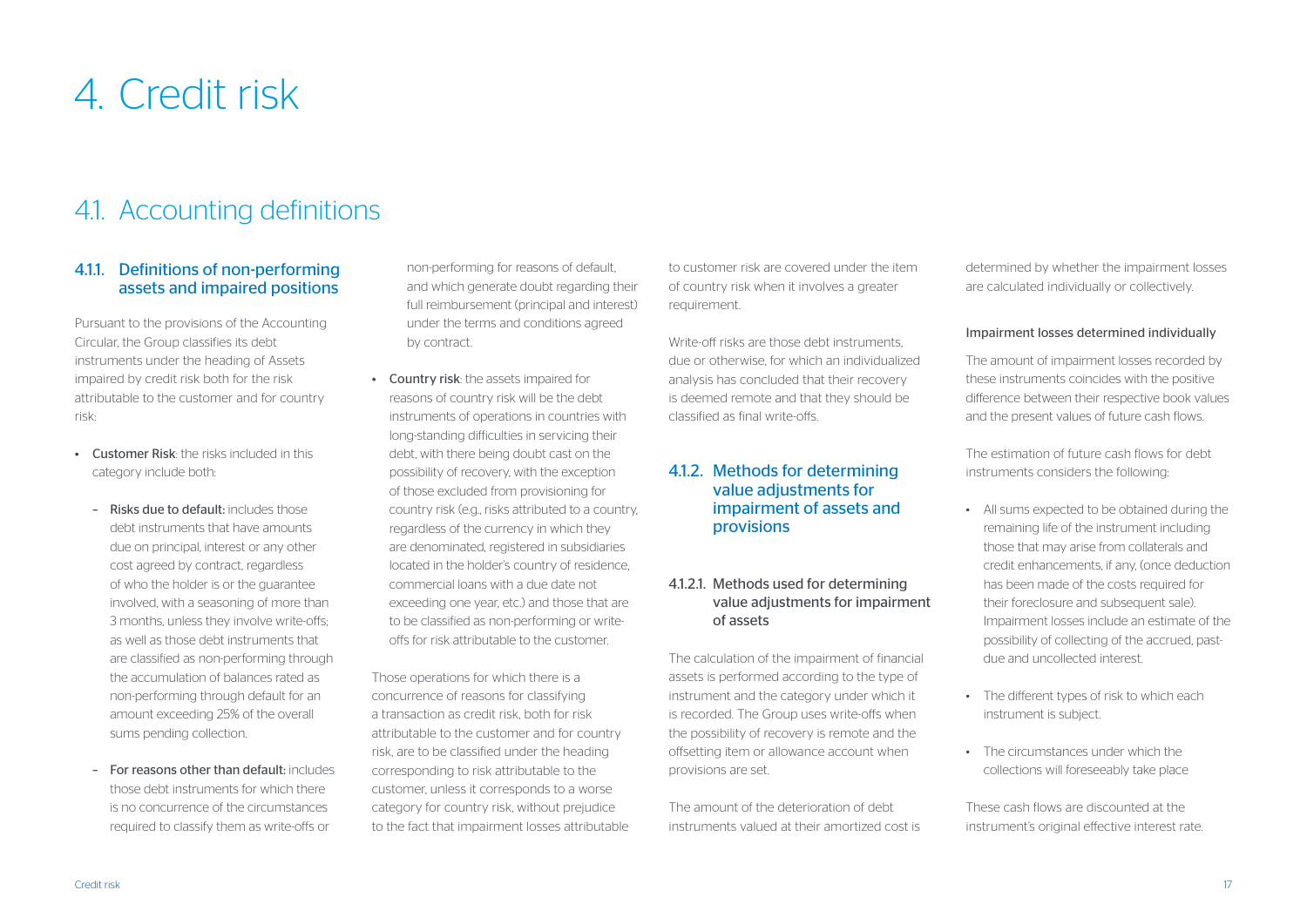# 4. Credit risk

## 4.1. Accounting definitions

### 4.1.1. Definitions of non-performing assets and impaired positions

Pursuant to the provisions of the Accounting Circular, the Group classifies its debt instruments under the heading of Assets impaired by credit risk both for the risk attributable to the customer and for country risk:

- **Customer Risk**: the risks included in this category include both:
  - **Risks due to default:** includes those debt instruments that have amounts due on principal, interest or any other cost agreed by contract, regardless of who the holder is or the guarantee involved, with a seasoning of more than 3 months, unless they involve write-offs; as well as those debt instruments that are classified as non-performing through the accumulation of balances rated as non-performing through default for an amount exceeding 25% of the overall sums pending collection.
  - **For reasons other than default:** includes those debt instruments for which there is no concurrence of the circumstances required to classify them as write-offs or non-performing for reasons of default, and which generate doubt regarding their full reimbursement (principal and interest) under the terms and conditions agreed by contract.
- **Country risk**: the assets impaired for reasons of country risk will be the debt instruments of operations in countries with long-standing difficulties in servicing their debt, with there being doubt cast on the possibility of recovery, with the exception of those excluded from provisioning for country risk (e.g., risks attributed to a country, regardless of the currency in which they are denominated, registered in subsidiaries located in the holder's country of residence, commercial loans with a due date not exceeding one year, etc.) and those that are to be classified as non-performing or write-offs for risk attributable to the customer.

Those operations for which there is a concurrence of reasons for classifying a transaction as credit risk, both for risk attributable to the customer and for country risk, are to be classified under the heading corresponding to risk attributable to the customer, unless it corresponds to a worse category for country risk, without prejudice to the fact that impairment losses attributable to customer risk are covered under the item of country risk when it involves a greater requirement.

Write-off risks are those debt instruments, due or otherwise, for which an individualized analysis has concluded that their recovery is deemed remote and that they should be classified as final write-offs.

### 4.1.2. Methods for determining value adjustments for impairment of assets and provisions

#### 4.1.2.1. Methods used for determining value adjustments for impairment of assets

The calculation of the impairment of financial assets is performed according to the type of instrument and the category under which it is recorded. The Group uses write-offs when the possibility of recovery is remote and the offsetting item or allowance account when provisions are set.

The amount of the deterioration of debt instruments valued at their amortized cost is determined by whether the impairment losses are calculated individually or collectively.

**Impairment losses determined individually**

The amount of impairment losses recorded by these instruments coincides with the positive difference between their respective book values and the present values of future cash flows.

The estimation of future cash flows for debt instruments considers the following:

- All sums expected to be obtained during the remaining life of the instrument including those that may arise from collaterals and credit enhancements, if any, (once deduction has been made of the costs required for their foreclosure and subsequent sale). Impairment losses include an estimate of the possibility of collecting of the accrued, past-due and uncollected interest.
- The different types of risk to which each instrument is subject.
- The circumstances under which the collections will foreseeably take place

These cash flows are discounted at the instrument's original effective interest rate.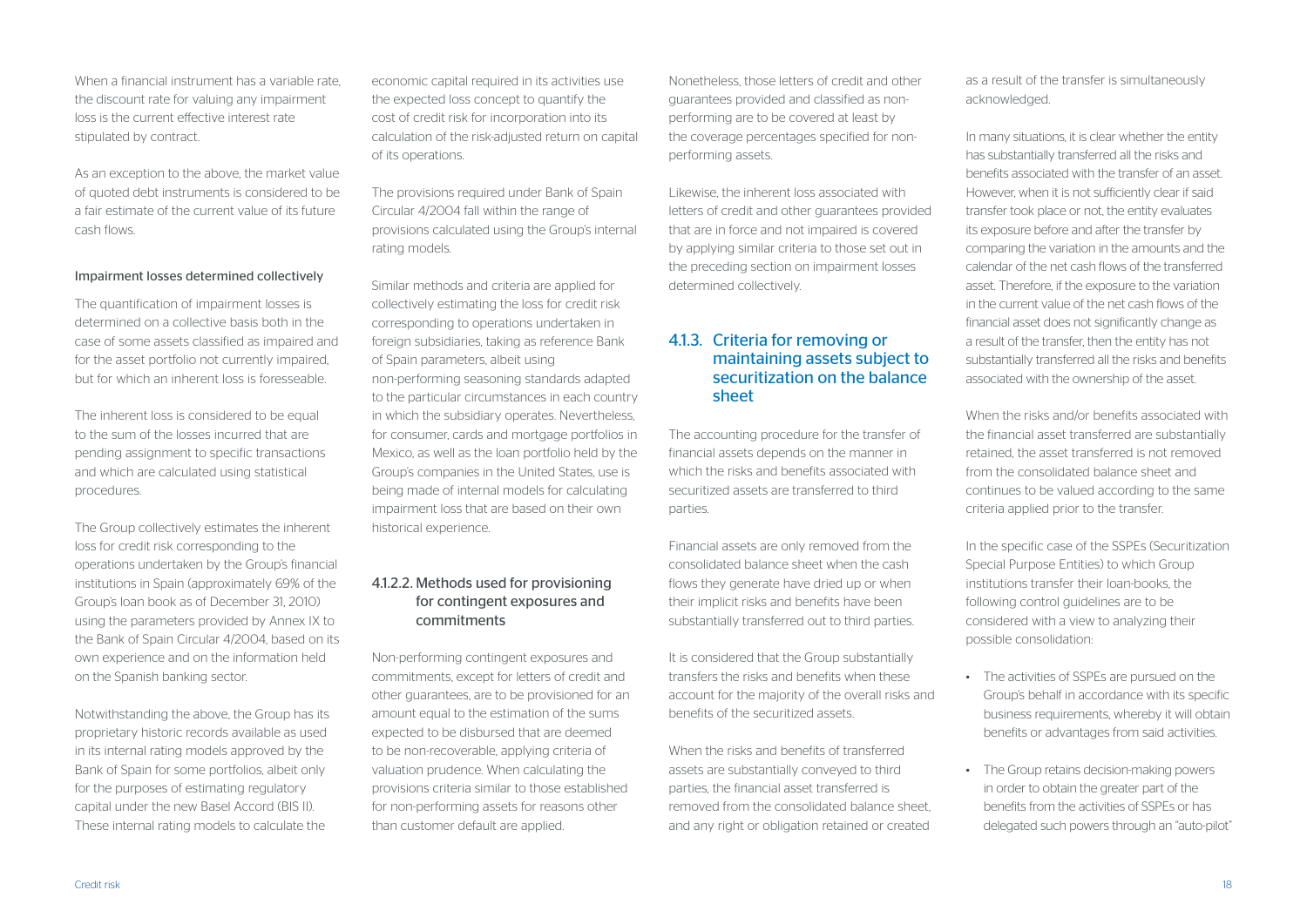When a financial instrument has a variable rate, the discount rate for valuing any impairment loss is the current effective interest rate stipulated by contract.

As an exception to the above, the market value of quoted debt instruments is considered to be a fair estimate of the current value of its future cash flows.

#### Impairment losses determined collectively

The quantification of impairment losses is determined on a collective basis both in the case of some assets classified as impaired and for the asset portfolio not currently impaired, but for which an inherent loss is foreseeable.

The inherent loss is considered to be equal to the sum of the losses incurred that are pending assignment to specific transactions and which are calculated using statistical procedures.

The Group collectively estimates the inherent loss for credit risk corresponding to the operations undertaken by the Group's financial institutions in Spain (approximately 69% of the Group's loan book as of December 31, 2010) using the parameters provided by Annex IX to the Bank of Spain Circular 4/2004, based on its own experience and on the information held on the Spanish banking sector.

Notwithstanding the above, the Group has its proprietary historic records available as used in its internal rating models approved by the Bank of Spain for some portfolios, albeit only for the purposes of estimating regulatory capital under the new Basel Accord (BIS II). These internal rating models to calculate the economic capital required in its activities use the expected loss concept to quantify the cost of credit risk for incorporation into its calculation of the risk-adjusted return on capital of its operations.

The provisions required under Bank of Spain Circular 4/2004 fall within the range of provisions calculated using the Group's internal rating models.

Similar methods and criteria are applied for collectively estimating the loss for credit risk corresponding to operations undertaken in foreign subsidiaries, taking as reference Bank of Spain parameters, albeit using non-performing seasoning standards adapted to the particular circumstances in each country in which the subsidiary operates. Nevertheless, for consumer, cards and mortgage portfolios in Mexico, as well as the loan portfolio held by the Group's companies in the United States, use is being made of internal models for calculating impairment loss that are based on their own historical experience.

### 4.1.2.2. Methods used for provisioning for contingent exposures and commitments

Non-performing contingent exposures and commitments, except for letters of credit and other guarantees, are to be provisioned for an amount equal to the estimation of the sums expected to be disbursed that are deemed to be non-recoverable, applying criteria of valuation prudence. When calculating the provisions criteria similar to those established for non-performing assets for reasons other than customer default are applied.

Nonetheless, those letters of credit and other guarantees provided and classified as non-performing are to be covered at least by the coverage percentages specified for non-performing assets.

Likewise, the inherent loss associated with letters of credit and other guarantees provided that are in force and not impaired is covered by applying similar criteria to those set out in the preceding section on impairment losses determined collectively.

## 4.1.3. Criteria for removing or maintaining assets subject to securitization on the balance sheet

The accounting procedure for the transfer of financial assets depends on the manner in which the risks and benefits associated with securitized assets are transferred to third parties.

Financial assets are only removed from the consolidated balance sheet when the cash flows they generate have dried up or when their implicit risks and benefits have been substantially transferred out to third parties.

It is considered that the Group substantially transfers the risks and benefits when these account for the majority of the overall risks and benefits of the securitized assets.

When the risks and benefits of transferred assets are substantially conveyed to third parties, the financial asset transferred is removed from the consolidated balance sheet, and any right or obligation retained or created as a result of the transfer is simultaneously acknowledged.

In many situations, it is clear whether the entity has substantially transferred all the risks and benefits associated with the transfer of an asset. However, when it is not sufficiently clear if said transfer took place or not, the entity evaluates its exposure before and after the transfer by comparing the variation in the amounts and the calendar of the net cash flows of the transferred asset. Therefore, if the exposure to the variation in the current value of the net cash flows of the financial asset does not significantly change as a result of the transfer, then the entity has not substantially transferred all the risks and benefits associated with the ownership of the asset.

When the risks and/or benefits associated with the financial asset transferred are substantially retained, the asset transferred is not removed from the consolidated balance sheet and continues to be valued according to the same criteria applied prior to the transfer.

In the specific case of the SSPEs (Securitization Special Purpose Entities) to which Group institutions transfer their loan-books, the following control guidelines are to be considered with a view to analyzing their possible consolidation:

- The activities of SSPEs are pursued on the Group's behalf in accordance with its specific business requirements, whereby it will obtain benefits or advantages from said activities.
- The Group retains decision-making powers in order to obtain the greater part of the benefits from the activities of SSPEs or has delegated such powers through an "auto-pilot"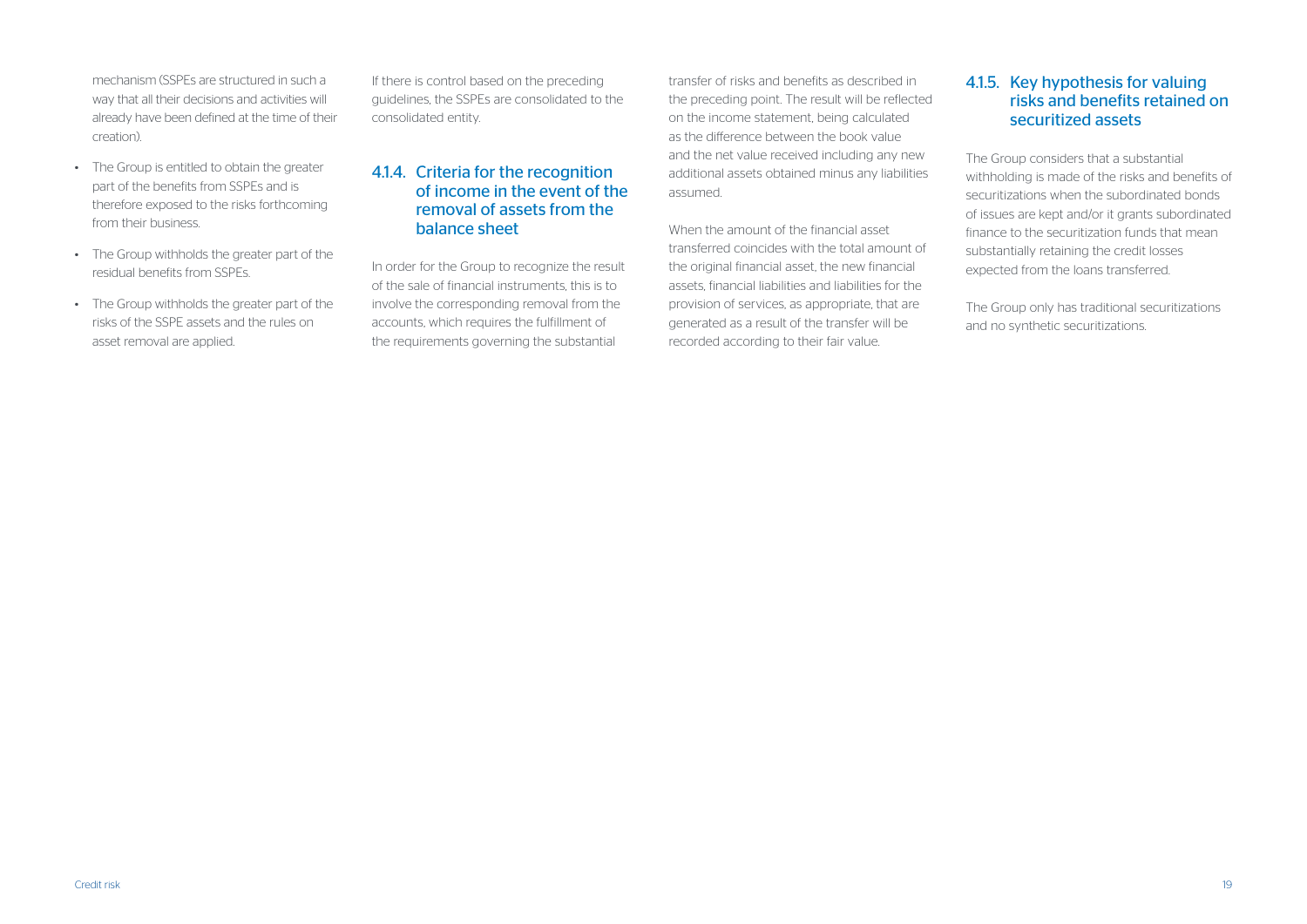mechanism (SSPEs are structured in such a way that all their decisions and activities will already have been defined at the time of their creation).

- The Group is entitled to obtain the greater part of the benefits from SSPEs and is therefore exposed to the risks forthcoming from their business.
- The Group withholds the greater part of the residual benefits from SSPEs.
- The Group withholds the greater part of the risks of the SSPE assets and the rules on asset removal are applied.

If there is control based on the preceding guidelines, the SSPEs are consolidated to the consolidated entity.

### 4.1.4. Criteria for the recognition of income in the event of the removal of assets from the balance sheet

In order for the Group to recognize the result of the sale of financial instruments, this is to involve the corresponding removal from the accounts, which requires the fulfillment of the requirements governing the substantial transfer of risks and benefits as described in the preceding point. The result will be reflected on the income statement, being calculated as the difference between the book value and the net value received including any new additional assets obtained minus any liabilities assumed.

When the amount of the financial asset transferred coincides with the total amount of the original financial asset, the new financial assets, financial liabilities and liabilities for the provision of services, as appropriate, that are generated as a result of the transfer will be recorded according to their fair value.

### 4.1.5. Key hypothesis for valuing risks and benefits retained on securitized assets

The Group considers that a substantial withholding is made of the risks and benefits of securitizations when the subordinated bonds of issues are kept and/or it grants subordinated finance to the securitization funds that mean substantially retaining the credit losses expected from the loans transferred.

The Group only has traditional securitizations and no synthetic securitizations.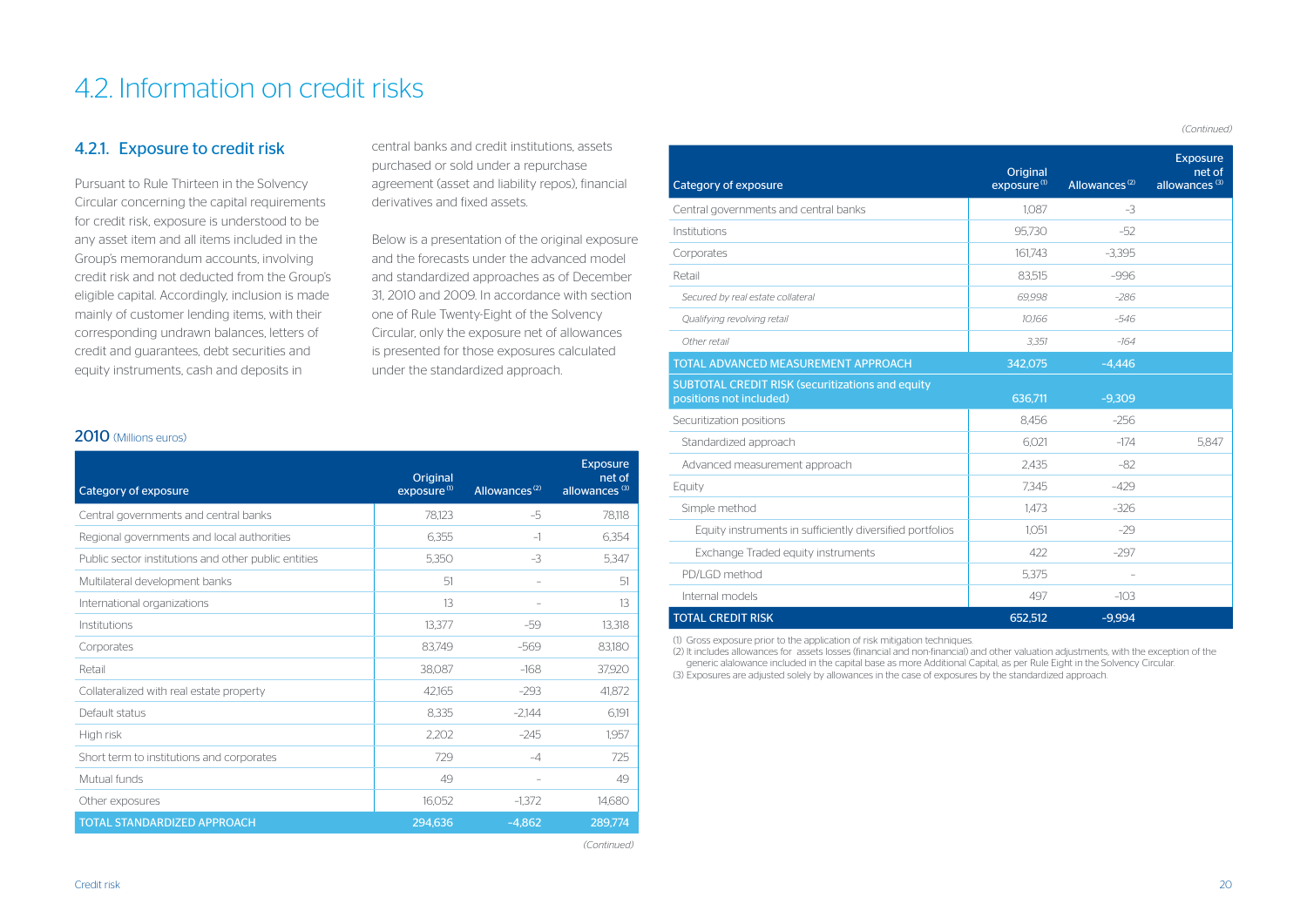// 4.2. Information on credit risks

## 4.2. Information on credit risks

### 4.2.1. Exposure to credit risk

Pursuant to Rule Thirteen in the Solvency Circular concerning the capital requirements for credit risk, exposure is understood to be any asset item and all items included in the Group's memorandum accounts, involving credit risk and not deducted from the Group's eligible capital. Accordingly, inclusion is made mainly of customer lending items, with their corresponding undrawn balances, letters of credit and guarantees, debt securities and equity instruments, cash and deposits in central banks and credit institutions, assets purchased or sold under a repurchase agreement (asset and liability repos), financial derivatives and fixed assets.

Below is a presentation of the original exposure and the forecasts under the advanced model and standardized approaches as of December 31, 2010 and 2009. In accordance with section one of Rule Twenty-Eight of the Solvency Circular, only the exposure net of allowances is presented for those exposures calculated under the standardized approach.

**2010** (Millions euros)

| Category of exposure | Original exposure [(1)] | Allowances [(2)] | Exposure net of allowances [(3)] |
|---|---|---|---|
| Central governments and central banks | 78,123 | -5 | 78,118 |
| Regional governments and local authorities | 6,355 | -1 | 6,354 |
| Public sector institutions and other public entities | 5,350 | -3 | 5,347 |
| Multilateral development banks | 51 | – | 51 |
| International organizations | 13 | – | 13 |
| Institutions | 13,377 | -59 | 13,318 |
| Corporates | 83,749 | -569 | 83,180 |
| Retail | 38,087 | -168 | 37,920 |
| Collateralized with real estate property | 42,165 | -293 | 41,872 |
| Default status | 8,335 | -2,144 | 6,191 |
| High risk | 2,202 | -245 | 1,957 |
| Short term to institutions and corporates | 729 | -4 | 725 |
| Mutual funds | 49 | – | 49 |
| Other exposures | 16,052 | -1,372 | 14,680 |
| **TOTAL STANDARDIZED APPROACH** | **294,636** | **-4,862** | **289,774** |
| Central governments and central banks | 1,087 | -3 | |
| Institutions | 95,730 | -52 | |
| Corporates | 161,743 | -3,395 | |
| Retail | 83,515 | -996 | |
| *Secured by real estate collateral* | *69,998* | *-286* | |
| *Qualifying revolving retail* | *10,166* | *-546* | |
| *Other retail* | *3,351* | *-164* | |
| **TOTAL ADVANCED MEASUREMENT APPROACH** | **342,075** | **-4,446** | |
| **SUBTOTAL CREDIT RISK (securitizations and equity positions not included)** | **636,711** | **-9,309** | |
| Securitization positions | 8,456 | -256 | |
| Standardized approach | 6,021 | -174 | 5,847 |
| Advanced measurement approach | 2,435 | -82 | |
| Equity | 7,345 | -429 | |
| Simple method | 1,473 | -326 | |
| Equity instruments in sufficiently diversified portfolios | 1,051 | -29 | |
| Exchange Traded equity instruments | 422 | -297 | |
| PD/LGD method | 5,375 | – | |
| Internal models | 497 | -103 | |
| **TOTAL CREDIT RISK** | **652,512** | **-9,994** | |

(1) Gross exposure prior to the application of risk mitigation techniques.
(2) It includes allowances for assets losses (financial and non-financial) and other valuation adjustments, with the exception of the generic alalowance included in the capital base as more Additional Capital, as per Rule Eight in the Solvency Circular.
(3) Exposures are adjusted solely by allowances in the case of exposures by the standardized approach.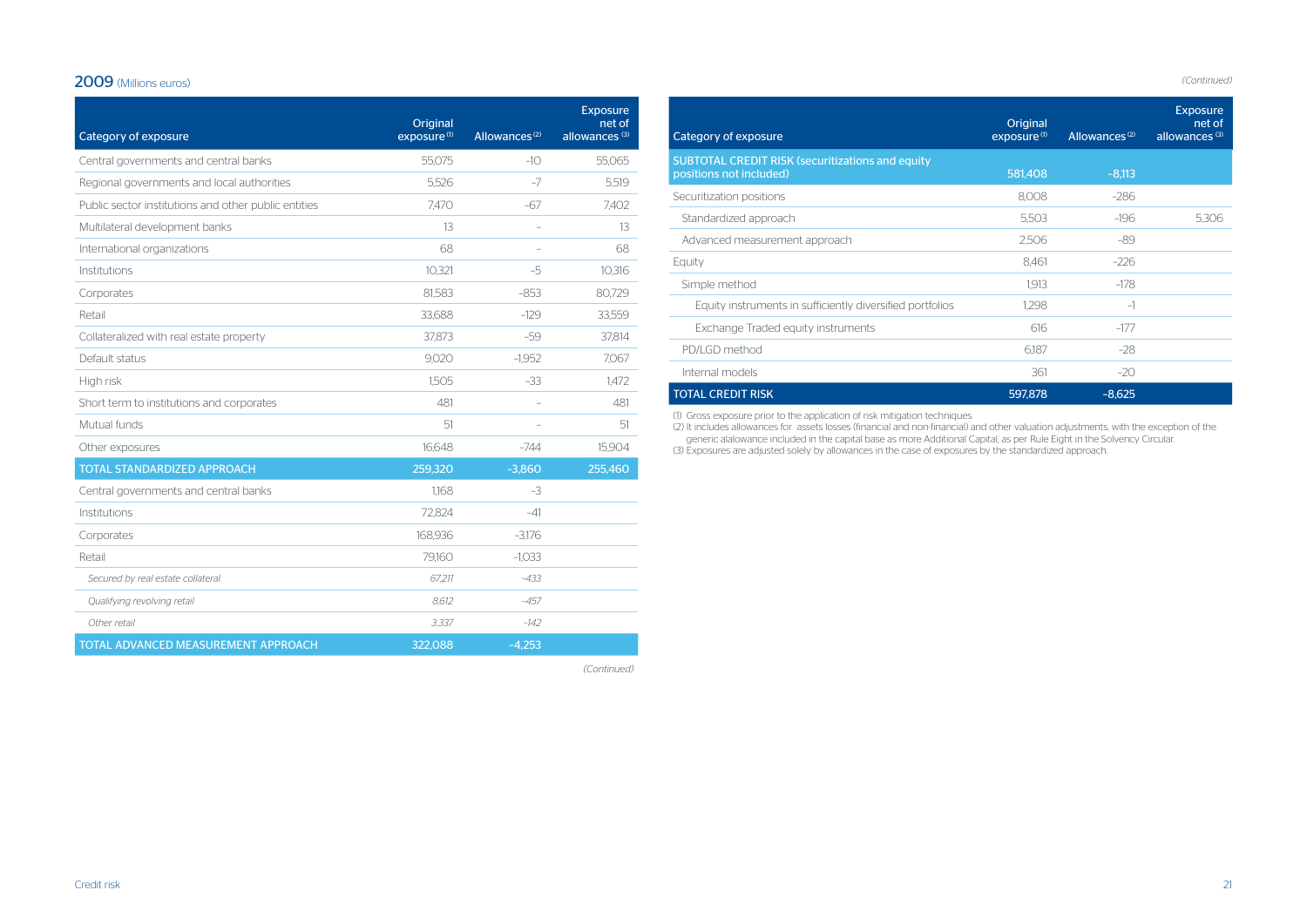## 2009 (Millions euros)

| Category of exposure | Original exposure [1] | Allowances [2] | Exposure net of allowances [3] |
|---|---|---|---|
| Central governments and central banks | 55,075 | -10 | 55,065 |
| Regional governments and local authorities | 5,526 | -7 | 5,519 |
| Public sector institutions and other public entities | 7,470 | -67 | 7,402 |
| Multilateral development banks | 13 | – | 13 |
| International organizations | 68 | – | 68 |
| Institutions | 10,321 | -5 | 10,316 |
| Corporates | 81,583 | -853 | 80,729 |
| Retail | 33,688 | -129 | 33,559 |
| Collateralized with real estate property | 37,873 | -59 | 37,814 |
| Default status | 9,020 | -1,952 | 7,067 |
| High risk | 1,505 | -33 | 1,472 |
| Short term to institutions and corporates | 481 | – | 481 |
| Mutual funds | 51 | – | 51 |
| Other exposures | 16,648 | -744 | 15,904 |
| **TOTAL STANDARDIZED APPROACH** | **259,320** | **-3,860** | **255,460** |
| Central governments and central banks | 1,168 | -3 | |
| Institutions | 72,824 | -41 | |
| Corporates | 168,936 | -3,176 | |
| Retail | 79,160 | -1,033 | |
| *Secured by real estate collateral* | *67,211* | *-433* | |
| *Qualifying revolving retail* | *8,612* | *-457* | |
| *Other retail* | *3,337* | *-142* | |
| **TOTAL ADVANCED MEASUREMENT APPROACH** | **322,088** | **-4,253** | |

*(Continued)*

*(Continued)*

| Category of exposure | Original exposure [1] | Allowances [2] | Exposure net of allowances [3] |
|---|---|---|---|
| **SUBTOTAL CREDIT RISK (securitizations and equity positions not included)** | **581,408** | **-8,113** | |
| Securitization positions | 8,008 | -286 | |
| Standardized approach | 5,503 | -196 | 5,306 |
| Advanced measurement approach | 2,506 | -89 | |
| Equity | 8,461 | -226 | |
| Simple method | 1,913 | -178 | |
| Equity instruments in sufficiently diversified portfolios | 1,298 | -1 | |
| Exchange Traded equity instruments | 616 | -177 | |
| PD/LGD method | 6,187 | -28 | |
| Internal models | 361 | -20 | |
| **TOTAL CREDIT RISK** | **597,878** | **-8,625** | |

(1) Gross exposure prior to the application of risk mitigation techniques.
(2) It includes allowances for assets losses (financial and non-financial) and other valuation adjustments, with the exception of the generic alalowance included in the capital base as more Additional Capital, as per Rule Eight in the Solvency Circular.
(3) Exposures are adjusted solely by allowances in the case of exposures by the standardized approach.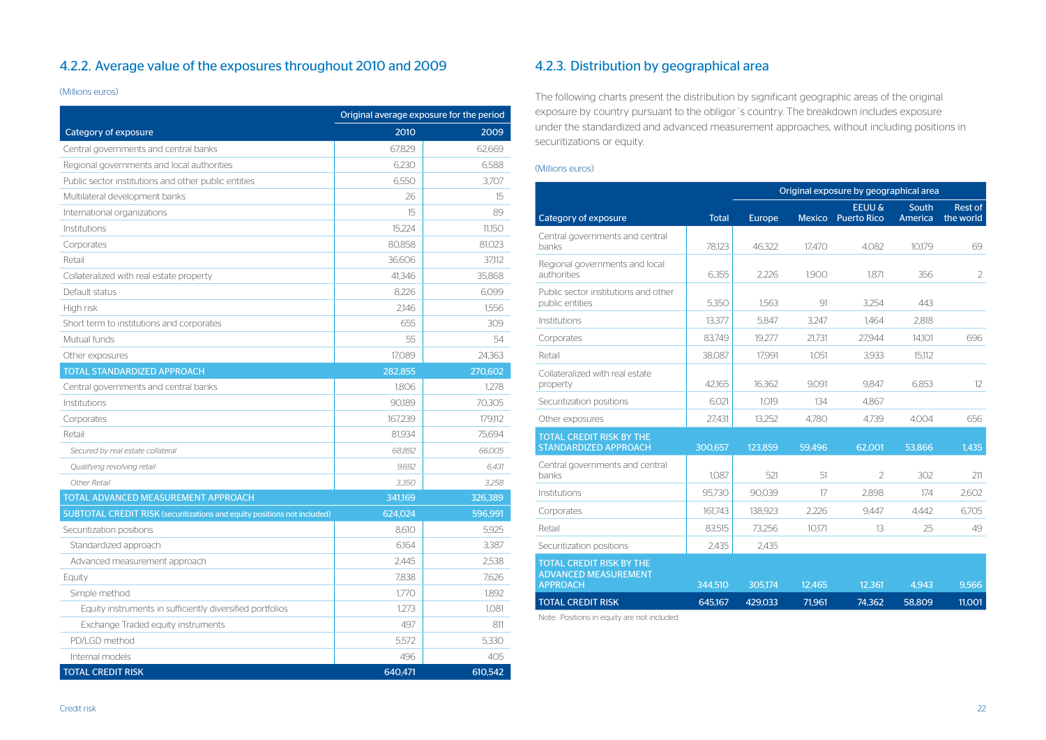## 4.2.2. Average value of the exposures throughout 2010 and 2009

(Millions euros)

| Category of exposure | Original average exposure for the period | |
|---|---|---|
| | 2010 | 2009 |
| Central governments and central banks | 67,829 | 62,669 |
| Regional governments and local authorities | 6,230 | 6,588 |
| Public sector institutions and other public entities | 6,550 | 3,707 |
| Multilateral development banks | 26 | 15 |
| International organizations | 15 | 89 |
| Institutions | 15,224 | 11,150 |
| Corporates | 80,858 | 81,023 |
| Retail | 36,606 | 37,112 |
| Collateralized with real estate property | 41,346 | 35,868 |
| Default status | 8,226 | 6,099 |
| High risk | 2,146 | 1,556 |
| Short term to institutions and corporates | 655 | 309 |
| Mutual funds | 55 | 54 |
| Other exposures | 17,089 | 24,363 |
| TOTAL STANDARDIZED APPROACH | 282,855 | 270,602 |
| Central governments and central banks | 1,806 | 1,278 |
| Institutions | 90,189 | 70,305 |
| Corporates | 167,239 | 179,112 |
| Retail | 81,934 | 75,694 |
| *Secured by real estate collateral* | *68,892* | *66,005* |
| *Qualifying revolving retail* | *9,692* | *6,431* |
| *Other Retail* | *3,350* | *3,258* |
| TOTAL ADVANCED MEASUREMENT APPROACH | 341,169 | 326,389 |
| SUBTOTAL CREDIT RISK (securitizations and equity positions not included) | 624,024 | 596,991 |
| Securitization positions | 8,610 | 5,925 |
| Standardized approach | 6,164 | 3,387 |
| Advanced measurement approach | 2,445 | 2,538 |
| Equity | 7,838 | 7,626 |
| Simple method | 1,770 | 1,892 |
| Equity instruments in sufficiently diversified portfolios | 1,273 | 1,081 |
| Exchange Traded equity instruments | 497 | 811 |
| PD/LGD method | 5,572 | 5,330 |
| Internal models | 496 | 405 |
| TOTAL CREDIT RISK | 640,471 | 610,542 |

## 4.2.3. Distribution by geographical area

The following charts present the distribution by significant geographic areas of the original exposure by country pursuant to the obligor´s country. The breakdown includes exposure under the standardized and advanced measurement approaches, without including positions in securitizations or equity.

(Millions euros)

| Category of exposure | Original exposure by geographical area | | | | | |
|---|---|---|---|---|---|---|
| | Total | Europe | Mexico | EEUU & Puerto Rico | South America | Rest of the world |
| Central governments and central banks | 78,123 | 46,322 | 17,470 | 4,082 | 10,179 | 69 |
| Regional governments and local authorities | 6,355 | 2,226 | 1,900 | 1,871 | 356 | 2 |
| Public sector institutions and other public entities | 5,350 | 1,563 | 91 | 3,254 | 443 | |
| Institutions | 13,377 | 5,847 | 3,247 | 1,464 | 2,818 | |
| Corporates | 83,749 | 19,277 | 21,731 | 27,944 | 14,101 | 696 |
| Retail | 38,087 | 17,991 | 1,051 | 3,933 | 15,112 | |
| Collateralized with real estate property | 42,165 | 16,362 | 9,091 | 9,847 | 6,853 | 12 |
| Securitization positions | 6,021 | 1,019 | 134 | 4,867 | | |
| Other exposures | 27,431 | 13,252 | 4,780 | 4,739 | 4,004 | 656 |
| TOTAL CREDIT RISK BY THE STANDARDIZED APPROACH | 300,657 | 123,859 | 59,496 | 62,001 | 53,866 | 1,435 |
| Central governments and central banks | 1,087 | 521 | 51 | 2 | 302 | 211 |
| Institutions | 95,730 | 90,039 | 17 | 2,898 | 174 | 2,602 |
| Corporates | 161,743 | 138,923 | 2,226 | 9,447 | 4,442 | 6,705 |
| Retail | 83,515 | 73,256 | 10,171 | 13 | 25 | 49 |
| Securitization positions | 2,435 | 2,435 | | | | |
| TOTAL CREDIT RISK BY THE ADVANCED MEASUREMENT APPROACH | 344,510 | 305,174 | 12,465 | 12,361 | 4,943 | 9,566 |
| TOTAL CREDIT RISK | 645,167 | 429,033 | 71,961 | 74,362 | 58,809 | 11,001 |

Note: Positions in equity are not included.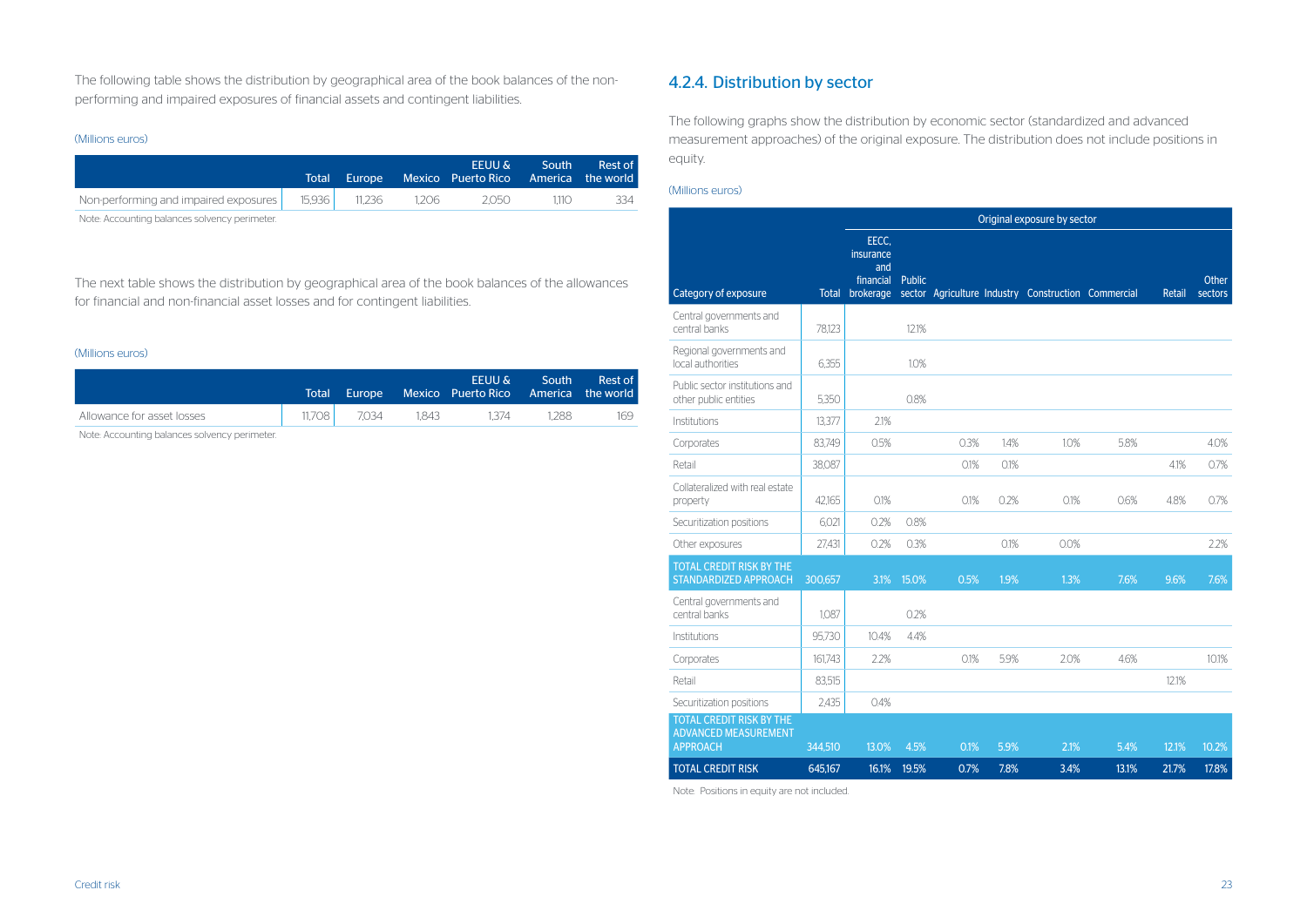The following table shows the distribution by geographical area of the book balances of the non-performing and impaired exposures of financial assets and contingent liabilities.

(Millions euros)

| | Total | Europe | Mexico | EEUU & Puerto Rico | South America | Rest of the world |
|---|---|---|---|---|---|---|
| Non-performing and impaired exposures | 15,936 | 11,236 | 1,206 | 2,050 | 1,110 | 334 |

Note: Accounting balances solvency perimeter.

The next table shows the distribution by geographical area of the book balances of the allowances for financial and non-financial asset losses and for contingent liabilities.

(Millions euros)

| | Total | Europe | Mexico | EEUU & Puerto Rico | South America | Rest of the world |
|---|---|---|---|---|---|---|
| Allowance for asset losses | 11,708 | 7,034 | 1,843 | 1,374 | 1,288 | 169 |

Note: Accounting balances solvency perimeter.

## 4.2.4. Distribution by sector

The following graphs show the distribution by economic sector (standardized and advanced measurement approaches) of the original exposure. The distribution does not include positions in equity.

(Millions euros)

| | | Original exposure by sector | | | | | | | |
|---|---|---|---|---|---|---|---|---|---|
| Category of exposure | Total | EECC, insurance and financial brokerage | Public sector | Agriculture | Industry | Construction | Commercial | Retail | Other sectors |
| Central governments and central banks | 78,123 | | 12.1% | | | | | | |
| Regional governments and local authorities | 6,355 | | 1.0% | | | | | | |
| Public sector institutions and other public entities | 5,350 | | 0.8% | | | | | | |
| Institutions | 13,377 | 2.1% | | | | | | | |
| Corporates | 83,749 | 0.5% | | 0.3% | 1.4% | 1.0% | 5.8% | | 4.0% |
| Retail | 38,087 | | | 0.1% | 0.1% | | | 4.1% | 0.7% |
| Collateralized with real estate property | 42,165 | 0.1% | | 0.1% | 0.2% | 0.1% | 0.6% | 4.8% | 0.7% |
| Securitization positions | 6,021 | 0.2% | 0.8% | | | | | | |
| Other exposures | 27,431 | 0.2% | 0.3% | | 0.1% | 0.0% | | | 2.2% |
| TOTAL CREDIT RISK BY THE STANDARDIZED APPROACH | 300,657 | 3.1% | 15.0% | 0.5% | 1.9% | 1.3% | 7.6% | 9.6% | 7.6% |
| Central governments and central banks | 1,087 | | 0.2% | | | | | | |
| Institutions | 95,730 | 10.4% | 4.4% | | | | | | |
| Corporates | 161,743 | 2.2% | | 0.1% | 5.9% | 2.0% | 4.6% | | 10.1% |
| Retail | 83,515 | | | | | | | 12.1% | |
| Securitization positions | 2,435 | 0.4% | | | | | | | |
| TOTAL CREDIT RISK BY THE ADVANCED MEASUREMENT APPROACH | 344,510 | 13.0% | 4.5% | 0.1% | 5.9% | 2.1% | 5.4% | 12.1% | 10.2% |
| TOTAL CREDIT RISK | 645,167 | 16.1% | 19.5% | 0.7% | 7.8% | 3.4% | 13.1% | 21.7% | 17.8% |

Note: Positions in equity are not included.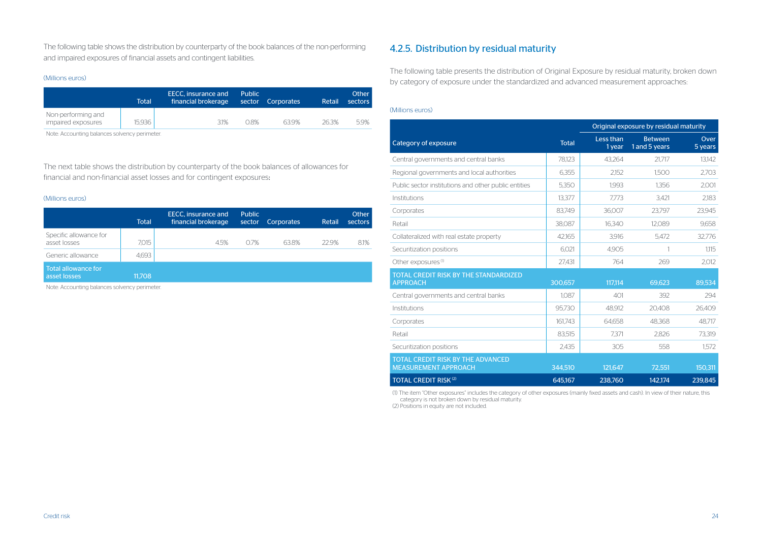The following table shows the distribution by counterparty of the book balances of the non-performing and impaired exposures of financial assets and contingent liabilities.

(Millions euros)

| | Total | EECC, insurance and financial brokerage | Public sector | Corporates | Retail | Other sectors |
|---|---|---|---|---|---|---|
| Non-performing and impaired exposures | 15,936 | 3.1% | 0.8% | 63.9% | 26.3% | 5.9% |

Note: Accounting balances solvency perimeter.

The next table shows the distribution by counterparty of the book balances of allowances for financial and non-financial asset losses and for contingent exposures:

(Millions euros)

| | Total | EECC, insurance and financial brokerage | Public sector | Corporates | Retail | Other sectors |
|---|---|---|---|---|---|---|
| Specific allowance for asset losses | 7,015 | 4.5% | 0.7% | 63.8% | 22.9% | 8.1% |
| Generic allowance | 4,693 | | | | | |
| Total allowance for asset losses | 11,708 | | | | | |

Note: Accounting balances solvency perimeter.

## 4.2.5. Distribution by residual maturity

The following table presents the distribution of Original Exposure by residual maturity, broken down by category of exposure under the standardized and advanced measurement approaches:

(Millions euros)

| Category of exposure | Total | Original exposure by residual maturity | | |
|---|---|---|---|---|
| | | Less than 1 year | Between 1 and 5 years | Over 5 years |
| Central governments and central banks | 78,123 | 43,264 | 21,717 | 13,142 |
| Regional governments and local authorities | 6,355 | 2,152 | 1,500 | 2,703 |
| Public sector institutions and other public entities | 5,350 | 1,993 | 1,356 | 2,001 |
| Institutions | 13,377 | 7,773 | 3,421 | 2,183 |
| Corporates | 83,749 | 36,007 | 23,797 | 23,945 |
| Retail | 38,087 | 16,340 | 12,089 | 9,658 |
| Collateralized with real estate property | 42,165 | 3,916 | 5,472 | 32,776 |
| Securitization positions | 6,021 | 4,905 | 1 | 1,115 |
| Other exposures [1] | 27,431 | 764 | 269 | 2,012 |
| TOTAL CREDIT RISK BY THE STANDARDIZED APPROACH | 300,657 | 117,114 | 69,623 | 89,534 |
| Central governments and central banks | 1,087 | 401 | 392 | 294 |
| Institutions | 95,730 | 48,912 | 20,408 | 26,409 |
| Corporates | 161,743 | 64,658 | 48,368 | 48,717 |
| Retail | 83,515 | 7,371 | 2,826 | 73,319 |
| Securitization positions | 2,435 | 305 | 558 | 1,572 |
| TOTAL CREDIT RISK BY THE ADVANCED MEASUREMENT APPROACH | 344,510 | 121,647 | 72,551 | 150,311 |
| TOTAL CREDIT RISK [2] | 645,167 | 238,760 | 142,174 | 239,845 |

(1) The item "Other exposures" includes the category of other exposures (mainly fixed assets and cash). In view of their nature, this category is not broken down by residual maturity.
(2) Positions in equity are not included.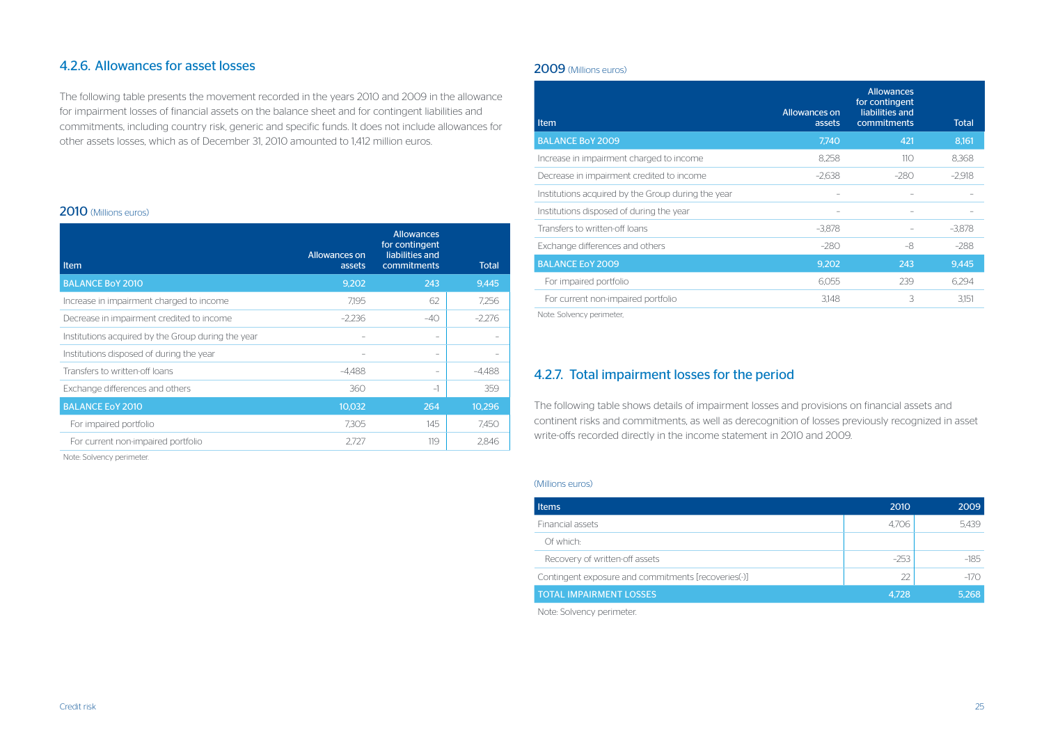### 4.2.6. Allowances for asset losses

The following table presents the movement recorded in the years 2010 and 2009 in the allowance for impairment losses of financial assets on the balance sheet and for contingent liabilities and commitments, including country risk, generic and specific funds. It does not include allowances for other assets losses, which as of December 31, 2010 amounted to 1,412 million euros.

**2010** (Millions euros)

| Item | Allowances on assets | Allowances for contingent liabilities and commitments | Total |
|---|---|---|---|
| **BALANCE BoY 2010** | **9,202** | **243** | **9,445** |
| Increase in impairment charged to income | 7,195 | 62 | 7,256 |
| Decrease in impairment credited to income | -2,236 | -40 | -2,276 |
| Institutions acquired by the Group during the year | – | – | – |
| Institutions disposed of during the year | – | – | – |
| Transfers to written-off loans | -4,488 | – | -4,488 |
| Exchange differences and others | 360 | -1 | 359 |
| **BALANCE EoY 2010** | **10,032** | **264** | **10,296** |
| For impaired portfolio | 7,305 | 145 | 7,450 |
| For current non-impaired portfolio | 2,727 | 119 | 2,846 |

Note: Solvency perimeter.

**2009** (Millions euros)

| Item | Allowances on assets | Allowances for contingent liabilities and commitments | Total |
|---|---|---|---|
| **BALANCE BoY 2009** | **7,740** | **421** | **8,161** |
| Increase in impairment charged to income | 8,258 | 110 | 8,368 |
| Decrease in impairment credited to income | -2,638 | -280 | -2,918 |
| Institutions acquired by the Group during the year | – | – | – |
| Institutions disposed of during the year | – | – | – |
| Transfers to written-off loans | -3,878 | – | -3,878 |
| Exchange differences and others | -280 | -8 | -288 |
| **BALANCE EoY 2009** | **9,202** | **243** | **9,445** |
| For impaired portfolio | 6,055 | 239 | 6,294 |
| For current non-impaired portfolio | 3,148 | 3 | 3,151 |

Note: Solvency perimeter.

### 4.2.7. Total impairment losses for the period

The following table shows details of impairment losses and provisions on financial assets and continent risks and commitments, as well as derecognition of losses previously recognized in asset write-offs recorded directly in the income statement in 2010 and 2009.

(Millions euros)

| Items | 2010 | 2009 |
|---|---|---|
| Financial assets | 4,706 | 5,439 |
| Of which: | | |
| Recovery of written-off assets | -253 | -185 |
| Contingent exposure and commitments [recoveries(-)] | 22 | -170 |
| **TOTAL IMPAIRMENT LOSSES** | **4,728** | **5,268** |

Note: Solvency perimeter.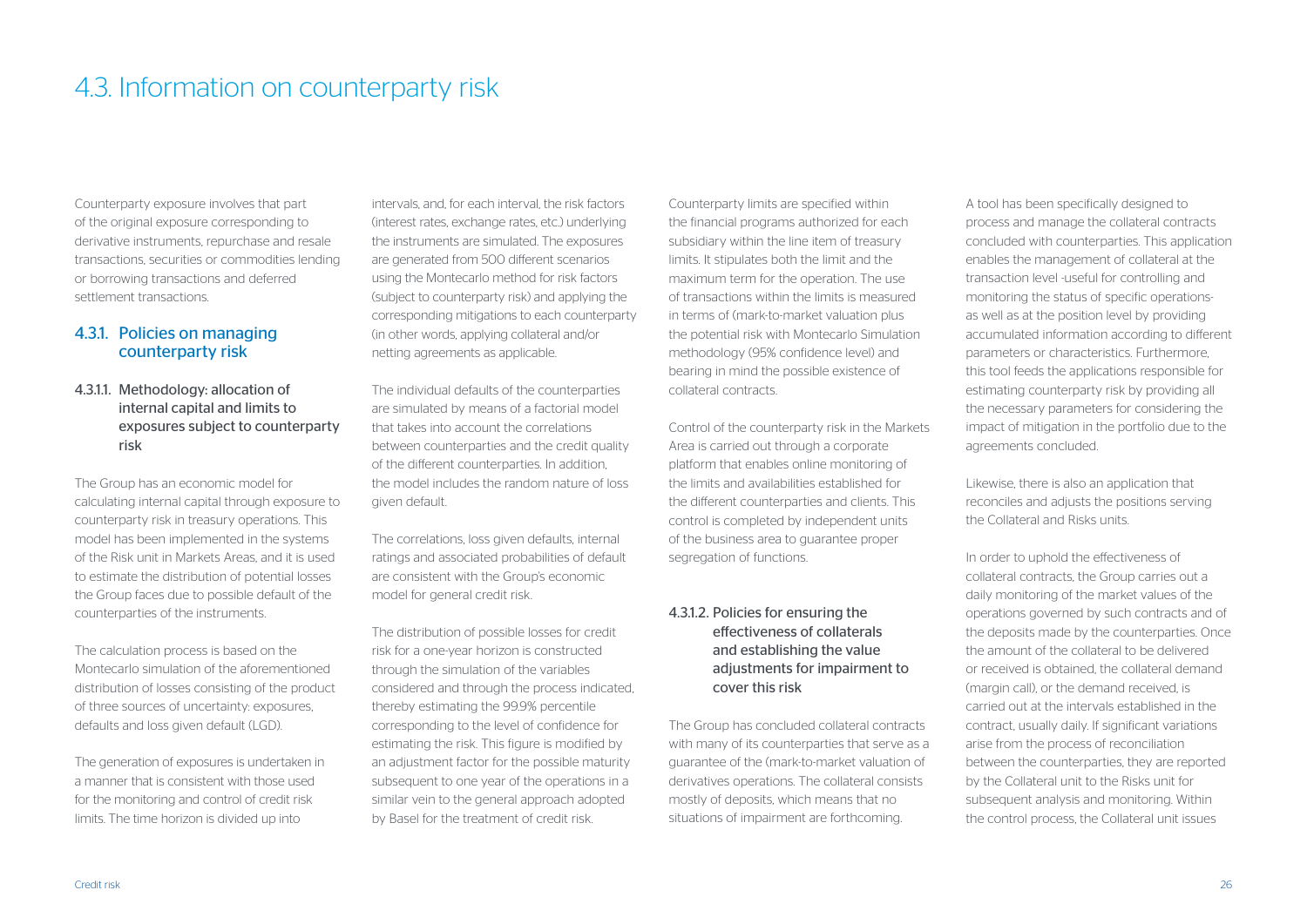## 4.3. Information on counterparty risk

Counterparty exposure involves that part of the original exposure corresponding to derivative instruments, repurchase and resale transactions, securities or commodities lending or borrowing transactions and deferred settlement transactions.

### 4.3.1. Policies on managing counterparty risk

#### 4.3.1.1. Methodology: allocation of internal capital and limits to exposures subject to counterparty risk

The Group has an economic model for calculating internal capital through exposure to counterparty risk in treasury operations. This model has been implemented in the systems of the Risk unit in Markets Areas, and it is used to estimate the distribution of potential losses the Group faces due to possible default of the counterparties of the instruments.

The calculation process is based on the Montecarlo simulation of the aforementioned distribution of losses consisting of the product of three sources of uncertainty: exposures, defaults and loss given default (LGD).

The generation of exposures is undertaken in a manner that is consistent with those used for the monitoring and control of credit risk limits. The time horizon is divided up into intervals, and, for each interval, the risk factors (interest rates, exchange rates, etc.) underlying the instruments are simulated. The exposures are generated from 500 different scenarios using the Montecarlo method for risk factors (subject to counterparty risk) and applying the corresponding mitigations to each counterparty (in other words, applying collateral and/or netting agreements as applicable.

The individual defaults of the counterparties are simulated by means of a factorial model that takes into account the correlations between counterparties and the credit quality of the different counterparties. In addition, the model includes the random nature of loss given default.

The correlations, loss given defaults, internal ratings and associated probabilities of default are consistent with the Group's economic model for general credit risk.

The distribution of possible losses for credit risk for a one-year horizon is constructed through the simulation of the variables considered and through the process indicated, thereby estimating the 99.9% percentile corresponding to the level of confidence for estimating the risk. This figure is modified by an adjustment factor for the possible maturity subsequent to one year of the operations in a similar vein to the general approach adopted by Basel for the treatment of credit risk.

Counterparty limits are specified within the financial programs authorized for each subsidiary within the line item of treasury limits. It stipulates both the limit and the maximum term for the operation. The use of transactions within the limits is measured in terms of (mark-to-market valuation plus the potential risk with Montecarlo Simulation methodology (95% confidence level) and bearing in mind the possible existence of collateral contracts.

Control of the counterparty risk in the Markets Area is carried out through a corporate platform that enables online monitoring of the limits and availabilities established for the different counterparties and clients. This control is completed by independent units of the business area to guarantee proper segregation of functions.

#### 4.3.1.2. Policies for ensuring the effectiveness of collaterals and establishing the value adjustments for impairment to cover this risk

The Group has concluded collateral contracts with many of its counterparties that serve as a guarantee of the (mark-to-market valuation of derivatives operations. The collateral consists mostly of deposits, which means that no situations of impairment are forthcoming.

A tool has been specifically designed to process and manage the collateral contracts concluded with counterparties. This application enables the management of collateral at the transaction level -useful for controlling and monitoring the status of specific operations- as well as at the position level by providing accumulated information according to different parameters or characteristics. Furthermore, this tool feeds the applications responsible for estimating counterparty risk by providing all the necessary parameters for considering the impact of mitigation in the portfolio due to the agreements concluded.

Likewise, there is also an application that reconciles and adjusts the positions serving the Collateral and Risks units.

In order to uphold the effectiveness of collateral contracts, the Group carries out a daily monitoring of the market values of the operations governed by such contracts and of the deposits made by the counterparties. Once the amount of the collateral to be delivered or received is obtained, the collateral demand (margin call), or the demand received, is carried out at the intervals established in the contract, usually daily. If significant variations arise from the process of reconciliation between the counterparties, they are reported by the Collateral unit to the Risks unit for subsequent analysis and monitoring. Within the control process, the Collateral unit issues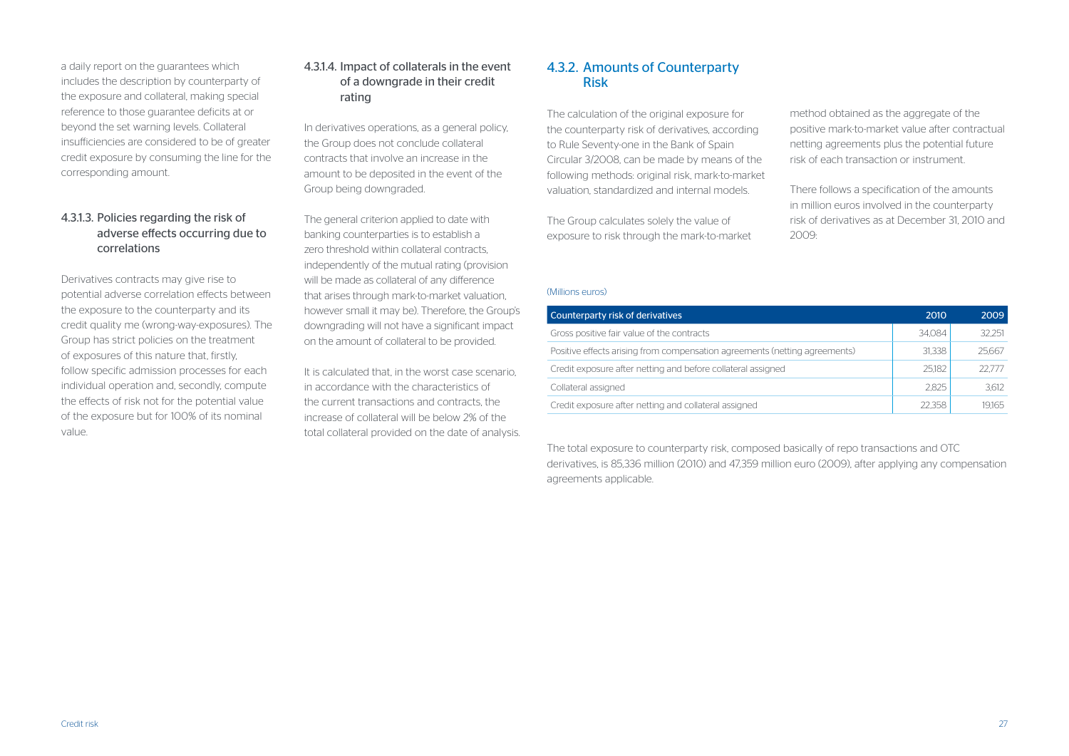a daily report on the guarantees which includes the description by counterparty of the exposure and collateral, making special reference to those guarantee deficits at or beyond the set warning levels. Collateral insufficiencies are considered to be of greater credit exposure by consuming the line for the corresponding amount.

#### 4.3.1.3. Policies regarding the risk of adverse effects occurring due to correlations

Derivatives contracts may give rise to potential adverse correlation effects between the exposure to the counterparty and its credit quality me (wrong-way-exposures). The Group has strict policies on the treatment of exposures of this nature that, firstly, follow specific admission processes for each individual operation and, secondly, compute the effects of risk not for the potential value of the exposure but for 100% of its nominal value.

#### 4.3.1.4. Impact of collaterals in the event of a downgrade in their credit rating

In derivatives operations, as a general policy, the Group does not conclude collateral contracts that involve an increase in the amount to be deposited in the event of the Group being downgraded.

The general criterion applied to date with banking counterparties is to establish a zero threshold within collateral contracts, independently of the mutual rating (provision will be made as collateral of any difference that arises through mark-to-market valuation, however small it may be). Therefore, the Group's downgrading will not have a significant impact on the amount of collateral to be provided.

It is calculated that, in the worst case scenario, in accordance with the characteristics of the current transactions and contracts, the increase of collateral will be below 2% of the total collateral provided on the date of analysis.

### 4.3.2. Amounts of Counterparty Risk

The calculation of the original exposure for the counterparty risk of derivatives, according to Rule Seventy-one in the Bank of Spain Circular 3/2008, can be made by means of the following methods: original risk, mark-to-market valuation, standardized and internal models.

The Group calculates solely the value of exposure to risk through the mark-to-market method obtained as the aggregate of the positive mark-to-market value after contractual netting agreements plus the potential future risk of each transaction or instrument.

There follows a specification of the amounts in million euros involved in the counterparty risk of derivatives as at December 31, 2010 and 2009:

(Millions euros)

| Counterparty risk of derivatives | 2010 | 2009 |
|---|---|---|
| Gross positive fair value of the contracts | 34,084 | 32,251 |
| Positive effects arising from compensation agreements (netting agreements) | 31,338 | 25,667 |
| Credit exposure after netting and before collateral assigned | 25,182 | 22,777 |
| Collateral assigned | 2,825 | 3,612 |
| Credit exposure after netting and collateral assigned | 22,358 | 19,165 |

The total exposure to counterparty risk, composed basically of repo transactions and OTC derivatives, is 85,336 million (2010) and 47,359 million euro (2009), after applying any compensation agreements applicable.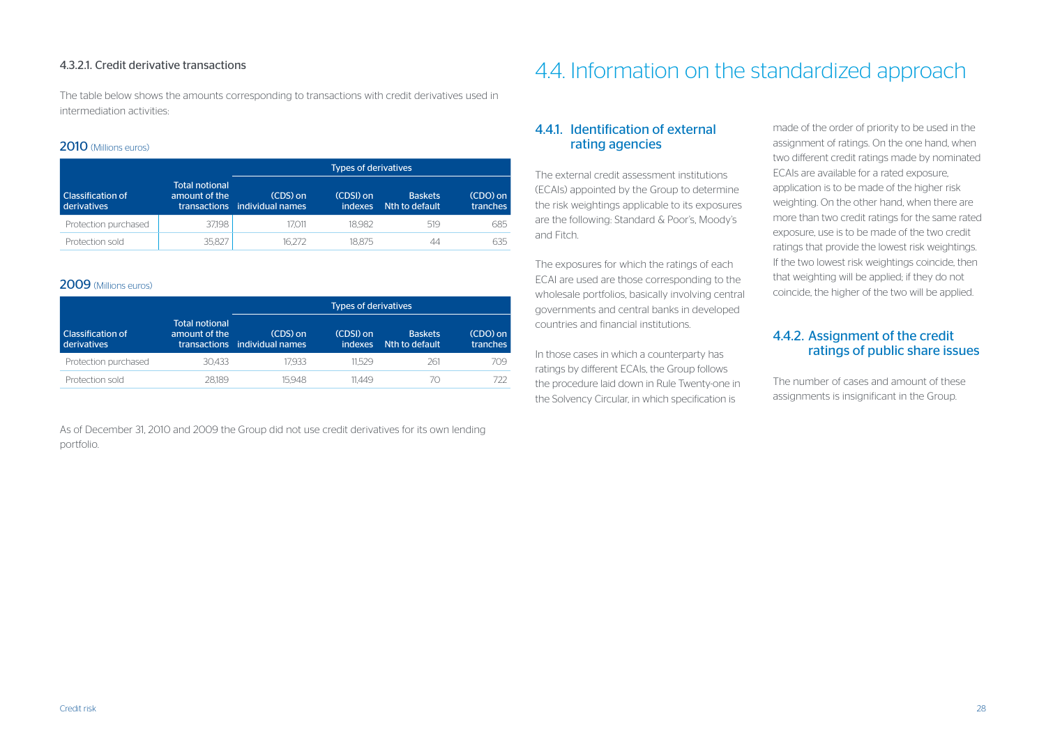#### 4.3.2.1. Credit derivative transactions

The table below shows the amounts corresponding to transactions with credit derivatives used in intermediation activities:

**2010** (Millions euros)

| Classification of derivatives | Total notional amount of the transactions | Types of derivatives | | | |
|---|---|---|---|---|---|
| | | (CDS) on individual names | (CDSI) on indexes | Baskets Nth to default | (CDO) on tranches |
| Protection purchased | 37,198 | 17,011 | 18,982 | 519 | 685 |
| Protection sold | 35,827 | 16,272 | 18,875 | 44 | 635 |

**2009** (Millions euros)

| Classification of derivatives | Total notional amount of the transactions | Types of derivatives | | | |
|---|---|---|---|---|---|
| | | (CDS) on individual names | (CDSI) on indexes | Baskets Nth to default | (CDO) on tranches |
| Protection purchased | 30,433 | 17,933 | 11,529 | 261 | 709 |
| Protection sold | 28,189 | 15,948 | 11,449 | 70 | 722 |

As of December 31, 2010 and 2009 the Group did not use credit derivatives for its own lending portfolio.

# 4.4. Information on the standardized approach

## 4.4.1. Identification of external rating agencies

The external credit assessment institutions (ECAIs) appointed by the Group to determine the risk weightings applicable to its exposures are the following: Standard & Poor's, Moody's and Fitch.

The exposures for which the ratings of each ECAI are used are those corresponding to the wholesale portfolios, basically involving central governments and central banks in developed countries and financial institutions.

In those cases in which a counterparty has ratings by different ECAIs, the Group follows the procedure laid down in Rule Twenty-one in the Solvency Circular, in which specification is made of the order of priority to be used in the assignment of ratings. On the one hand, when two different credit ratings made by nominated ECAIs are available for a rated exposure, application is to be made of the higher risk weighting. On the other hand, when there are more than two credit ratings for the same rated exposure, use is to be made of the two credit ratings that provide the lowest risk weightings. If the two lowest risk weightings coincide, then that weighting will be applied; if they do not coincide, the higher of the two will be applied.

## 4.4.2. Assignment of the credit ratings of public share issues

The number of cases and amount of these assignments is insignificant in the Group.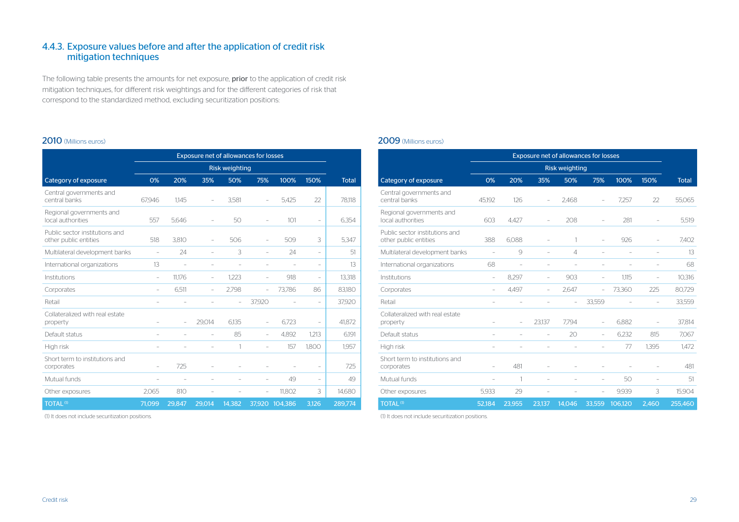## 4.4.3. Exposure values before and after the application of credit risk mitigation techniques

The following table presents the amounts for net exposure, **prior** to the application of credit risk mitigation techniques, for different risk weightings and for the different categories of risk that correspond to the standardized method, excluding securitization positions:

### 2010 (Millions euros)

| | Exposure net of allowances for losses | | | | | | | |
|---|---|---|---|---|---|---|---|---|
| | Risk weighting | | | | | | | |
| Category of exposure | 0% | 20% | 35% | 50% | 75% | 100% | 150% | Total |
| Central governments and central banks | 67,946 | 1,145 | – | 3,581 | – | 5,425 | 22 | 78,118 |
| Regional governments and local authorities | 557 | 5,646 | – | 50 | – | 101 | – | 6,354 |
| Public sector institutions and other public entities | 518 | 3,810 | – | 506 | – | 509 | 3 | 5,347 |
| Multilateral development banks | – | 24 | – | 3 | – | 24 | – | 51 |
| International organizations | 13 | – | – | – | – | – | – | 13 |
| Institutions | – | 11,176 | – | 1,223 | – | 918 | – | 13,318 |
| Corporates | – | 6,511 | – | 2,798 | – | 73,786 | 86 | 83,180 |
| Retail | – | – | – | – | 37,920 | – | – | 37,920 |
| Collateralized with real estate property | – | – | 29,014 | 6,135 | – | 6,723 | – | 41,872 |
| Default status | – | – | – | 85 | – | 4,892 | 1,213 | 6,191 |
| High risk | – | – | – | 1 | – | 157 | 1,800 | 1,957 |
| Short term to institutions and corporates | – | 725 | – | – | – | – | – | 725 |
| Mutual funds | – | – | – | – | – | 49 | – | 49 |
| Other exposures | 2,065 | 810 | – | – | – | 11,802 | 3 | 14,680 |
| TOTAL (1) | 71,099 | 29,847 | 29,014 | 14,382 | 37,920 | 104,386 | 3,126 | 289,774 |

(1) It does not include securitization positions.

### 2009 (Millions euros)

| | Exposure net of allowances for losses | | | | | | | |
|---|---|---|---|---|---|---|---|---|
| | Risk weighting | | | | | | | |
| Category of exposure | 0% | 20% | 35% | 50% | 75% | 100% | 150% | Total |
| Central governments and central banks | 45,192 | 126 | – | 2,468 | – | 7,257 | 22 | 55,065 |
| Regional governments and local authorities | 603 | 4,427 | – | 208 | – | 281 | – | 5,519 |
| Public sector institutions and other public entities | 388 | 6,088 | – | 1 | – | 926 | – | 7,402 |
| Multilateral development banks | – | 9 | – | 4 | – | – | – | 13 |
| International organizations | 68 | – | – | – | – | – | – | 68 |
| Institutions | – | 8,297 | – | 903 | – | 1,115 | – | 10,316 |
| Corporates | – | 4,497 | – | 2,647 | – | 73,360 | 225 | 80,729 |
| Retail | – | – | – | – | 33,559 | – | – | 33,559 |
| Collateralized with real estate property | – | – | 23,137 | 7,794 | – | 6,882 | – | 37,814 |
| Default status | – | – | – | 20 | – | 6,232 | 815 | 7,067 |
| High risk | – | – | – | – | – | 77 | 1,395 | 1,472 |
| Short term to institutions and corporates | – | 481 | – | – | – | – | – | 481 |
| Mutual funds | – | 1 | – | – | – | 50 | – | 51 |
| Other exposures | 5,933 | 29 | – | – | – | 9,939 | 3 | 15,904 |
| TOTAL (1) | 52,184 | 23,955 | 23,137 | 14,046 | 33,559 | 106,120 | 2,460 | 255,460 |

(1) It does not include securitization positions.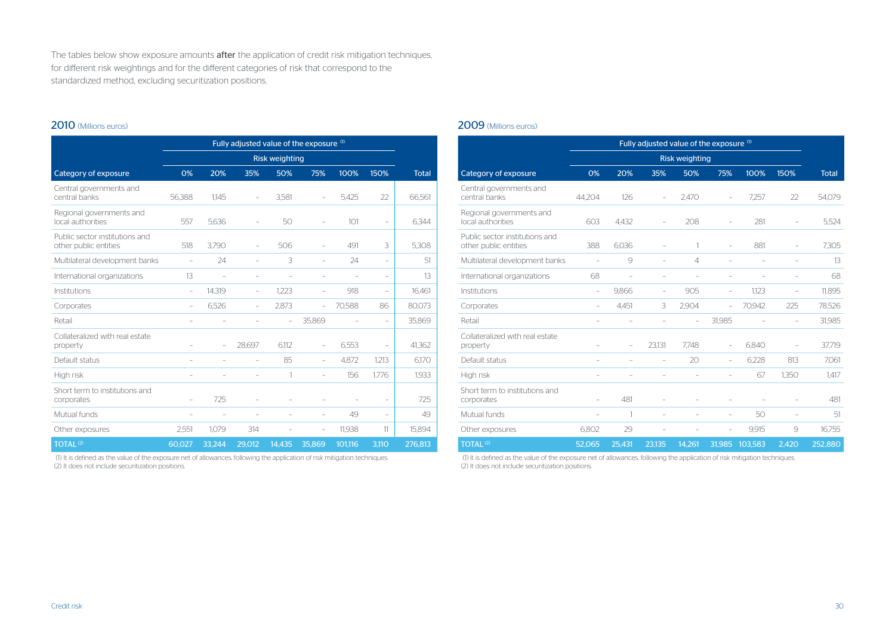The tables below show exposure amounts **after** the application of credit risk mitigation techniques, for different risk weightings and for the different categories of risk that correspond to the standardized method, excluding securitization positions.

## 2010 (Millions euros)

| Category of exposure | Fully adjusted value of the exposure (1) | | | | | | | Total |
|---|---|---|---|---|---|---|---|---|
| | Risk weighting | | | | | | | |
| | 0% | 20% | 35% | 50% | 75% | 100% | 150% | |
| Central governments and central banks | 56,388 | 1,145 | – | 3,581 | – | 5,425 | 22 | 66,561 |
| Regional governments and local authorities | 557 | 5,636 | – | 50 | – | 101 | – | 6,344 |
| Public sector institutions and other public entities | 518 | 3,790 | – | 506 | – | 491 | 3 | 5,308 |
| Multilateral development banks | – | 24 | – | 3 | – | 24 | – | 51 |
| International organizations | 13 | – | – | – | – | – | – | 13 |
| Institutions | – | 14,319 | – | 1,223 | – | 918 | – | 16,461 |
| Corporates | – | 6,526 | – | 2,873 | – | 70,588 | 86 | 80,073 |
| Retail | – | – | – | – | 35,869 | – | – | 35,869 |
| Collateralized with real estate property | – | – | 28,697 | 6,112 | – | 6,553 | – | 41,362 |
| Default status | – | – | – | 85 | – | 4,872 | 1,213 | 6,170 |
| High risk | – | – | – | 1 | – | 156 | 1,776 | 1,933 |
| Short term to institutions and corporates | – | 725 | – | – | – | – | – | 725 |
| Mutual funds | – | – | – | – | – | 49 | – | 49 |
| Other exposures | 2,551 | 1,079 | 314 | – | – | 11,938 | 11 | 15,894 |
| TOTAL (2) | 60,027 | 33,244 | 29,012 | 14,435 | 35,869 | 101,116 | 3,110 | 276,813 |

(1) It is defined as the value of the exposure net of allowances, following the application of risk mitigation techniques.
(2) It does not include securitization positions.

## 2009 (Millions euros)

| Category of exposure | Fully adjusted value of the exposure (1) | | | | | | | Total |
|---|---|---|---|---|---|---|---|---|
| | Risk weighting | | | | | | | |
| | 0% | 20% | 35% | 50% | 75% | 100% | 150% | |
| Central governments and central banks | 44,204 | 126 | – | 2,470 | – | 7,257 | 22 | 54,079 |
| Regional governments and local authorities | 603 | 4,432 | – | 208 | – | 281 | – | 5,524 |
| Public sector institutions and other public entities | 388 | 6,036 | – | 1 | – | 881 | – | 7,305 |
| Multilateral development banks | – | 9 | – | 4 | – | – | – | 13 |
| International organizations | 68 | – | – | – | – | – | – | 68 |
| Institutions | – | 9,866 | – | 905 | – | 1,123 | – | 11,895 |
| Corporates | – | 4,451 | 3 | 2,904 | – | 70,942 | 225 | 78,526 |
| Retail | – | – | – | – | 31,985 | – | – | 31,985 |
| Collateralized with real estate property | – | – | 23,131 | 7,748 | – | 6,840 | – | 37,719 |
| Default status | – | – | – | 20 | – | 6,228 | 813 | 7,061 |
| High risk | – | – | – | – | – | 67 | 1,350 | 1,417 |
| Short term to institutions and corporates | – | 481 | – | – | – | – | – | 481 |
| Mutual funds | – | 1 | – | – | – | 50 | – | 51 |
| Other exposures | 6,802 | 29 | – | – | – | 9,915 | 9 | 16,755 |
| TOTAL (2) | 52,065 | 25,431 | 23,135 | 14,261 | 31,985 | 103,583 | 2,420 | 252,880 |

(1) It is defined as the value of the exposure net of allowances, following the application of risk mitigation techniques.
(2) It does not include securitization positions.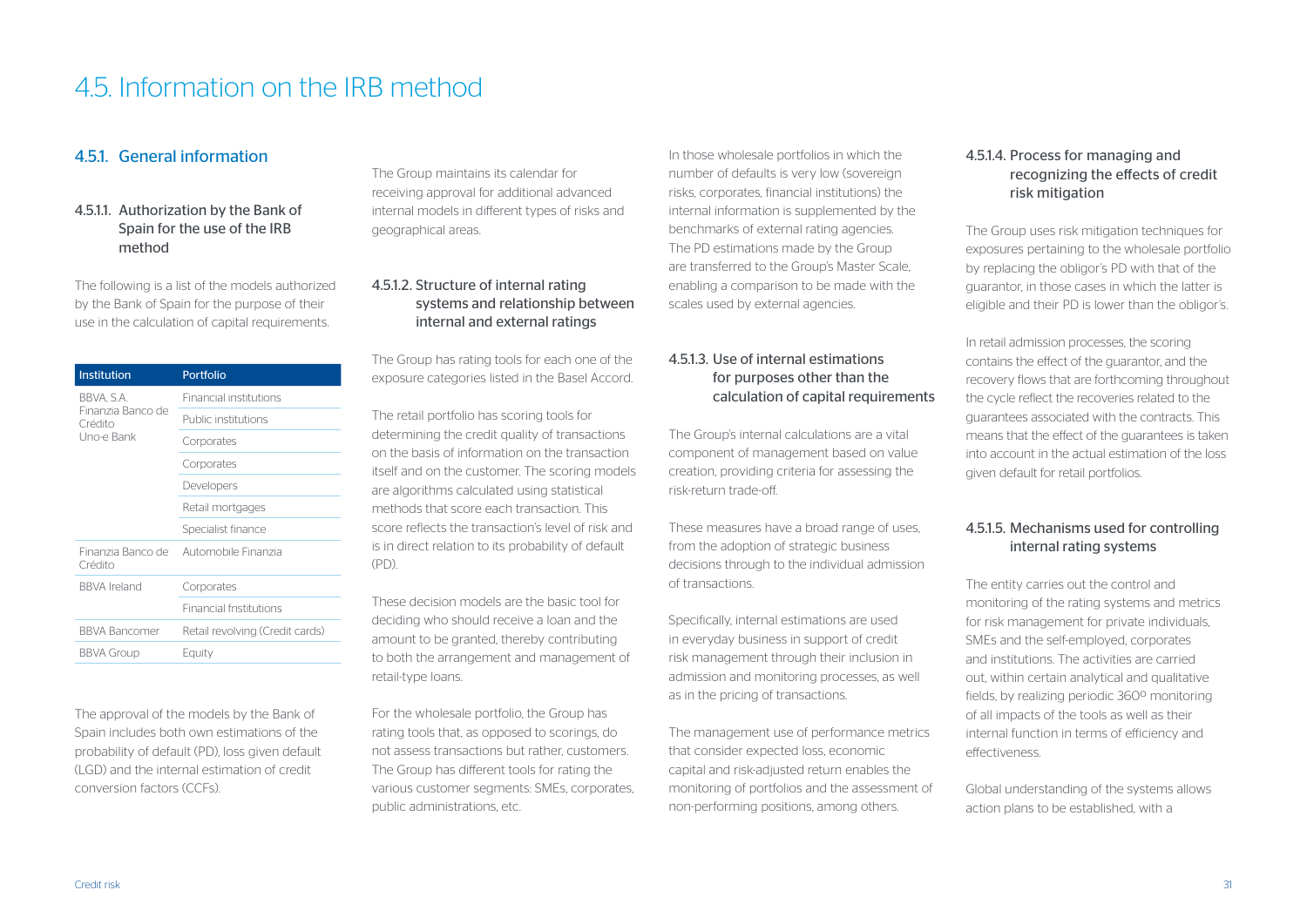# 4.5. Information on the IRB method

## 4.5.1. General information

### 4.5.1.1. Authorization by the Bank of Spain for the use of the IRB method

The following is a list of the models authorized by the Bank of Spain for the purpose of their use in the calculation of capital requirements.

| Institution | Portfolio |
|---|---|
| BBVA, S.A. Finanzia Banco de Crédito Uno-e Bank | Financial institutions |
| | Public institutions |
| | Corporates |
| | Corporates |
| | Developers |
| | Retail mortgages |
| | Specialist finance |
| Finanzia Banco de Crédito | Automobile Finanzia |
| BBVA Ireland | Corporates |
| | Financial fnstitutions |
| BBVA Bancomer | Retail revolving (Credit cards) |
| BBVA Group | Equity |

The approval of the models by the Bank of Spain includes both own estimations of the probability of default (PD), loss given default (LGD) and the internal estimation of credit conversion factors (CCFs).

The Group maintains its calendar for receiving approval for additional advanced internal models in different types of risks and geographical areas.

### 4.5.1.2. Structure of internal rating systems and relationship between internal and external ratings

The Group has rating tools for each one of the exposure categories listed in the Basel Accord.

The retail portfolio has scoring tools for determining the credit quality of transactions on the basis of information on the transaction itself and on the customer. The scoring models are algorithms calculated using statistical methods that score each transaction. This score reflects the transaction's level of risk and is in direct relation to its probability of default (PD).

These decision models are the basic tool for deciding who should receive a loan and the amount to be granted, thereby contributing to both the arrangement and management of retail-type loans.

For the wholesale portfolio, the Group has rating tools that, as opposed to scorings, do not assess transactions but rather, customers. The Group has different tools for rating the various customer segments: SMEs, corporates, public administrations, etc.

In those wholesale portfolios in which the number of defaults is very low (sovereign risks, corporates, financial institutions) the internal information is supplemented by the benchmarks of external rating agencies. The PD estimations made by the Group are transferred to the Group's Master Scale, enabling a comparison to be made with the scales used by external agencies.

### 4.5.1.3. Use of internal estimations for purposes other than the calculation of capital requirements

The Group's internal calculations are a vital component of management based on value creation, providing criteria for assessing the risk-return trade-off.

These measures have a broad range of uses, from the adoption of strategic business decisions through to the individual admission of transactions.

Specifically, internal estimations are used in everyday business in support of credit risk management through their inclusion in admission and monitoring processes, as well as in the pricing of transactions.

The management use of performance metrics that consider expected loss, economic capital and risk-adjusted return enables the monitoring of portfolios and the assessment of non-performing positions, among others.

### 4.5.1.4. Process for managing and recognizing the effects of credit risk mitigation

The Group uses risk mitigation techniques for exposures pertaining to the wholesale portfolio by replacing the obligor's PD with that of the guarantor, in those cases in which the latter is eligible and their PD is lower than the obligor's.

In retail admission processes, the scoring contains the effect of the guarantor, and the recovery flows that are forthcoming throughout the cycle reflect the recoveries related to the guarantees associated with the contracts. This means that the effect of the guarantees is taken into account in the actual estimation of the loss given default for retail portfolios.

### 4.5.1.5. Mechanisms used for controlling internal rating systems

The entity carries out the control and monitoring of the rating systems and metrics for risk management for private individuals, SMEs and the self-employed, corporates and institutions. The activities are carried out, within certain analytical and qualitative fields, by realizing periodic 360º monitoring of all impacts of the tools as well as their internal function in terms of efficiency and effectiveness.

Global understanding of the systems allows action plans to be established, with a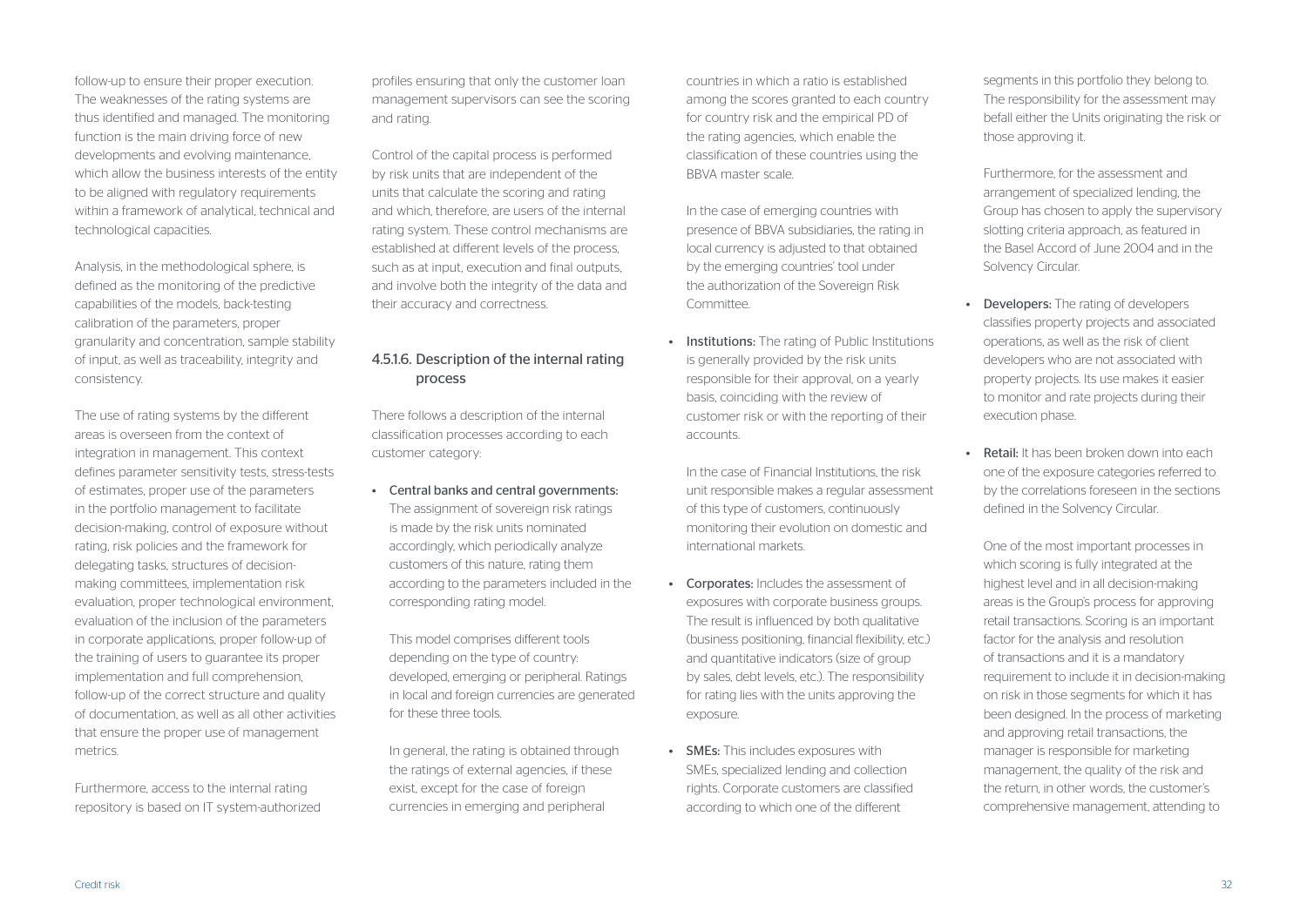follow-up to ensure their proper execution. The weaknesses of the rating systems are thus identified and managed. The monitoring function is the main driving force of new developments and evolving maintenance, which allow the business interests of the entity to be aligned with regulatory requirements within a framework of analytical, technical and technological capacities.

Analysis, in the methodological sphere, is defined as the monitoring of the predictive capabilities of the models, back-testing calibration of the parameters, proper granularity and concentration, sample stability of input, as well as traceability, integrity and consistency.

The use of rating systems by the different areas is overseen from the context of integration in management. This context defines parameter sensitivity tests, stress-tests of estimates, proper use of the parameters in the portfolio management to facilitate decision-making, control of exposure without rating, risk policies and the framework for delegating tasks, structures of decision-making committees, implementation risk evaluation, proper technological environment, evaluation of the inclusion of the parameters in corporate applications, proper follow-up of the training of users to guarantee its proper implementation and full comprehension, follow-up of the correct structure and quality of documentation, as well as all other activities that ensure the proper use of management metrics.

Furthermore, access to the internal rating repository is based on IT system-authorized profiles ensuring that only the customer loan management supervisors can see the scoring and rating.

Control of the capital process is performed by risk units that are independent of the units that calculate the scoring and rating and which, therefore, are users of the internal rating system. These control mechanisms are established at different levels of the process, such as at input, execution and final outputs, and involve both the integrity of the data and their accuracy and correctness.

### 4.5.1.6. Description of the internal rating process

There follows a description of the internal classification processes according to each customer category:

- **Central banks and central governments:** The assignment of sovereign risk ratings is made by the risk units nominated accordingly, which periodically analyze customers of this nature, rating them according to the parameters included in the corresponding rating model.

  This model comprises different tools depending on the type of country: developed, emerging or peripheral. Ratings in local and foreign currencies are generated for these three tools.

  In general, the rating is obtained through the ratings of external agencies, if these exist, except for the case of foreign currencies in emerging and peripheral countries in which a ratio is established among the scores granted to each country for country risk and the empirical PD of the rating agencies, which enable the classification of these countries using the BBVA master scale.

  In the case of emerging countries with presence of BBVA subsidiaries, the rating in local currency is adjusted to that obtained by the emerging countries' tool under the authorization of the Sovereign Risk Committee.

- **Institutions:** The rating of Public Institutions is generally provided by the risk units responsible for their approval, on a yearly basis, coinciding with the review of customer risk or with the reporting of their accounts.

  In the case of Financial Institutions, the risk unit responsible makes a regular assessment of this type of customers, continuously monitoring their evolution on domestic and international markets.

- **Corporates:** Includes the assessment of exposures with corporate business groups. The result is influenced by both qualitative (business positioning, financial flexibility, etc.) and quantitative indicators (size of group by sales, debt levels, etc.). The responsibility for rating lies with the units approving the exposure.

- **SMEs:** This includes exposures with SMEs, specialized lending and collection rights. Corporate customers are classified according to which one of the different segments in this portfolio they belong to. The responsibility for the assessment may befall either the Units originating the risk or those approving it.

  Furthermore, for the assessment and arrangement of specialized lending, the Group has chosen to apply the supervisory slotting criteria approach, as featured in the Basel Accord of June 2004 and in the Solvency Circular.

- **Developers:** The rating of developers classifies property projects and associated operations, as well as the risk of client developers who are not associated with property projects. Its use makes it easier to monitor and rate projects during their execution phase.

- **Retail:** It has been broken down into each one of the exposure categories referred to by the correlations foreseen in the sections defined in the Solvency Circular.

  One of the most important processes in which scoring is fully integrated at the highest level and in all decision-making areas is the Group's process for approving retail transactions. Scoring is an important factor for the analysis and resolution of transactions and it is a mandatory requirement to include it in decision-making on risk in those segments for which it has been designed. In the process of marketing and approving retail transactions, the manager is responsible for marketing management, the quality of the risk and the return, in other words, the customer's comprehensive management, attending to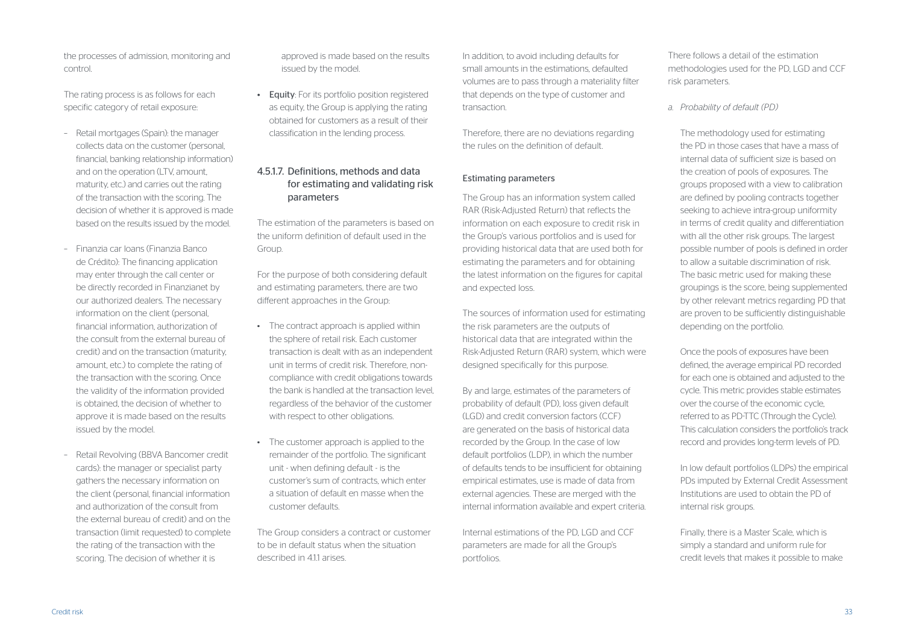the processes of admission, monitoring and control.

The rating process is as follows for each specific category of retail exposure:

- Retail mortgages (Spain): the manager collects data on the customer (personal, financial, banking relationship information) and on the operation (LTV, amount, maturity, etc.) and carries out the rating of the transaction with the scoring. The decision of whether it is approved is made based on the results issued by the model.
- Finanzia car loans (Finanzia Banco de Crédito): The financing application may enter through the call center or be directly recorded in Finanzianet by our authorized dealers. The necessary information on the client (personal, financial information, authorization of the consult from the external bureau of credit) and on the transaction (maturity, amount, etc.) to complete the rating of the transaction with the scoring. Once the validity of the information provided is obtained, the decision of whether to approve it is made based on the results issued by the model.
- Retail Revolving (BBVA Bancomer credit cards): the manager or specialist party gathers the necessary information on the client (personal, financial information and authorization of the consult from the external bureau of credit) and on the transaction (limit requested) to complete the rating of the transaction with the scoring. The decision of whether it is approved is made based on the results issued by the model.

- **Equity**: For its portfolio position registered as equity, the Group is applying the rating obtained for customers as a result of their classification in the lending process.

### 4.5.1.7. Definitions, methods and data for estimating and validating risk parameters

The estimation of the parameters is based on the uniform definition of default used in the Group.

For the purpose of both considering default and estimating parameters, there are two different approaches in the Group:

- The contract approach is applied within the sphere of retail risk. Each customer transaction is dealt with as an independent unit in terms of credit risk. Therefore, non-compliance with credit obligations towards the bank is handled at the transaction level, regardless of the behavior of the customer with respect to other obligations.
- The customer approach is applied to the remainder of the portfolio. The significant unit - when defining default - is the customer's sum of contracts, which enter a situation of default en masse when the customer defaults.

The Group considers a contract or customer to be in default status when the situation described in 4.1.1 arises.

In addition, to avoid including defaults for small amounts in the estimations, defaulted volumes are to pass through a materiality filter that depends on the type of customer and transaction.

Therefore, there are no deviations regarding the rules on the definition of default.

#### Estimating parameters

The Group has an information system called RAR (Risk-Adjusted Return) that reflects the information on each exposure to credit risk in the Group's various portfolios and is used for providing historical data that are used both for estimating the parameters and for obtaining the latest information on the figures for capital and expected loss.

The sources of information used for estimating the risk parameters are the outputs of historical data that are integrated within the Risk-Adjusted Return (RAR) system, which were designed specifically for this purpose.

By and large, estimates of the parameters of probability of default (PD), loss given default (LGD) and credit conversion factors (CCF) are generated on the basis of historical data recorded by the Group. In the case of low default portfolios (LDP), in which the number of defaults tends to be insufficient for obtaining empirical estimates, use is made of data from external agencies. These are merged with the internal information available and expert criteria.

Internal estimations of the PD, LGD and CCF parameters are made for all the Group's portfolios.

There follows a detail of the estimation methodologies used for the PD, LGD and CCF risk parameters.

*a. Probability of default (PD)*

The methodology used for estimating the PD in those cases that have a mass of internal data of sufficient size is based on the creation of pools of exposures. The groups proposed with a view to calibration are defined by pooling contracts together seeking to achieve intra-group uniformity in terms of credit quality and differentiation with all the other risk groups. The largest possible number of pools is defined in order to allow a suitable discrimination of risk. The basic metric used for making these groupings is the score, being supplemented by other relevant metrics regarding PD that are proven to be sufficiently distinguishable depending on the portfolio.

Once the pools of exposures have been defined, the average empirical PD recorded for each one is obtained and adjusted to the cycle. This metric provides stable estimates over the course of the economic cycle, referred to as PD-TTC (Through the Cycle). This calculation considers the portfolio's track record and provides long-term levels of PD.

In low default portfolios (LDPs) the empirical PDs imputed by External Credit Assessment Institutions are used to obtain the PD of internal risk groups.

Finally, there is a Master Scale, which is simply a standard and uniform rule for credit levels that makes it possible to make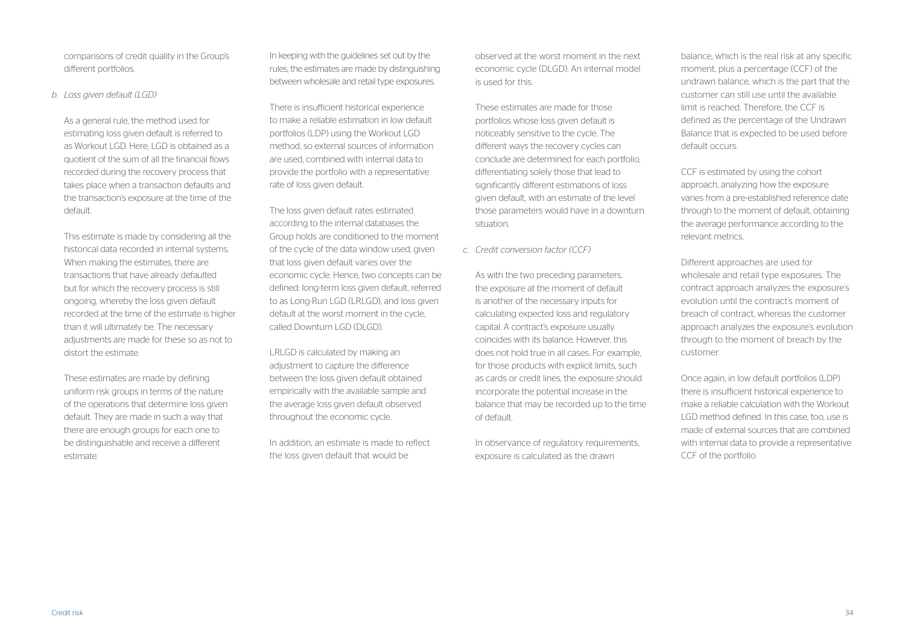comparisons of credit quality in the Group's different portfolios.

*b. Loss given default (LGD)*

As a general rule, the method used for estimating loss given default is referred to as Workout LGD. Here, LGD is obtained as a quotient of the sum of all the financial flows recorded during the recovery process that takes place when a transaction defaults and the transaction's exposure at the time of the default.

This estimate is made by considering all the historical data recorded in internal systems. When making the estimates, there are transactions that have already defaulted but for which the recovery process is still ongoing, whereby the loss given default recorded at the time of the estimate is higher than it will ultimately be. The necessary adjustments are made for these so as not to distort the estimate.

These estimates are made by defining uniform risk groups in terms of the nature of the operations that determine loss given default. They are made in such a way that there are enough groups for each one to be distinguishable and receive a different estimate.

In keeping with the guidelines set out by the rules, the estimates are made by distinguishing between wholesale and retail type exposures.

There is insufficient historical experience to make a reliable estimation in low default portfolios (LDP) using the Workout LGD method, so external sources of information are used, combined with internal data to provide the portfolio with a representative rate of loss given default.

The loss given default rates estimated according to the internal databases the Group holds are conditioned to the moment of the cycle of the data window used, given that loss given default varies over the economic cycle. Hence, two concepts can be defined: long-term loss given default, referred to as Long-Run LGD (LRLGD), and loss given default at the worst moment in the cycle, called Downturn LGD (DLGD).

LRLGD is calculated by making an adjustment to capture the difference between the loss given default obtained empirically with the available sample and the average loss given default observed throughout the economic cycle.

In addition, an estimate is made to reflect the loss given default that would be observed at the worst moment in the next economic cycle (DLGD). An internal model is used for this.

These estimates are made for those portfolios whose loss given default is noticeably sensitive to the cycle. The different ways the recovery cycles can conclude are determined for each portfolio, differentiating solely those that lead to significantly different estimations of loss given default, with an estimate of the level those parameters would have in a downturn situation.

*c. Credit conversion factor (CCF)*

As with the two preceding parameters, the exposure at the moment of default is another of the necessary inputs for calculating expected loss and regulatory capital. A contract's exposure usually coincides with its balance. However, this does not hold true in all cases. For example, for those products with explicit limits, such as cards or credit lines, the exposure should incorporate the potential increase in the balance that may be recorded up to the time of default.

In observance of regulatory requirements, exposure is calculated as the drawn balance, which is the real risk at any specific moment, plus a percentage (CCF) of the undrawn balance, which is the part that the customer can still use until the available limit is reached. Therefore, the CCF is defined as the percentage of the Undrawn Balance that is expected to be used before default occurs.

CCF is estimated by using the cohort approach, analyzing how the exposure varies from a pre-established reference date through to the moment of default, obtaining the average performance according to the relevant metrics.

Different approaches are used for wholesale and retail type exposures. The contract approach analyzes the exposure's evolution until the contract's moment of breach of contract, whereas the customer approach analyzes the exposure's evolution through to the moment of breach by the customer.

Once again, in low default portfolios (LDP) there is insufficient historical experience to make a reliable calculation with the Workout LGD method defined. In this case, too, use is made of external sources that are combined with internal data to provide a representative CCF of the portfolio.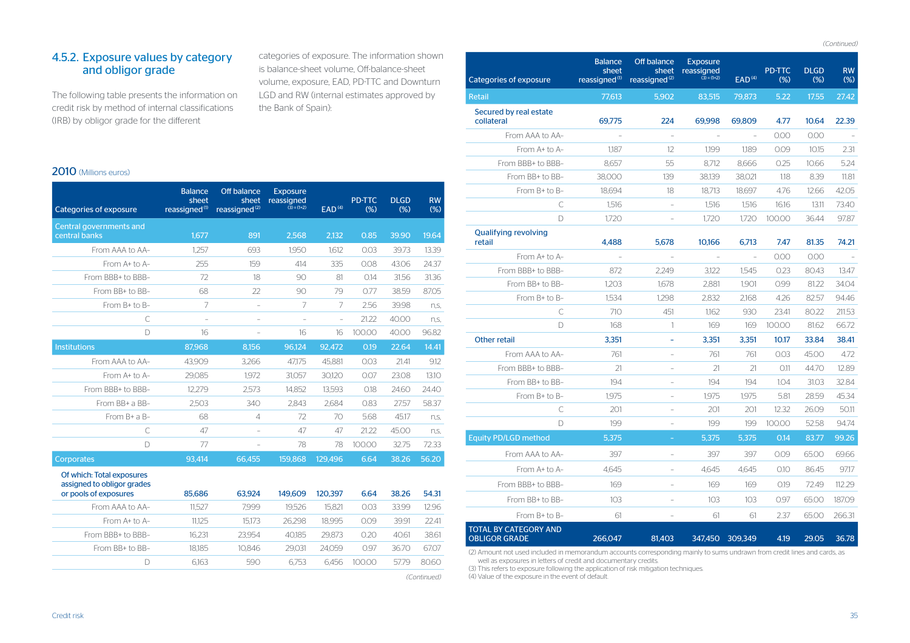## 4.5.2. Exposure values by category and obligor grade

The following table presents the information on credit risk by method of internal classifications (IRB) by obligor grade for the different categories of exposure. The information shown is balance-sheet volume, Off-balance-sheet volume, exposure, EAD, PD-TTC and Downturn LGD and RW (internal estimates approved by the Bank of Spain):

**2010** (Millions euros)

| Categories of exposure | Balance sheet reassigned [1] | Off balance sheet reassigned [2] | Exposure reassigned (3) = (1+2) | EAD [4] | PD-TTC (%) | DLGD (%) | RW (%) |
|---|---|---|---|---|---|---|---|
| **Central governments and central banks** | **1,677** | **891** | **2,568** | **2,132** | **0.85** | **39.90** | **19.64** |
| From AAA to AA- | 1,257 | 693 | 1,950 | 1,612 | 0.03 | 39.73 | 13.39 |
| From A+ to A- | 255 | 159 | 414 | 335 | 0.08 | 43.06 | 24.37 |
| From BBB+ to BBB- | 72 | 18 | 90 | 81 | 0.14 | 31.56 | 31.36 |
| From BB+ to BB- | 68 | 22 | 90 | 79 | 0.77 | 38.59 | 87.05 |
| From B+ to B- | 7 | – | 7 | 7 | 2.56 | 39.98 | n.s. |
| C | – | – | – | – | 21.22 | 40.00 | n.s. |
| D | 16 | – | 16 | 16 | 100.00 | 40.00 | 96.82 |
| **Institutions** | **87,968** | **8,156** | **96,124** | **92,472** | **0.19** | **22.64** | **14.41** |
| From AAA to AA- | 43,909 | 3,266 | 47,175 | 45,881 | 0.03 | 21.41 | 9.12 |
| From A+ to A- | 29,085 | 1,972 | 31,057 | 30,120 | 0.07 | 23.08 | 13.10 |
| From BBB+ to BBB- | 12,279 | 2,573 | 14,852 | 13,593 | 0.18 | 24.60 | 24.40 |
| From BB+ a BB- | 2,503 | 340 | 2,843 | 2,684 | 0.83 | 27.57 | 58.37 |
| From B+ a B- | 68 | 4 | 72 | 70 | 5.68 | 45.17 | n.s. |
| C | 47 | – | 47 | 47 | 21.22 | 45.00 | n.s. |
| D | 77 | – | 78 | 78 | 100.00 | 32.75 | 72.33 |
| **Corporates** | **93,414** | **66,455** | **159,868** | **129,496** | **6.64** | **38.26** | **56.20** |
| Of which: Total exposures assigned to obligor grades or pools of exposures | 85,686 | 63,924 | 149,609 | 120,397 | 6.64 | 38.26 | 54.31 |
| From AAA to AA- | 11,527 | 7,999 | 19,526 | 15,821 | 0.03 | 33.99 | 12.96 |
| From A+ to A- | 11,125 | 15,173 | 26,298 | 18,995 | 0.09 | 39.91 | 22.41 |
| From BBB+ to BBB- | 16,231 | 23,954 | 40,185 | 29,873 | 0.20 | 40.61 | 38.61 |
| From BB+ to BB- | 18,185 | 10,846 | 29,031 | 24,059 | 0.97 | 36.70 | 67.07 |
| D | 6,163 | 590 | 6,753 | 6,456 | 100.00 | 57.79 | 80.60 |
| **Retail** | **77,613** | **5,902** | **83,515** | **79,873** | **5.22** | **17.55** | **27.42** |
| Secured by real estate collateral | 69,775 | 224 | 69,998 | 69,809 | 4.77 | 10.64 | 22.39 |
| From AAA to AA- | – | – | – | – | 0.00 | 0.00 | – |
| From A+ to A- | 1,187 | 12 | 1,199 | 1,189 | 0.09 | 10.15 | 2.31 |
| From BBB+ to BBB- | 8,657 | 55 | 8,712 | 8,666 | 0.25 | 10.66 | 5.24 |
| From BB+ to BB- | 38,000 | 139 | 38,139 | 38,021 | 1.18 | 8.39 | 11.81 |
| From B+ to B- | 18,694 | 18 | 18,713 | 18,697 | 4.76 | 12.66 | 42.05 |
| C | 1,516 | – | 1,516 | 1,516 | 16.16 | 13.11 | 73.40 |
| D | 1,720 | – | 1,720 | 1,720 | 100.00 | 36.44 | 97.87 |
| Qualifying revolving retail | 4,488 | 5,678 | 10,166 | 6,713 | 7.47 | 81.35 | 74.21 |
| From A+ to A- | – | – | – | – | 0.00 | 0.00 | – |
| From BBB+ to BBB- | 872 | 2,249 | 3,122 | 1,545 | 0.23 | 80.43 | 13.47 |
| From BB+ to BB- | 1,203 | 1,678 | 2,881 | 1,901 | 0.99 | 81.22 | 34.04 |
| From B+ to B- | 1,534 | 1,298 | 2,832 | 2,168 | 4.26 | 82.57 | 94.46 |
| C | 710 | 451 | 1,162 | 930 | 23.41 | 80.22 | 211.53 |
| D | 168 | 1 | 169 | 169 | 100.00 | 81.62 | 66.72 |
| Other retail | 3,351 | – | 3,351 | 3,351 | 10.17 | 33.84 | 38.41 |
| From AAA to AA- | 761 | – | 761 | 761 | 0.03 | 45.00 | 4.72 |
| From BBB+ to BBB- | 21 | – | 21 | 21 | 0.11 | 44.70 | 12.89 |
| From BB+ to BB- | 194 | – | 194 | 194 | 1.04 | 31.03 | 32.84 |
| From B+ to B- | 1,975 | – | 1,975 | 1,975 | 5.81 | 28.59 | 45.34 |
| C | 201 | – | 201 | 201 | 12.32 | 26.09 | 50.11 |
| D | 199 | – | 199 | 199 | 100.00 | 52.58 | 94.74 |
| **Equity PD/LGD method** | **5,375** | **–** | **5,375** | **5,375** | **0.14** | **83.77** | **99.26** |
| From AAA to AA- | 397 | – | 397 | 397 | 0.09 | 65.00 | 69.66 |
| From A+ to A- | 4,645 | – | 4,645 | 4,645 | 0.10 | 86.45 | 97.17 |
| From BBB+ to BBB- | 169 | – | 169 | 169 | 0.19 | 72.49 | 112.29 |
| From BB+ to BB- | 103 | – | 103 | 103 | 0.97 | 65.00 | 187.09 |
| From B+ to B- | 61 | – | 61 | 61 | 2.37 | 65.00 | 266.31 |
| **TOTAL BY CATEGORY AND OBLIGOR GRADE** | **266,047** | **81,403** | **347,450** | **309,349** | **4.19** | **29.05** | **36.78** |

(2) Amount not used included in memorandum accounts corresponding mainly to sums undrawn from credit lines and cards, as well as exposures in letters of credit and documentary credits.
(3) This refers to exposure following the application of risk mitigation techniques.
(4) Value of the exposure in the event of default.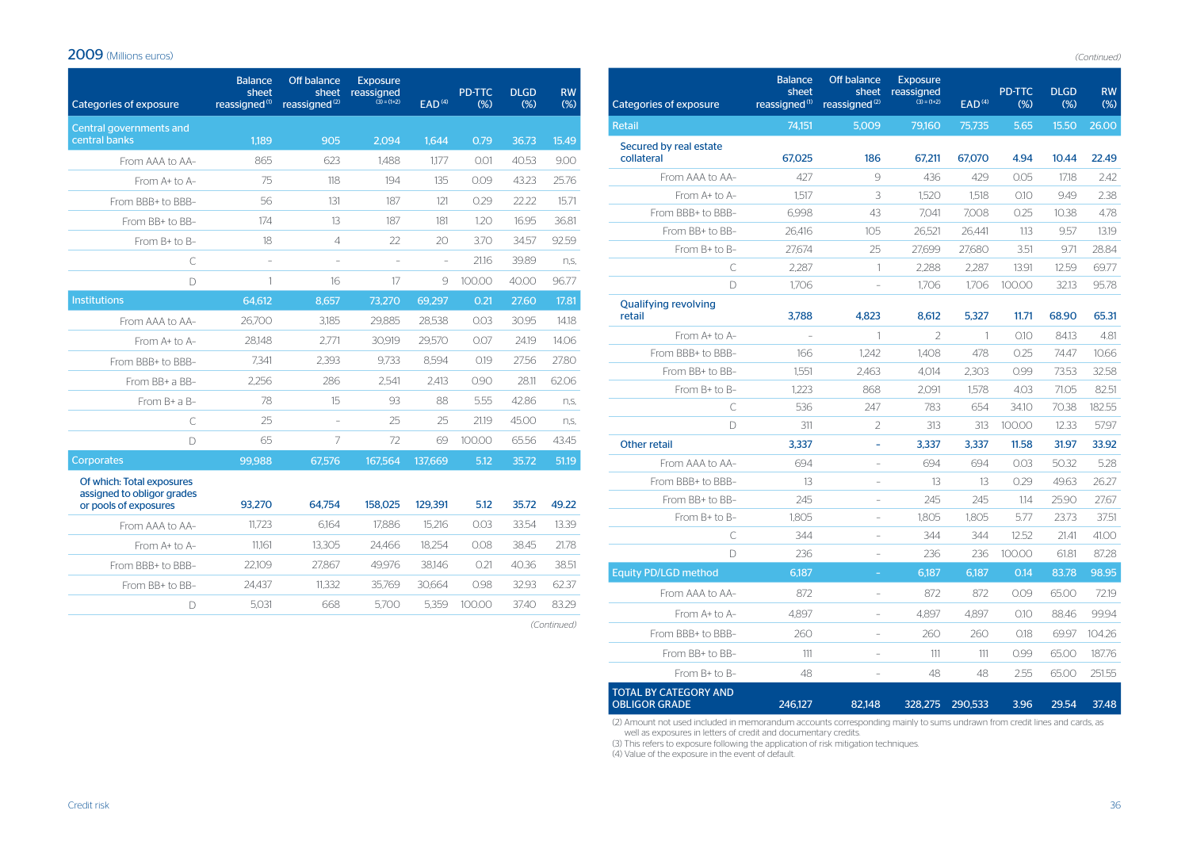## 2009 (Millions euros)

| Categories of exposure | Balance sheet reassigned [1] | Off balance sheet reassigned [2] | Exposure reassigned (3) = (1+2) | EAD [4] | PD-TTC (%) | DLGD (%) | RW (%) |
|---|---|---|---|---|---|---|---|
| **Central governments and central banks** | **1,189** | **905** | **2,094** | **1,644** | **0.79** | **36.73** | **15.49** |
| From AAA to AA- | 865 | 623 | 1,488 | 1,177 | 0.01 | 40.53 | 9.00 |
| From A+ to A- | 75 | 118 | 194 | 135 | 0.09 | 43.23 | 25.76 |
| From BBB+ to BBB- | 56 | 131 | 187 | 121 | 0.29 | 22.22 | 15.71 |
| From BB+ to BB- | 174 | 13 | 187 | 181 | 1.20 | 16.95 | 36.81 |
| From B+ to B- | 18 | 4 | 22 | 20 | 3.70 | 34.57 | 92.59 |
| C | - | - | - | - | 21.16 | 39.89 | n.s. |
| D | 1 | 16 | 17 | 9 | 100.00 | 40.00 | 96.77 |
| **Institutions** | **64,612** | **8,657** | **73,270** | **69,297** | **0.21** | **27.60** | **17.81** |
| From AAA to AA- | 26,700 | 3,185 | 29,885 | 28,538 | 0.03 | 30.95 | 14.18 |
| From A+ to A- | 28,148 | 2,771 | 30,919 | 29,570 | 0.07 | 24.19 | 14.06 |
| From BBB+ to BBB- | 7,341 | 2,393 | 9,733 | 8,594 | 0.19 | 27.56 | 27.80 |
| From BB+ a BB- | 2,256 | 286 | 2,541 | 2,413 | 0.90 | 28.11 | 62.06 |
| From B+ a B- | 78 | 15 | 93 | 88 | 5.55 | 42.86 | n.s. |
| C | 25 | - | 25 | 25 | 21.19 | 45.00 | n.s. |
| D | 65 | 7 | 72 | 69 | 100.00 | 65.56 | 43.45 |
| **Corporates** | **99,988** | **67,576** | **167,564** | **137,669** | **5.12** | **35.72** | **51.19** |
| **Of which: Total exposures assigned to obligor grades or pools of exposures** | **93,270** | **64,754** | **158,025** | **129,391** | **5.12** | **35.72** | **49.22** |
| From AAA to AA- | 11,723 | 6,164 | 17,886 | 15,216 | 0.03 | 33.54 | 13.39 |
| From A+ to A- | 11,161 | 13,305 | 24,466 | 18,254 | 0.08 | 38.45 | 21.78 |
| From BBB+ to BBB- | 22,109 | 27,867 | 49,976 | 38,146 | 0.21 | 40.36 | 38.51 |
| From BB+ to BB- | 24,437 | 11,332 | 35,769 | 30,664 | 0.98 | 32.93 | 62.37 |
| D | 5,031 | 668 | 5,700 | 5,359 | 100.00 | 37.40 | 83.29 |
| **Retail** | **74,151** | **5,009** | **79,160** | **75,735** | **5.65** | **15.50** | **26.00** |
| **Secured by real estate collateral** | **67,025** | **186** | **67,211** | **67,070** | **4.94** | **10.44** | **22.49** |
| From AAA to AA- | 427 | 9 | 436 | 429 | 0.05 | 17.18 | 2.42 |
| From A+ to A- | 1,517 | 3 | 1,520 | 1,518 | 0.10 | 9.49 | 2.38 |
| From BBB+ to BBB- | 6,998 | 43 | 7,041 | 7,008 | 0.25 | 10.38 | 4.78 |
| From BB+ to BB- | 26,416 | 105 | 26,521 | 26,441 | 1.13 | 9.57 | 13.19 |
| From B+ to B- | 27,674 | 25 | 27,699 | 27,680 | 3.51 | 9.71 | 28.84 |
| C | 2,287 | 1 | 2,288 | 2,287 | 13.91 | 12.59 | 69.77 |
| D | 1,706 | - | 1,706 | 1,706 | 100.00 | 32.13 | 95.78 |
| **Qualifying revolving retail** | **3,788** | **4,823** | **8,612** | **5,327** | **11.71** | **68.90** | **65.31** |
| From A+ to A- | - | 1 | 2 | 1 | 0.10 | 84.13 | 4.81 |
| From BBB+ to BBB- | 166 | 1,242 | 1,408 | 478 | 0.25 | 74.47 | 10.66 |
| From BB+ to BB- | 1,551 | 2,463 | 4,014 | 2,303 | 0.99 | 73.53 | 32.58 |
| From B+ to B- | 1,223 | 868 | 2,091 | 1,578 | 4.03 | 71.05 | 82.51 |
| C | 536 | 247 | 783 | 654 | 34.10 | 70.38 | 182.55 |
| D | 311 | 2 | 313 | 313 | 100.00 | 12.33 | 57.97 |
| **Other retail** | **3,337** | **-** | **3,337** | **3,337** | **11.58** | **31.97** | **33.92** |
| From AAA to AA- | 694 | - | 694 | 694 | 0.03 | 50.32 | 5.28 |
| From BBB+ to BBB- | 13 | - | 13 | 13 | 0.29 | 49.63 | 26.27 |
| From BB+ to BB- | 245 | - | 245 | 245 | 1.14 | 25.90 | 27.67 |
| From B+ to B- | 1,805 | - | 1,805 | 1,805 | 5.77 | 23.73 | 37.51 |
| C | 344 | - | 344 | 344 | 12.52 | 21.41 | 41.00 |
| D | 236 | - | 236 | 236 | 100.00 | 61.81 | 87.28 |
| **Equity PD/LGD method** | **6,187** | **-** | **6,187** | **6,187** | **0.14** | **83.78** | **98.95** |
| From AAA to AA- | 872 | - | 872 | 872 | 0.09 | 65.00 | 72.19 |
| From A+ to A- | 4,897 | - | 4,897 | 4,897 | 0.10 | 88.46 | 99.94 |
| From BBB+ to BBB- | 260 | - | 260 | 260 | 0.18 | 69.97 | 104.26 |
| From BB+ to BB- | 111 | - | 111 | 111 | 0.99 | 65.00 | 187.76 |
| From B+ to B- | 48 | - | 48 | 48 | 2.55 | 65.00 | 251.55 |
| **TOTAL BY CATEGORY AND OBLIGOR GRADE** | **246,127** | **82,148** | **328,275** | **290,533** | **3.96** | **29.54** | **37.48** |

(2) Amount not used included in memorandum accounts corresponding mainly to sums undrawn from credit lines and cards, as well as exposures in letters of credit and documentary credits.
(3) This refers to exposure following the application of risk mitigation techniques.
(4) Value of the exposure in the event of default.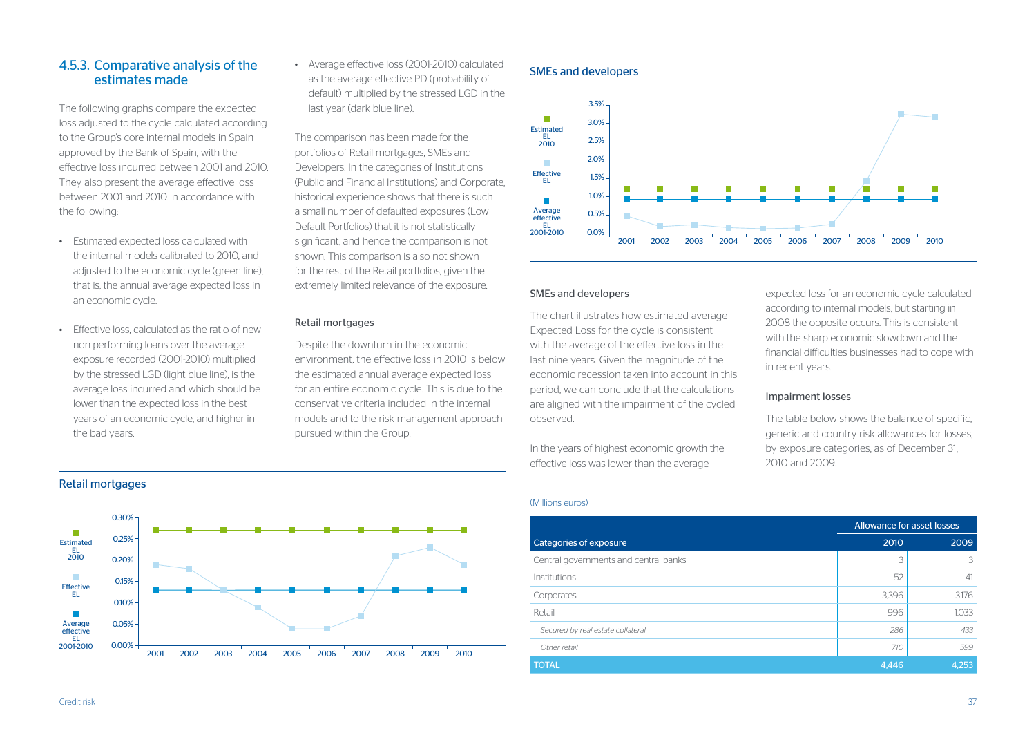## 4.5.3. Comparative analysis of the estimates made

The following graphs compare the expected loss adjusted to the cycle calculated according to the Group's core internal models in Spain approved by the Bank of Spain, with the effective loss incurred between 2001 and 2010. They also present the average effective loss between 2001 and 2010 in accordance with the following:

- Estimated expected loss calculated with the internal models calibrated to 2010, and adjusted to the economic cycle (green line), that is, the annual average expected loss in an economic cycle.
- Effective loss, calculated as the ratio of new non-performing loans over the average exposure recorded (2001-2010) multiplied by the stressed LGD (light blue line), is the average loss incurred and which should be lower than the expected loss in the best years of an economic cycle, and higher in the bad years.
- Average effective loss (2001-2010) calculated as the average effective PD (probability of default) multiplied by the stressed LGD in the last year (dark blue line).

The comparison has been made for the portfolios of Retail mortgages, SMEs and Developers. In the categories of Institutions (Public and Financial Institutions) and Corporate, historical experience shows that there is such a small number of defaulted exposures (Low Default Portfolios) that it is not statistically significant, and hence the comparison is not shown. This comparison is also not shown for the rest of the Retail portfolios, given the extremely limited relevance of the exposure.

### Retail mortgages

Despite the downturn in the economic environment, the effective loss in 2010 is below the estimated annual average expected loss for an entire economic cycle. This is due to the conservative criteria included in the internal models and to the risk management approach pursued within the Group.

**Retail mortgages**

| | 2001 | 2002 | 2003 | 2004 | 2005 | 2006 | 2007 | 2008 | 2009 | 2010 |
|---|---|---|---|---|---|---|---|---|---|---|
| Estimated EL 2010 | 0.27% | 0.27% | 0.27% | 0.27% | 0.27% | 0.27% | 0.27% | 0.27% | 0.27% | 0.27% |
| Effective EL | 0.19% | 0.18% | 0.13% | 0.09% | 0.04% | 0.04% | 0.07% | 0.21% | 0.23% | 0.19% |
| Average effective EL 2001-2010 | 0.13% | 0.13% | 0.13% | 0.13% | 0.13% | 0.13% | 0.13% | 0.13% | 0.13% | 0.13% |

*(Approximate values read from chart)*

**SMEs and developers**

| | 2001 | 2002 | 2003 | 2004 | 2005 | 2006 | 2007 | 2008 | 2009 | 2010 |
|---|---|---|---|---|---|---|---|---|---|---|
| Estimated EL 2010 | 1.2% | 1.2% | 1.2% | 1.2% | 1.2% | 1.2% | 1.2% | 1.2% | 1.2% | 1.2% |
| Effective EL | 0.5% | 0.2% | 0.2% | 0.15% | 0.1% | 0.15% | 0.2% | 1.4% | 3.2% | 3.1% |
| Average effective EL 2001-2010 | 0.9% | 0.9% | 0.9% | 0.9% | 0.9% | 0.9% | 0.9% | 0.9% | 0.9% | 0.9% |

*(Approximate values read from chart)*

### SMEs and developers

The chart illustrates how estimated average Expected Loss for the cycle is consistent with the average of the effective loss in the last nine years. Given the magnitude of the economic recession taken into account in this period, we can conclude that the calculations are aligned with the impairment of the cycled observed.

In the years of highest economic growth the effective loss was lower than the average expected loss for an economic cycle calculated according to internal models, but starting in 2008 the opposite occurs. This is consistent with the sharp economic slowdown and the financial difficulties businesses had to cope with in recent years.

### Impairment losses

The table below shows the balance of specific, generic and country risk allowances for losses, by exposure categories, as of December 31, 2010 and 2009.

(Millions euros)

| Categories of exposure | Allowance for asset losses 2010 | Allowance for asset losses 2009 |
|---|---|---|
| Central governments and central banks | 3 | 3 |
| Institutions | 52 | 41 |
| Corporates | 3,396 | 3,176 |
| Retail | 996 | 1,033 |
| *Secured by real estate collateral* | *286* | *433* |
| *Other retail* | *710* | *599* |
| **TOTAL** | **4,446** | **4,253** |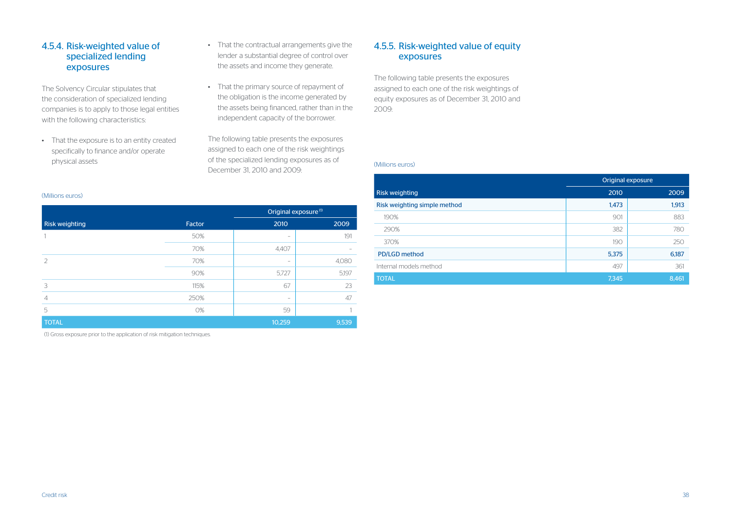## 4.5.4. Risk-weighted value of specialized lending exposures

The Solvency Circular stipulates that the consideration of specialized lending companies is to apply to those legal entities with the following characteristics:

- That the exposure is to an entity created specifically to finance and/or operate physical assets
- That the contractual arrangements give the lender a substantial degree of control over the assets and income they generate.
- That the primary source of repayment of the obligation is the income generated by the assets being financed, rather than in the independent capacity of the borrower.

The following table presents the exposures assigned to each one of the risk weightings of the specialized lending exposures as of December 31, 2010 and 2009:

(Millions euros)

| Risk weighting | Factor | Original exposure [1] | |
|---|---|---|---|
| | | 2010 | 2009 |
| 1 | 50% | – | 191 |
| | 70% | 4,407 | – |
| 2 | 70% | – | 4,080 |
| | 90% | 5,727 | 5,197 |
| 3 | 115% | 67 | 23 |
| 4 | 250% | – | 47 |
| 5 | 0% | 59 | 1 |
| TOTAL | | 10,259 | 9,539 |

(1) Gross exposure prior to the application of risk mitigation techniques.

## 4.5.5. Risk-weighted value of equity exposures

The following table presents the exposures assigned to each one of the risk weightings of equity exposures as of December 31, 2010 and 2009:

(Millions euros)

| Risk weighting | Original exposure | |
|---|---|---|
| | 2010 | 2009 |
| Risk weighting simple method | 1,473 | 1,913 |
| 190% | 901 | 883 |
| 290% | 382 | 780 |
| 370% | 190 | 250 |
| PD/LGD method | 5,375 | 6,187 |
| Internal models method | 497 | 361 |
| TOTAL | 7,345 | 8,461 |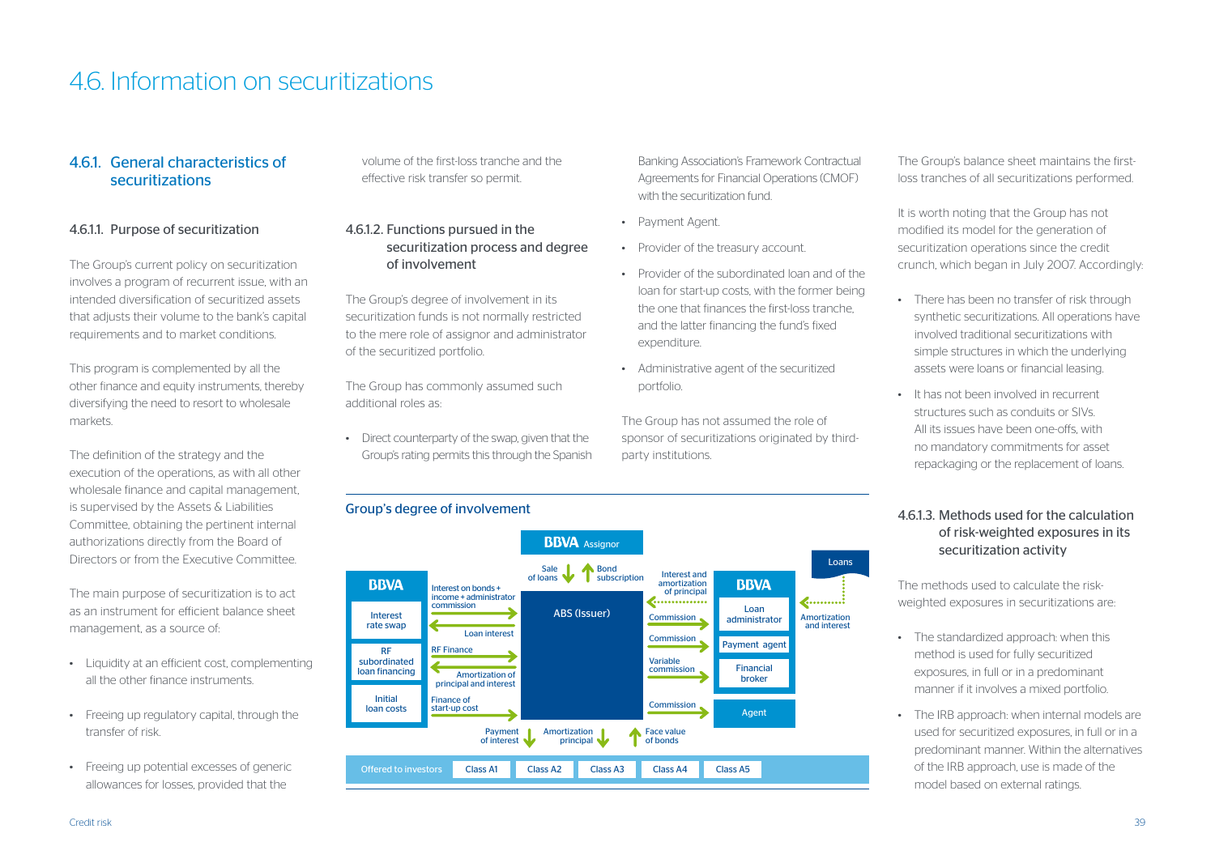# 4.6. Information on securitizations

## 4.6.1. General characteristics of securitizations

### 4.6.1.1. Purpose of securitization

The Group's current policy on securitization involves a program of recurrent issue, with an intended diversification of securitized assets that adjusts their volume to the bank's capital requirements and to market conditions.

This program is complemented by all the other finance and equity instruments, thereby diversifying the need to resort to wholesale markets.

The definition of the strategy and the execution of the operations, as with all other wholesale finance and capital management, is supervised by the Assets & Liabilities Committee, obtaining the pertinent internal authorizations directly from the Board of Directors or from the Executive Committee.

The main purpose of securitization is to act as an instrument for efficient balance sheet management, as a source of:

- Liquidity at an efficient cost, complementing all the other finance instruments.
- Freeing up regulatory capital, through the transfer of risk.
- Freeing up potential excesses of generic allowances for losses, provided that the volume of the first-loss tranche and the effective risk transfer so permit.

### 4.6.1.2. Functions pursued in the securitization process and degree of involvement

The Group's degree of involvement in its securitization funds is not normally restricted to the mere role of assignor and administrator of the securitized portfolio.

The Group has commonly assumed such additional roles as:

- Direct counterparty of the swap, given that the Group's rating permits this through the Spanish Banking Association's Framework Contractual Agreements for Financial Operations (CMOF) with the securitization fund.
- Payment Agent.
- Provider of the treasury account.
- Provider of the subordinated loan and of the loan for start-up costs, with the former being the one that finances the first-loss tranche, and the latter financing the fund's fixed expenditure.
- Administrative agent of the securitized portfolio.

The Group has not assumed the role of sponsor of securitizations originated by third-party institutions.

**Group's degree of involvement**

BBVA Assignor — Sale of loans → ABS (Issuer); Bond subscription → BBVA Assignor

BBVA (Interest rate swap; RF subordinated loan financing; Initial loan costs):
- Interest on bonds + income + administrator commission → ABS (Issuer)
- Loan interest ← ABS (Issuer)
- RF Finance → ABS (Issuer)
- Amortization of principal and interest ← ABS (Issuer)
- Finance of start-up cost → ABS (Issuer)

BBVA (Loan administrator; Payment agent; Financial broker):
- Interest and amortization of principal → ABS (Issuer)
- Commission ← ABS (Issuer)
- Commission ← ABS (Issuer)
- Variable commission ← ABS (Issuer)
- Loans → Amortization and interest → Loan administrator

Agent: Commission ← ABS (Issuer)

ABS (Issuer) → Payment of interest; Amortization principal → Investors; Face value of bonds → ABS (Issuer)

Offered to investors: Class A1 | Class A2 | Class A3 | Class A4 | Class A5

The Group's balance sheet maintains the first-loss tranches of all securitizations performed.

It is worth noting that the Group has not modified its model for the generation of securitization operations since the credit crunch, which began in July 2007. Accordingly:

- There has been no transfer of risk through synthetic securitizations. All operations have involved traditional securitizations with simple structures in which the underlying assets were loans or financial leasing.
- It has not been involved in recurrent structures such as conduits or SIVs. All its issues have been one-offs, with no mandatory commitments for asset repackaging or the replacement of loans.

### 4.6.1.3. Methods used for the calculation of risk-weighted exposures in its securitization activity

The methods used to calculate the risk-weighted exposures in securitizations are:

- The standardized approach: when this method is used for fully securitized exposures, in full or in a predominant manner if it involves a mixed portfolio.
- The IRB approach: when internal models are used for securitized exposures, in full or in a predominant manner. Within the alternatives of the IRB approach, use is made of the model based on external ratings.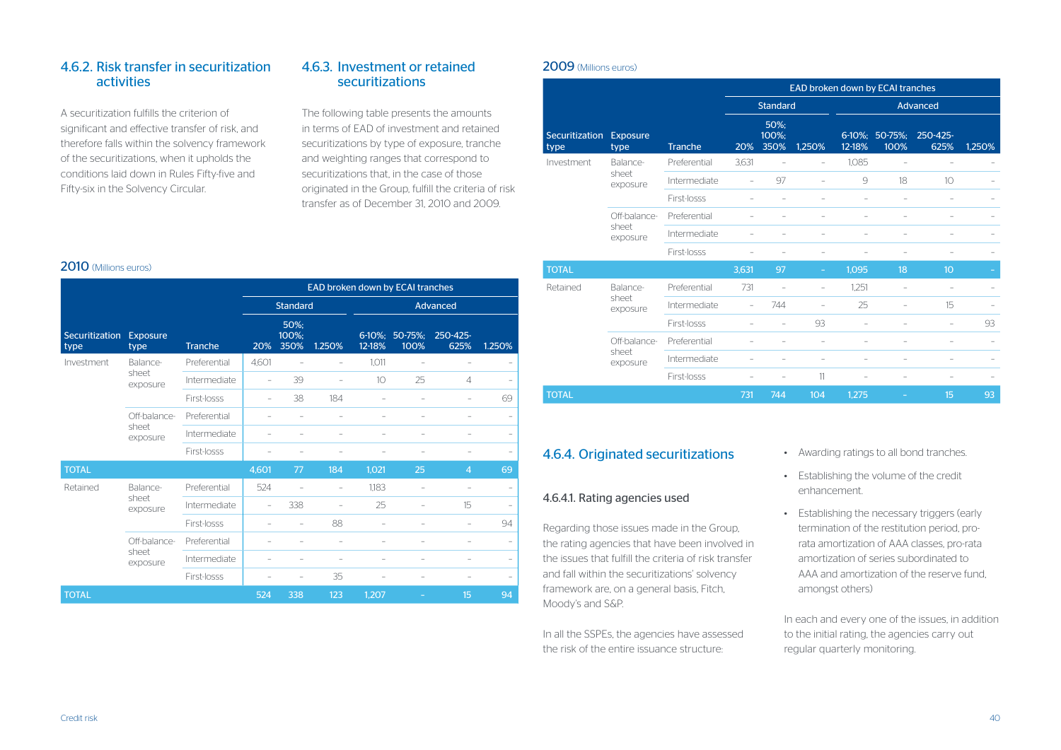## 4.6.2. Risk transfer in securitization activities

A securitization fulfills the criterion of significant and effective transfer of risk, and therefore falls within the solvency framework of the securitizations, when it upholds the conditions laid down in Rules Fifty-five and Fifty-six in the Solvency Circular.

## 4.6.3. Investment or retained securitizations

The following table presents the amounts in terms of EAD of investment and retained securitizations by type of exposure, tranche and weighting ranges that correspond to securitizations that, in the case of those originated in the Group, fulfill the criteria of risk transfer as of December 31, 2010 and 2009.

**2010** (Millions euros)

| Securitization type | Exposure type | Tranche | EAD broken down by ECAI tranches | | | | | | |
|---|---|---|---|---|---|---|---|---|---|
| | | | Standard | | | Advanced | | | |
| | | | 20% | 50%; 100%; 350% | 1.250% | 6-10%; 12-18% | 50-75%; 100% | 250-425-625% | 1.250% |
| Investment | Balance-sheet exposure | Preferential | 4,601 | – | – | 1,011 | – | – | – |
| | | Intermediate | – | 39 | – | 10 | 25 | 4 | – |
| | | First-losss | – | 38 | 184 | – | – | – | 69 |
| | Off-balance-sheet exposure | Preferential | – | – | – | – | – | – | – |
| | | Intermediate | – | – | – | – | – | – | – |
| | | First-losss | – | – | – | – | – | – | – |
| TOTAL | | | 4,601 | 77 | 184 | 1,021 | 25 | 4 | 69 |
| Retained | Balance-sheet exposure | Preferential | 524 | – | – | 1,183 | – | – | – |
| | | Intermediate | – | 338 | – | 25 | – | 15 | – |
| | | First-losss | – | – | 88 | – | – | – | 94 |
| | Off-balance-sheet exposure | Preferential | – | – | – | – | – | – | – |
| | | Intermediate | – | – | – | – | – | – | – |
| | | First-losss | – | – | 35 | – | – | – | – |
| TOTAL | | | 524 | 338 | 123 | 1,207 | – | 15 | 94 |

**2009** (Millions euros)

| Securitization type | Exposure type | Tranche | EAD broken down by ECAI tranches | | | | | | |
|---|---|---|---|---|---|---|---|---|---|
| | | | Standard | | | Advanced | | | |
| | | | 20% | 50%; 100%; 350% | 1,250% | 6-10%; 12-18% | 50-75%; 100% | 250-425-625% | 1,250% |
| Investment | Balance-sheet exposure | Preferential | 3,631 | – | – | 1,085 | – | – | – |
| | | Intermediate | – | 97 | – | 9 | 18 | 10 | – |
| | | First-losss | – | – | – | – | – | – | – |
| | Off-balance-sheet exposure | Preferential | – | – | – | – | – | – | – |
| | | Intermediate | – | – | – | – | – | – | – |
| | | First-losss | – | – | – | – | – | – | – |
| TOTAL | | | 3,631 | 97 | – | 1,095 | 18 | 10 | – |
| Retained | Balance-sheet exposure | Preferential | 731 | – | – | 1,251 | – | – | – |
| | | Intermediate | – | 744 | – | 25 | – | 15 | – |
| | | First-losss | – | – | 93 | – | – | – | 93 |
| | Off-balance-sheet exposure | Preferential | – | – | – | – | – | – | – |
| | | Intermediate | – | – | – | – | – | – | – |
| | | First-losss | – | – | 11 | – | – | – | – |
| TOTAL | | | 731 | 744 | 104 | 1,275 | – | 15 | 93 |

## 4.6.4. Originated securitizations

### 4.6.4.1. Rating agencies used

Regarding those issues made in the Group, the rating agencies that have been involved in the issues that fulfill the criteria of risk transfer and fall within the securitizations' solvency framework are, on a general basis, Fitch, Moody's and S&P.

In all the SSPEs, the agencies have assessed the risk of the entire issuance structure:

- Awarding ratings to all bond tranches.
- Establishing the volume of the credit enhancement.
- Establishing the necessary triggers (early termination of the restitution period, pro-rata amortization of AAA classes, pro-rata amortization of series subordinated to AAA and amortization of the reserve fund, amongst others)

In each and every one of the issues, in addition to the initial rating, the agencies carry out regular quarterly monitoring.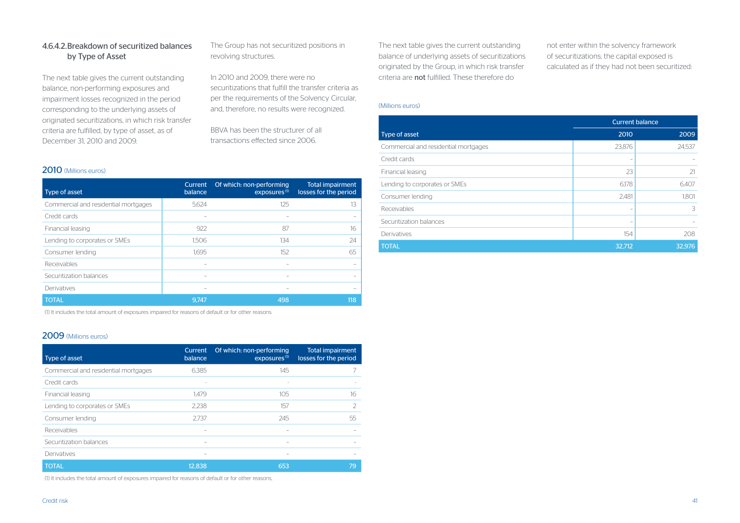### 4.6.4.2. Breakdown of securitized balances by Type of Asset

The next table gives the current outstanding balance, non-performing exposures and impairment losses recognized in the period corresponding to the underlying assets of originated securitizations, in which risk transfer criteria are fulfilled, by type of asset, as of December 31, 2010 and 2009.

The Group has not securitized positions in revolving structures.

In 2010 and 2009, there were no securitizations that fulfill the transfer criteria as per the requirements of the Solvency Circular, and, therefore, no results were recognized.

BBVA has been the structurer of all transactions effected since 2006.

**2010** (Millions euros)

| Type of asset | Current balance | Of which: non-performing exposures [1] | Total impairment losses for the period |
|---|---|---|---|
| Commercial and residential mortgages | 5,624 | 125 | 13 |
| Credit cards | - | - | - |
| Financial leasing | 922 | 87 | 16 |
| Lending to corporates or SMEs | 1,506 | 134 | 24 |
| Consumer lending | 1,695 | 152 | 65 |
| Receivables | - | - | - |
| Securitization balances | - | - | - |
| Derivatives | - | - | - |
| TOTAL | 9,747 | 498 | 118 |

(1) It includes the total amount of exposures impaired for reasons of default or for other reasons.

**2009** (Millions euros)

| Type of asset | Current balance | Of which: non-performing exposures [1] | Total impairment losses for the period |
|---|---|---|---|
| Commercial and residential mortgages | 6,385 | 145 | 7 |
| Credit cards | - | - | - |
| Financial leasing | 1,479 | 105 | 16 |
| Lending to corporates or SMEs | 2,238 | 157 | 2 |
| Consumer lending | 2,737 | 245 | 55 |
| Receivables | - | - | - |
| Securitization balances | - | - | - |
| Derivatives | - | - | - |
| TOTAL | 12,838 | 653 | 79 |

(1) It includes the total amount of exposures impaired for reasons of default or for other reasons.

The next table gives the current outstanding balance of underlying assets of securitizations originated by the Group, in which risk transfer criteria are **not** fulfilled. These therefore do not enter within the solvency framework of securitizations; the capital exposed is calculated as if they had not been securitized:

(Millions euros)

| Type of asset | Current balance | |
|---|---|---|
| | 2010 | 2009 |
| Commercial and residential mortgages | 23,876 | 24,537 |
| Credit cards | - | - |
| Financial leasing | 23 | 21 |
| Lending to corporates or SMEs | 6,178 | 6,407 |
| Consumer lending | 2,481 | 1,801 |
| Receivables | - | 3 |
| Securitization balances | - | - |
| Derivatives | 154 | 208 |
| TOTAL | 32,712 | 32,976 |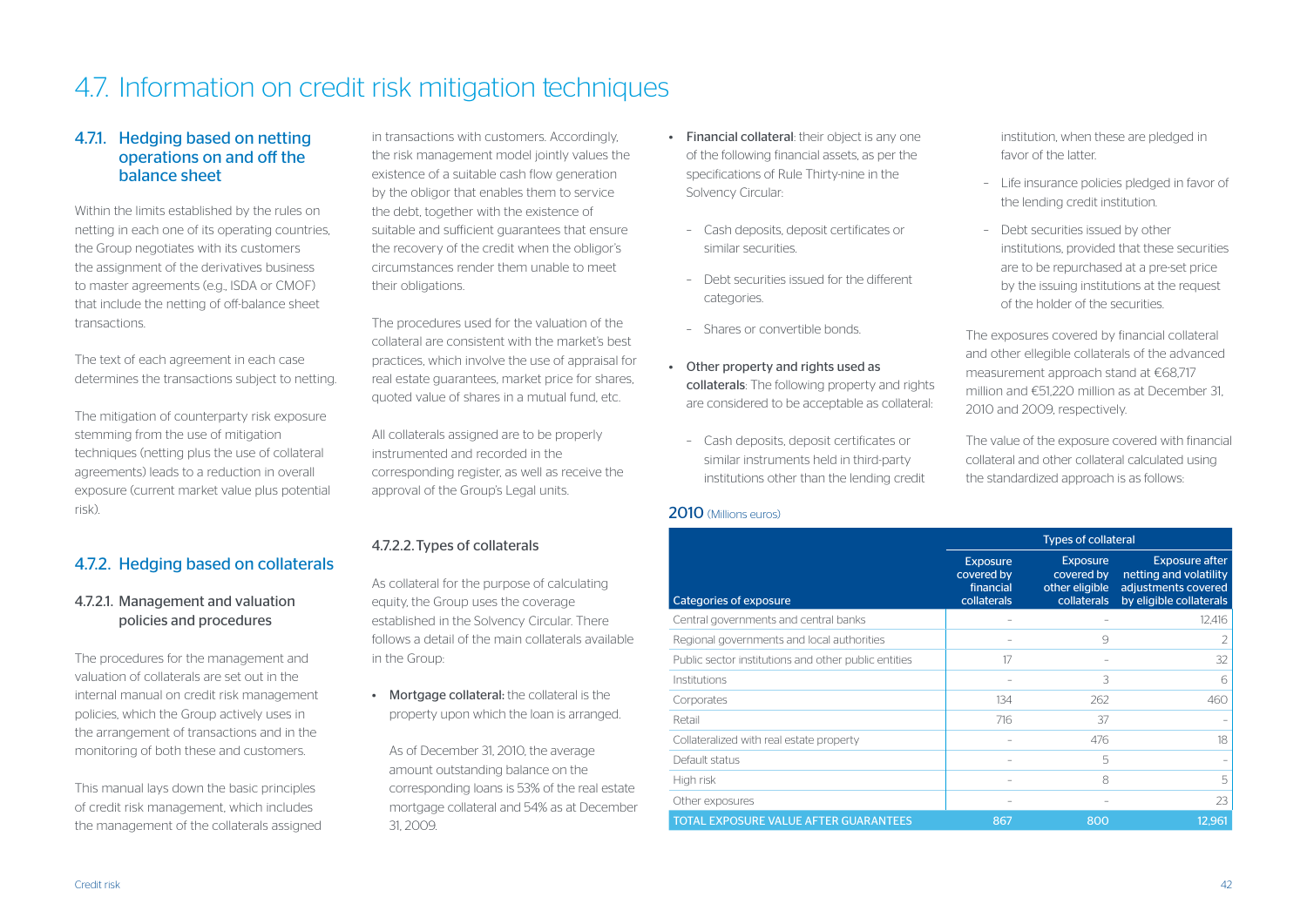# 4.7. Information on credit risk mitigation techniques

## 4.7.1. Hedging based on netting operations on and off the balance sheet

Within the limits established by the rules on netting in each one of its operating countries, the Group negotiates with its customers the assignment of the derivatives business to master agreements (e.g., ISDA or CMOF) that include the netting of off-balance sheet transactions.

The text of each agreement in each case determines the transactions subject to netting.

The mitigation of counterparty risk exposure stemming from the use of mitigation techniques (netting plus the use of collateral agreements) leads to a reduction in overall exposure (current market value plus potential risk).

## 4.7.2. Hedging based on collaterals

### 4.7.2.1. Management and valuation policies and procedures

The procedures for the management and valuation of collaterals are set out in the internal manual on credit risk management policies, which the Group actively uses in the arrangement of transactions and in the monitoring of both these and customers.

This manual lays down the basic principles of credit risk management, which includes the management of the collaterals assigned in transactions with customers. Accordingly, the risk management model jointly values the existence of a suitable cash flow generation by the obligor that enables them to service the debt, together with the existence of suitable and sufficient guarantees that ensure the recovery of the credit when the obligor's circumstances render them unable to meet their obligations.

The procedures used for the valuation of the collateral are consistent with the market's best practices, which involve the use of appraisal for real estate guarantees, market price for shares, quoted value of shares in a mutual fund, etc.

All collaterals assigned are to be properly instrumented and recorded in the corresponding register, as well as receive the approval of the Group's Legal units.

### 4.7.2.2. Types of collaterals

As collateral for the purpose of calculating equity, the Group uses the coverage established in the Solvency Circular. There follows a detail of the main collaterals available in the Group:

- **Mortgage collateral:** the collateral is the property upon which the loan is arranged.

  As of December 31, 2010, the average amount outstanding balance on the corresponding loans is 53% of the real estate mortgage collateral and 54% as at December 31, 2009.

- **Financial collateral**: their object is any one of the following financial assets, as per the specifications of Rule Thirty-nine in the Solvency Circular:
  - Cash deposits, deposit certificates or similar securities.
  - Debt securities issued for the different categories.
  - Shares or convertible bonds.

- **Other property and rights used as collaterals**: The following property and rights are considered to be acceptable as collateral:
  - Cash deposits, deposit certificates or similar instruments held in third-party institutions other than the lending credit institution, when these are pledged in favor of the latter.
  - Life insurance policies pledged in favor of the lending credit institution.
  - Debt securities issued by other institutions, provided that these securities are to be repurchased at a pre-set price by the issuing institutions at the request of the holder of the securities.

The exposures covered by financial collateral and other ellegible collaterals of the advanced measurement approach stand at €68,717 million and €51,220 million as at December 31, 2010 and 2009, respectively.

The value of the exposure covered with financial collateral and other collateral calculated using the standardized approach is as follows:

**2010** (Millions euros)

| | Types of collateral | | |
|---|---|---|---|
| Categories of exposure | Exposure covered by financial collaterals | Exposure covered by other eligible collaterals | Exposure after netting and volatility adjustments covered by eligible collaterals |
| Central governments and central banks | - | - | 12,416 |
| Regional governments and local authorities | - | 9 | 2 |
| Public sector institutions and other public entities | 17 | - | 32 |
| Institutions | - | 3 | 6 |
| Corporates | 134 | 262 | 460 |
| Retail | 716 | 37 | - |
| Collateralized with real estate property | - | 476 | 18 |
| Default status | - | 5 | - |
| High risk | - | 8 | 5 |
| Other exposures | - | - | 23 |
| TOTAL EXPOSURE VALUE AFTER GUARANTEES | 867 | 800 | 12,961 |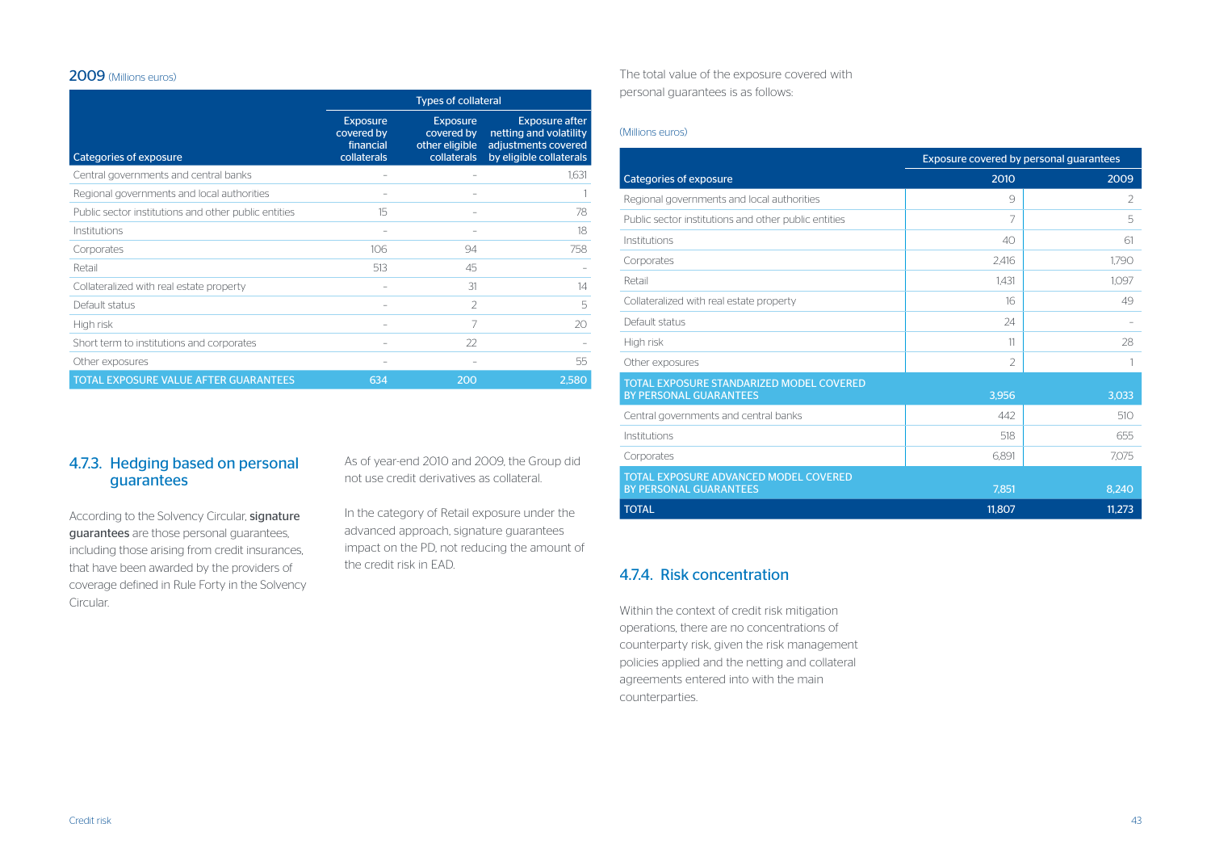**2009** (Millions euros)

| Categories of exposure | Types of collateral | | |
|---|---|---|---|
| | Exposure covered by financial collaterals | Exposure covered by other eligible collaterals | Exposure after netting and volatility adjustments covered by eligible collaterals |
| Central governments and central banks | – | – | 1,631 |
| Regional governments and local authorities | – | – | 1 |
| Public sector institutions and other public entities | 15 | – | 78 |
| Institutions | – | – | 18 |
| Corporates | 106 | 94 | 758 |
| Retail | 513 | 45 | – |
| Collateralized with real estate property | – | 31 | 14 |
| Default status | – | 2 | 5 |
| High risk | – | 7 | 20 |
| Short term to institutions and corporates | – | 22 | – |
| Other exposures | – | – | 55 |
| TOTAL EXPOSURE VALUE AFTER GUARANTEES | 634 | 200 | 2,580 |

## 4.7.3. Hedging based on personal guarantees

According to the Solvency Circular, **signature guarantees** are those personal guarantees, including those arising from credit insurances, that have been awarded by the providers of coverage defined in Rule Forty in the Solvency Circular.

As of year-end 2010 and 2009, the Group did not use credit derivatives as collateral.

In the category of Retail exposure under the advanced approach, signature guarantees impact on the PD, not reducing the amount of the credit risk in EAD.

The total value of the exposure covered with personal guarantees is as follows:

(Millions euros)

| Categories of exposure | Exposure covered by personal guarantees | |
|---|---|---|
| | 2010 | 2009 |
| Regional governments and local authorities | 9 | 2 |
| Public sector institutions and other public entities | 7 | 5 |
| Institutions | 40 | 61 |
| Corporates | 2,416 | 1,790 |
| Retail | 1,431 | 1,097 |
| Collateralized with real estate property | 16 | 49 |
| Default status | 24 | – |
| High risk | 11 | 28 |
| Other exposures | 2 | 1 |
| TOTAL EXPOSURE STANDARIZED MODEL COVERED BY PERSONAL GUARANTEES | 3,956 | 3,033 |
| Central governments and central banks | 442 | 510 |
| Institutions | 518 | 655 |
| Corporates | 6,891 | 7,075 |
| TOTAL EXPOSURE ADVANCED MODEL COVERED BY PERSONAL GUARANTEES | 7,851 | 8,240 |
| TOTAL | 11,807 | 11,273 |

## 4.7.4. Risk concentration

Within the context of credit risk mitigation operations, there are no concentrations of counterparty risk, given the risk management policies applied and the netting and collateral agreements entered into with the main counterparties.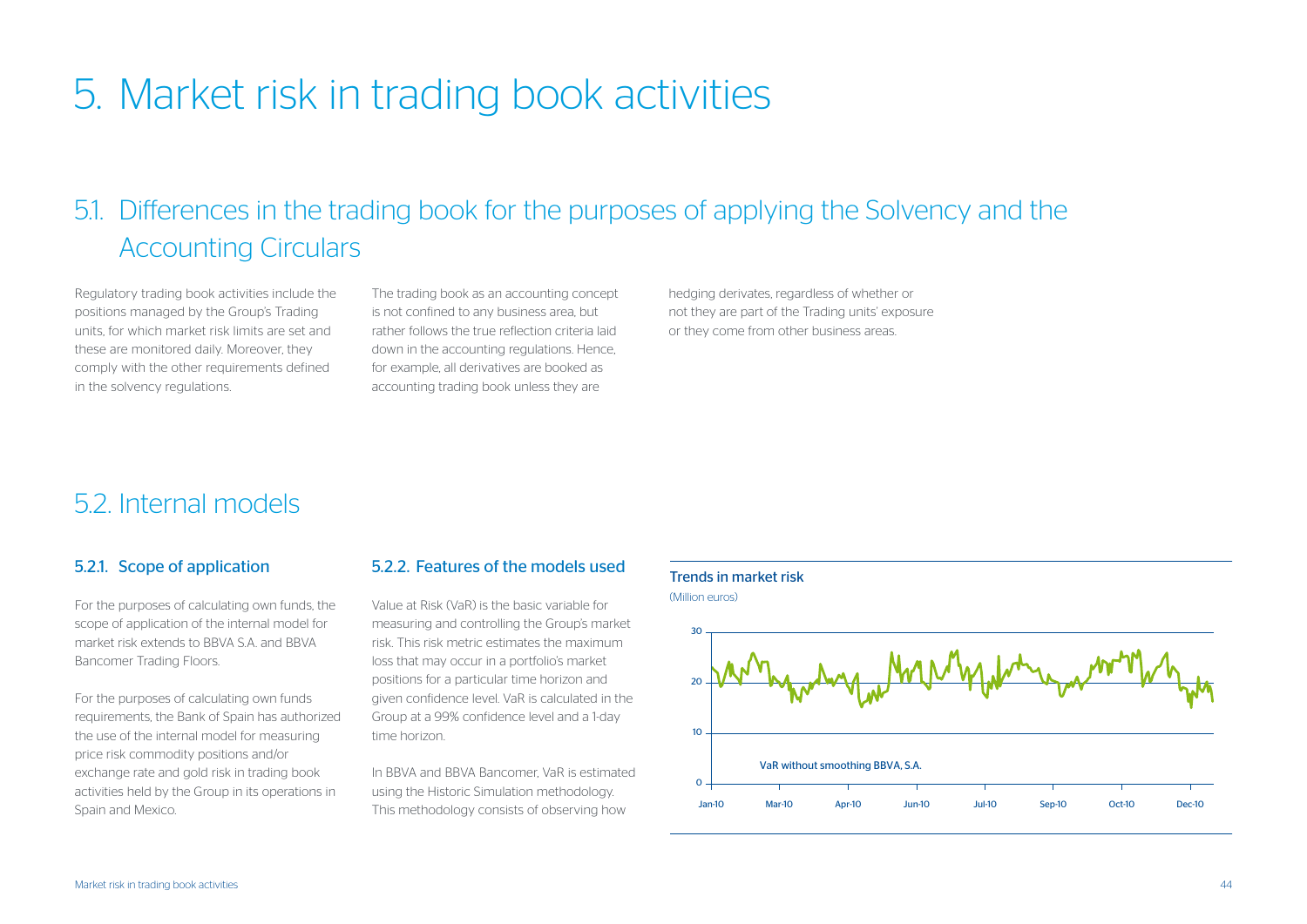# 5. Market risk in trading book activities

## 5.1. Differences in the trading book for the purposes of applying the Solvency and the Accounting Circulars

Regulatory trading book activities include the positions managed by the Group's Trading units, for which market risk limits are set and these are monitored daily. Moreover, they comply with the other requirements defined in the solvency regulations.

The trading book as an accounting concept is not confined to any business area, but rather follows the true reflection criteria laid down in the accounting regulations. Hence, for example, all derivatives are booked as accounting trading book unless they are hedging derivates, regardless of whether or not they are part of the Trading units' exposure or they come from other business areas.

## 5.2. Internal models

### 5.2.1. Scope of application

For the purposes of calculating own funds, the scope of application of the internal model for market risk extends to BBVA S.A. and BBVA Bancomer Trading Floors.

For the purposes of calculating own funds requirements, the Bank of Spain has authorized the use of the internal model for measuring price risk commodity positions and/or exchange rate and gold risk in trading book activities held by the Group in its operations in Spain and Mexico.

### 5.2.2. Features of the models used

Value at Risk (VaR) is the basic variable for measuring and controlling the Group's market risk. This risk metric estimates the maximum loss that may occur in a portfolio's market positions for a particular time horizon and given confidence level. VaR is calculated in the Group at a 99% confidence level and a 1-day time horizon.

In BBVA and BBVA Bancomer, VaR is estimated using the Historic Simulation methodology. This methodology consists of observing how

**Trends in market risk**

(Million euros)

VaR without smoothing BBVA, S.A.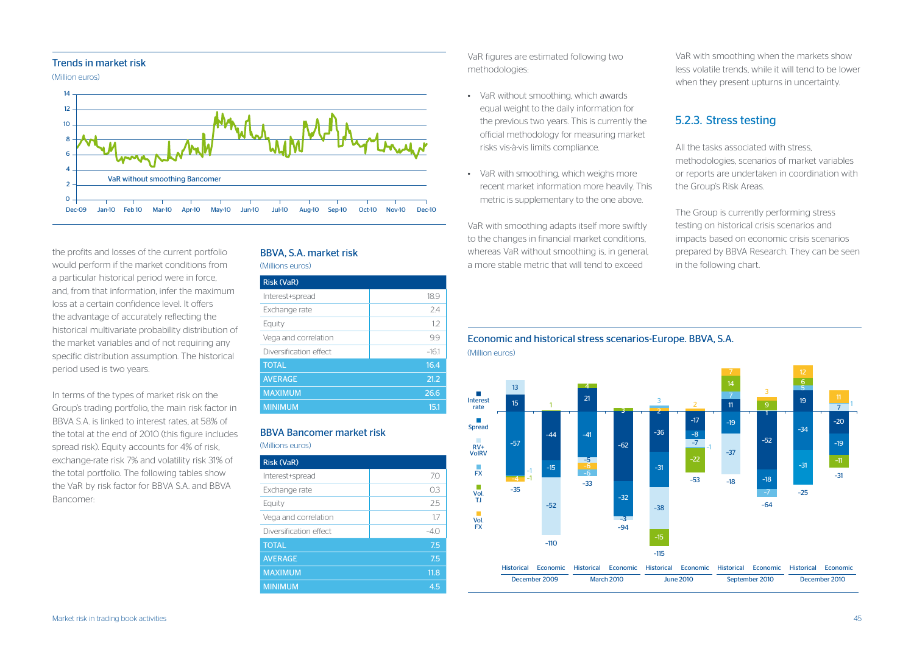## Trends in market risk

(Million euros)

VaR without smoothing Bancomer

the profits and losses of the current portfolio would perform if the market conditions from a particular historical period were in force, and, from that information, infer the maximum loss at a certain confidence level. It offers the advantage of accurately reflecting the historical multivariate probability distribution of the market variables and of not requiring any specific distribution assumption. The historical period used is two years.

In terms of the types of market risk on the Group's trading portfolio, the main risk factor in BBVA S.A. is linked to interest rates, at 58% of the total at the end of 2010 (this figure includes spread risk). Equity accounts for 4% of risk, exchange-rate risk 7% and volatility risk 31% of the total portfolio. The following tables show the VaR by risk factor for BBVA S.A. and BBVA Bancomer:

### BBVA, S.A. market risk

(Millions euros)

| Risk (VaR) | |
|---|---|
| Interest+spread | 18.9 |
| Exchange rate | 2.4 |
| Equity | 1.2 |
| Vega and correlation | 9.9 |
| Diversification effect | -16.1 |
| TOTAL | 16.4 |
| AVERAGE | 21.2 |
| MAXIMUM | 26.6 |
| MINIMUM | 15.1 |

### BBVA Bancomer market risk

(Millions euros)

| Risk (VaR) | |
|---|---|
| Interest+spread | 7.0 |
| Exchange rate | 0.3 |
| Equity | 2.5 |
| Vega and correlation | 1.7 |
| Diversification effect | -4.0 |
| TOTAL | 7.5 |
| AVERAGE | 7.5 |
| MAXIMUM | 11.8 |
| MINIMUM | 4.5 |

VaR figures are estimated following two methodologies:

- VaR without smoothing, which awards equal weight to the daily information for the previous two years. This is currently the official methodology for measuring market risks vis-à-vis limits compliance.
- VaR with smoothing, which weighs more recent market information more heavily. This metric is supplementary to the one above.

VaR with smoothing adapts itself more swiftly to the changes in financial market conditions, whereas VaR without smoothing is, in general, a more stable metric that will tend to exceed VaR with smoothing when the markets show less volatile trends, while it will tend to be lower when they present upturns in uncertainty.

### 5.2.3. Stress testing

All the tasks associated with stress, methodologies, scenarios of market variables or reports are undertaken in coordination with the Group's Risk Areas.

The Group is currently performing stress testing on historical crisis scenarios and impacts based on economic crisis scenarios prepared by BBVA Research. They can be seen in the following chart.

## Economic and historical stress scenarios-Europe. BBVA, S.A.

(Million euros)

Legend: Interest rate; Spread; RV+ VolRV; FX; Vol. T.I; Vol. FX

| | December 2009 Historical | December 2009 Economic | March 2010 Historical | March 2010 Economic | June 2010 Historical | June 2010 Economic | September 2010 Historical | September 2010 Economic | December 2010 Historical | December 2010 Economic |
|---|---|---|---|---|---|---|---|---|---|---|
| Total | -35 | -110 | -33 | -94 | -115 | -53 | -18 | -64 | -25 | -31 |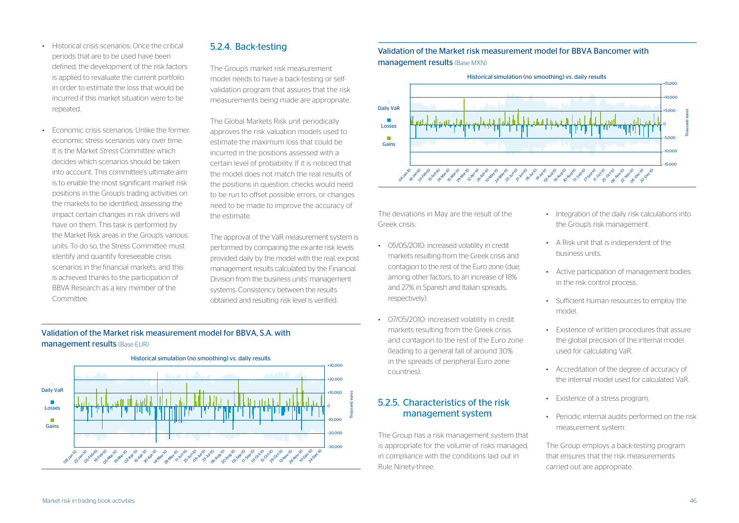- Historical crisis scenarios: Once the critical periods that are to be used have been defined, the development of the risk factors is applied to revaluate the current portfolio in order to estimate the loss that would be incurred if this market situation were to be repeated.
- Economic crisis scenarios: Unlike the former, economic stress scenarios vary over time. It is the Market *Stress* Committee which decides which scenarios should be taken into account. This committee's ultimate aim is to enable the most significant market risk positions in the Group's trading activities on the markets to be identified, assessing the impact certain changes in risk drivers will have on them. This task is performed by the Market Risk areas in the Group's various units. To do so, the Stress Committee must identify and quantify foreseeable crisis scenarios in the financial markets, and this is achieved thanks to the participation of BBVA Research as a key member of the Committee.

## 5.2.4. Back-testing

The Group's market risk measurement model needs to have a back-testing or self-validation program that assures that the risk measurements being made are appropriate.

The Global Markets Risk unit periodically approves the risk valuation models used to estimate the maximum loss that could be incurred in the positions assessed with a certain level of probability. If it is noticed that the model does not match the real results of the positions in question, checks would need to be run to offset possible errors, or changes need to be made to improve the accuracy of the estimate.

The approval of the VaR measurement system is performed by comparing the ex-ante risk levels provided daily by the model with the real, ex-post management results calculated by the Financial Division from the business units' management systems. Consistency between the results obtained and resulting risk level is verified.

**Validation of the Market risk measurement model for BBVA, S.A. with management results** (Base EUR)

Historical simulation (no smoothing) *vs.* daily results

**Validation of the Market risk measurement model for BBVA Bancomer with management results** (Base MXN)

Historical simulation (no smoothing) *vs.* daily results

The deviations in May are the result of the Greek crisis:

- 05/05/2010: increased volatility in credit markets resulting from the Greek crisis and contagion to the rest of the Euro zone (due, among other factors, to an increase of 18% and 27% in Spanish and Italian spreads, respectively).
- 07/05/2010: increased volatility in credit markets resulting from the Greek crisis and contagion to the rest of the Euro zone (leading to a general fall of around 30% in the spreads of peripheral Euro zone countries).

## 5.2.5. Characteristics of the risk management system

The Group has a risk management system that is appropriate for the volume of risks managed, in compliance with the conditions laid out in Rule Ninety-three.

- Integration of the daily risk calculations into the Group's risk management.
- A Risk unit that is independent of the business units.
- Active participation of management bodies in the risk control process.
- Sufficient human resources to employ the model.
- Existence of written procedures that assure the global precision of the internal model used for calculating VaR.
- Accreditation of the degree of accuracy of the internal model used for calculated VaR.
- Existence of a stress program.
- Periodic internal audits performed on the risk measurement system.

The Group employs a back-testing program that ensures that the risk measurements carried out are appropriate.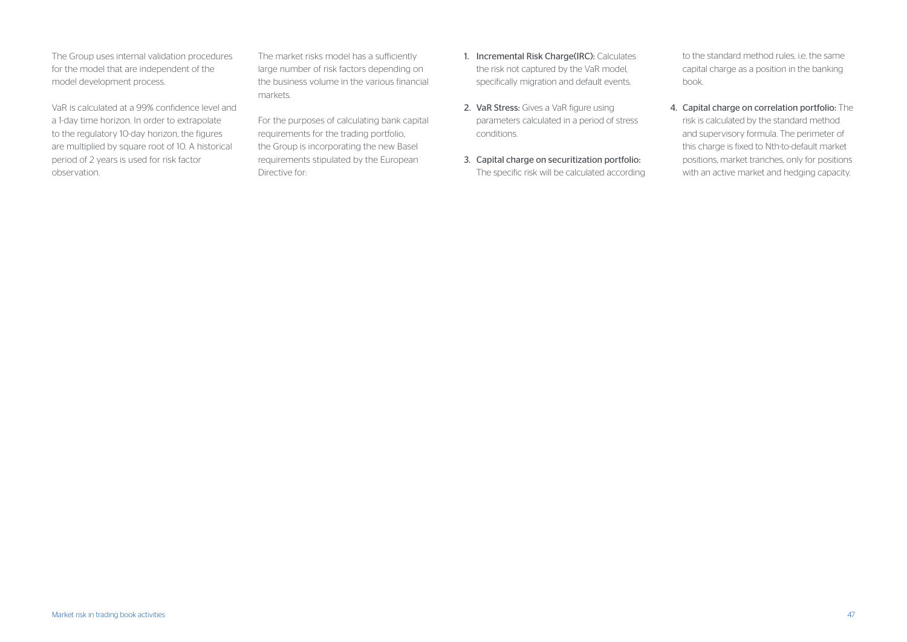The Group uses internal validation procedures for the model that are independent of the model development process.

VaR is calculated at a 99% confidence level and a 1-day time horizon. In order to extrapolate to the regulatory 10-day horizon, the figures are multiplied by square root of 10. A historical period of 2 years is used for risk factor observation.

The market risks model has a sufficiently large number of risk factors depending on the business volume in the various financial markets.

For the purposes of calculating bank capital requirements for the trading portfolio, the Group is incorporating the new Basel requirements stipulated by the European Directive for:

1. **Incremental Risk Charge(IRC):** Calculates the risk not captured by the VaR model, specifically migration and default events.
2. **VaR Stress:** Gives a VaR figure using parameters calculated in a period of stress conditions.
3. **Capital charge on securitization portfolio:** The specific risk will be calculated according to the standard method rules, i.e. the same capital charge as a position in the banking book.
4. **Capital charge on correlation portfolio:** The risk is calculated by the standard method and supervisory formula. The perimeter of this charge is fixed to Nth-to-default market positions, market tranches, only for positions with an active market and hedging capacity.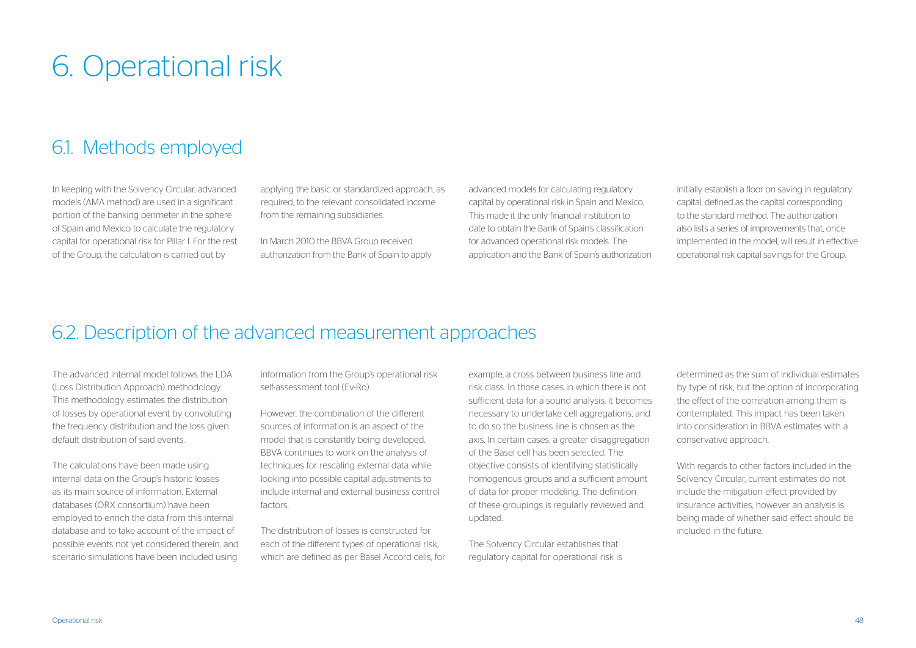# 6. Operational risk

## 6.1. Methods employed

In keeping with the Solvency Circular, advanced models (AMA method) are used in a significant portion of the banking perimeter in the sphere of Spain and Mexico to calculate the regulatory capital for operational risk for Pillar I. For the rest of the Group, the calculation is carried out by applying the basic or standardized approach, as required, to the relevant consolidated income from the remaining subsidiaries.

In March 2010 the BBVA Group received authorization from the Bank of Spain to apply advanced models for calculating regulatory capital by operational risk in Spain and Mexico. This made it the only financial institution to date to obtain the Bank of Spain's classification for advanced operational risk models. The application and the Bank of Spain's authorization initially establish a floor on saving in regulatory capital, defined as the capital corresponding to the standard method. The authorization also lists a series of improvements that, once implemented in the model, will result in effective operational risk capital savings for the Group.

## 6.2. Description of the advanced measurement approaches

The advanced internal model follows the LDA (Loss Distribution Approach) methodology. This methodology estimates the distribution of losses by operational event by convoluting the frequency distribution and the loss given default distribution of said events.

The calculations have been made using internal data on the Group's historic losses as its main source of information. External databases (ORX consortium) have been employed to enrich the data from this internal database and to take account of the impact of possible events not yet considered therein, and scenario simulations have been included using information from the Group's operational risk self-assessment tool (Ev-Ro).

However, the combination of the different sources of information is an aspect of the model that is constantly being developed. BBVA continues to work on the analysis of techniques for rescaling external data while looking into possible capital adjustments to include internal and external business control factors.

The distribution of losses is constructed for each of the different types of operational risk, which are defined as per Basel Accord cells, for example, a cross between business line and risk class. In those cases in which there is not sufficient data for a sound analysis, it becomes necessary to undertake cell aggregations, and to do so the business line is chosen as the axis. In certain cases, a greater disaggregation of the Basel cell has been selected. The objective consists of identifying statistically homogenous groups and a sufficient amount of data for proper modeling. The definition of these groupings is regularly reviewed and updated.

The Solvency Circular establishes that regulatory capital for operational risk is determined as the sum of individual estimates by type of risk, but the option of incorporating the effect of the correlation among them is contemplated. This impact has been taken into consideration in BBVA estimates with a conservative approach.

With regards to other factors included in the Solvency Circular, current estimates do not include the mitigation effect provided by insurance activities, however an analysis is being made of whether said effect should be included in the future.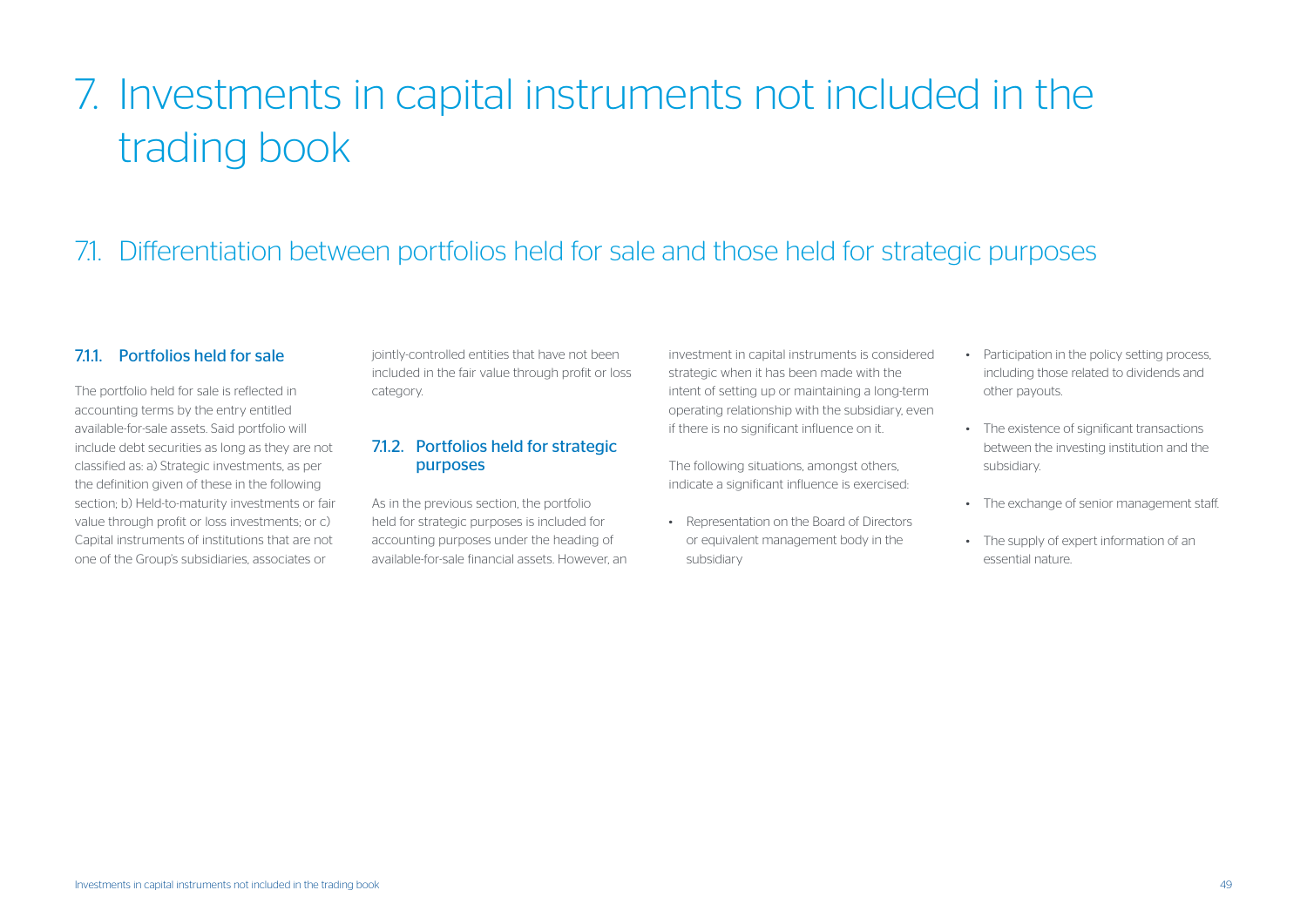# 7. Investments in capital instruments not included in the trading book

## 7.1. Differentiation between portfolios held for sale and those held for strategic purposes

### 7.1.1. Portfolios held for sale

The portfolio held for sale is reflected in accounting terms by the entry entitled available-for-sale assets. Said portfolio will include debt securities as long as they are not classified as: a) Strategic investments, as per the definition given of these in the following section; b) Held-to-maturity investments or fair value through profit or loss investments; or c) Capital instruments of institutions that are not one of the Group's subsidiaries, associates or jointly-controlled entities that have not been included in the fair value through profit or loss category.

### 7.1.2. Portfolios held for strategic purposes

As in the previous section, the portfolio held for strategic purposes is included for accounting purposes under the heading of available-for-sale financial assets. However, an investment in capital instruments is considered strategic when it has been made with the intent of setting up or maintaining a long-term operating relationship with the subsidiary, even if there is no significant influence on it.

The following situations, amongst others, indicate a significant influence is exercised:

- Representation on the Board of Directors or equivalent management body in the subsidiary
- Participation in the policy setting process, including those related to dividends and other payouts.
- The existence of significant transactions between the investing institution and the subsidiary.
- The exchange of senior management staff.
- The supply of expert information of an essential nature.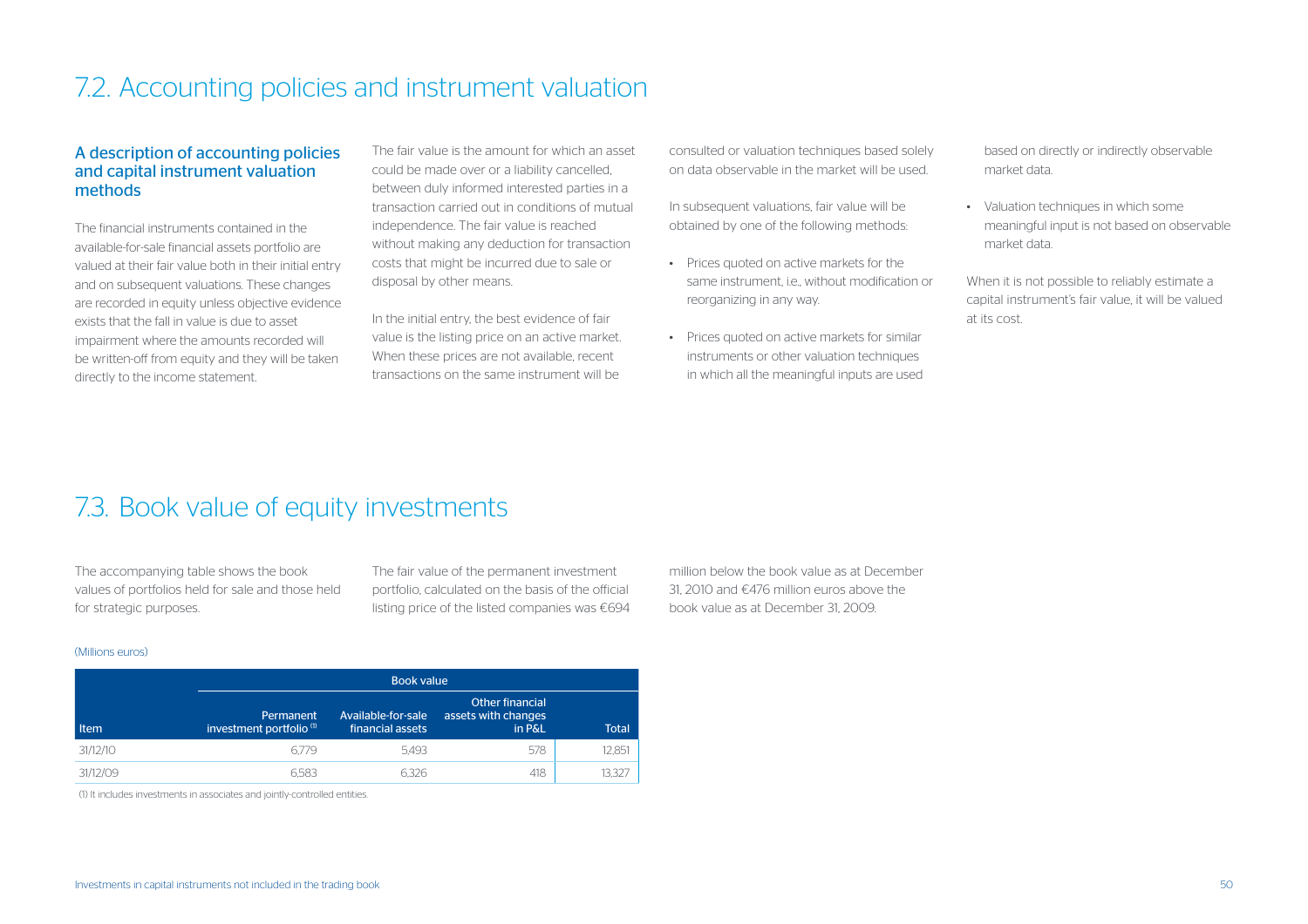# 7.2. Accounting policies and instrument valuation

## A description of accounting policies and capital instrument valuation methods

The financial instruments contained in the available-for-sale financial assets portfolio are valued at their fair value both in their initial entry and on subsequent valuations. These changes are recorded in equity unless objective evidence exists that the fall in value is due to asset impairment where the amounts recorded will be written-off from equity and they will be taken directly to the income statement.

The fair value is the amount for which an asset could be made over or a liability cancelled, between duly informed interested parties in a transaction carried out in conditions of mutual independence. The fair value is reached without making any deduction for transaction costs that might be incurred due to sale or disposal by other means.

In the initial entry, the best evidence of fair value is the listing price on an active market. When these prices are not available, recent transactions on the same instrument will be consulted or valuation techniques based solely on data observable in the market will be used.

In subsequent valuations, fair value will be obtained by one of the following methods:

- Prices quoted on active markets for the same instrument, i.e., without modification or reorganizing in any way.
- Prices quoted on active markets for similar instruments or other valuation techniques in which all the meaningful inputs are used based on directly or indirectly observable market data.
- Valuation techniques in which some meaningful input is not based on observable market data.

When it is not possible to reliably estimate a capital instrument's fair value, it will be valued at its cost.

# 7.3. Book value of equity investments

The accompanying table shows the book values of portfolios held for sale and those held for strategic purposes.

The fair value of the permanent investment portfolio, calculated on the basis of the official listing price of the listed companies was €694 million below the book value as at December 31, 2010 and €476 million euros above the book value as at December 31, 2009.

(Millions euros)

| | Book value | | | |
|---|---|---|---|---|
| Item | Permanent investment portfolio (1) | Available-for-sale financial assets | Other financial assets with changes in P&L | Total |
| 31/12/10 | 6,779 | 5,493 | 578 | 12,851 |
| 31/12/09 | 6,583 | 6,326 | 418 | 13,327 |

(1) It includes investments in associates and jointly-controlled entities.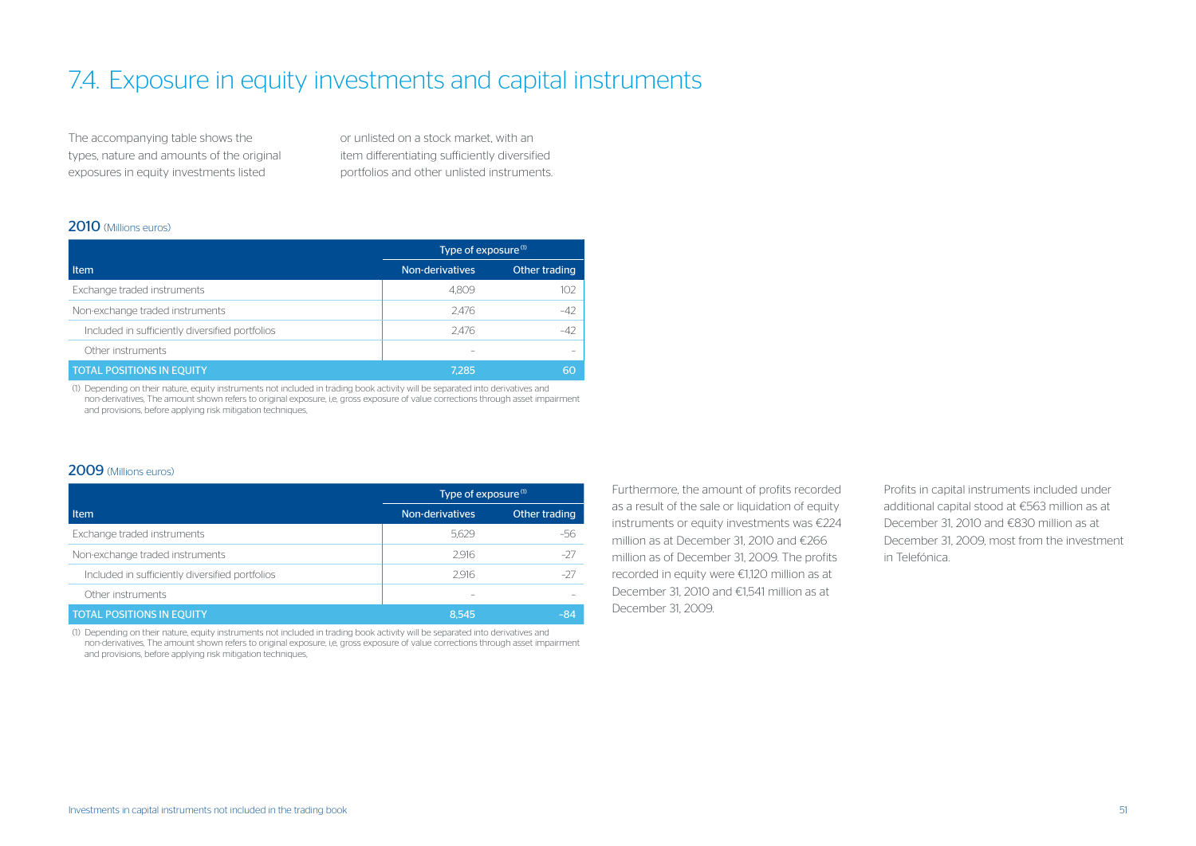# 7.4. Exposure in equity investments and capital instruments

The accompanying table shows the types, nature and amounts of the original exposures in equity investments listed or unlisted on a stock market, with an item differentiating sufficiently diversified portfolios and other unlisted instruments.

## 2010 (Millions euros)

| Item | Type of exposure [1] | |
|---|---|---|
| | Non-derivatives | Other trading |
| Exchange traded instruments | 4,809 | 102 |
| Non-exchange traded instruments | 2,476 | -42 |
| Included in sufficiently diversified portfolios | 2,476 | -42 |
| Other instruments | - | - |
| TOTAL POSITIONS IN EQUITY | 7,285 | 60 |

(1) Depending on their nature, equity instruments not included in trading book activity will be separated into derivatives and non-derivatives. The amount shown refers to original exposure, i.e. gross exposure of value corrections through asset impairment and provisions, before applying risk mitigation techniques.

## 2009 (Millions euros)

| Item | Type of exposure [1] | |
|---|---|---|
| | Non-derivatives | Other trading |
| Exchange traded instruments | 5,629 | -56 |
| Non-exchange traded instruments | 2,916 | -27 |
| Included in sufficiently diversified portfolios | 2,916 | -27 |
| Other instruments | - | - |
| TOTAL POSITIONS IN EQUITY | 8,545 | -84 |

(1) Depending on their nature, equity instruments not included in trading book activity will be separated into derivatives and non-derivatives. The amount shown refers to original exposure, i.e. gross exposure of value corrections through asset impairment and provisions, before applying risk mitigation techniques.

Furthermore, the amount of profits recorded as a result of the sale or liquidation of equity instruments or equity investments was €224 million as at December 31, 2010 and €266 million as of December 31, 2009. The profits recorded in equity were €1,120 million as at December 31, 2010 and €1,541 million as at December 31, 2009.

Profits in capital instruments included under additional capital stood at €563 million as at December 31, 2010 and €830 million as at December 31, 2009, most from the investment in Telefónica.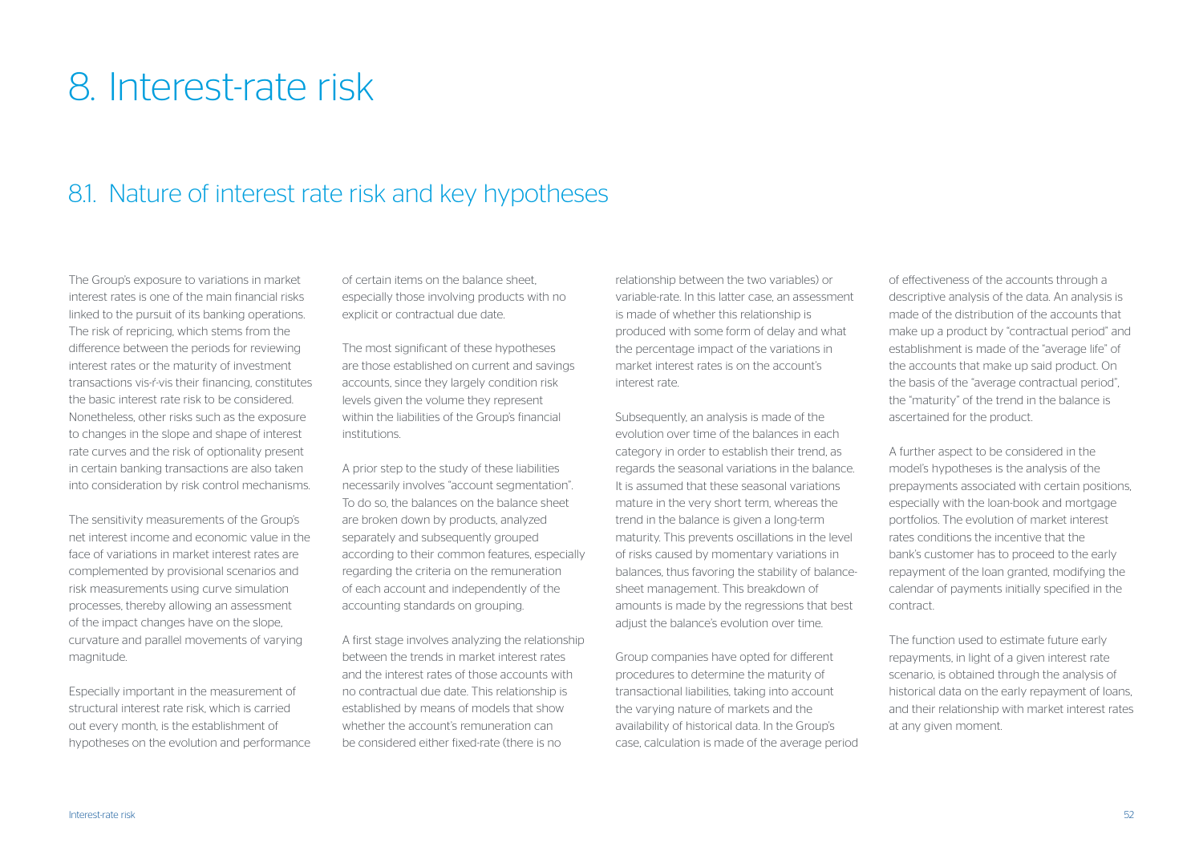# 8. Interest-rate risk

## 8.1. Nature of interest rate risk and key hypotheses

The Group's exposure to variations in market interest rates is one of the main financial risks linked to the pursuit of its banking operations. The risk of repricing, which stems from the difference between the periods for reviewing interest rates or the maturity of investment transactions vis-à-vis their financing, constitutes the basic interest rate risk to be considered. Nonetheless, other risks such as the exposure to changes in the slope and shape of interest rate curves and the risk of optionality present in certain banking transactions are also taken into consideration by risk control mechanisms.

The sensitivity measurements of the Group's net interest income and economic value in the face of variations in market interest rates are complemented by provisional scenarios and risk measurements using curve simulation processes, thereby allowing an assessment of the impact changes have on the slope, curvature and parallel movements of varying magnitude.

Especially important in the measurement of structural interest rate risk, which is carried out every month, is the establishment of hypotheses on the evolution and performance of certain items on the balance sheet, especially those involving products with no explicit or contractual due date.

The most significant of these hypotheses are those established on current and savings accounts, since they largely condition risk levels given the volume they represent within the liabilities of the Group's financial institutions.

A prior step to the study of these liabilities necessarily involves "account segmentation". To do so, the balances on the balance sheet are broken down by products, analyzed separately and subsequently grouped according to their common features, especially regarding the criteria on the remuneration of each account and independently of the accounting standards on grouping.

A first stage involves analyzing the relationship between the trends in market interest rates and the interest rates of those accounts with no contractual due date. This relationship is established by means of models that show whether the account's remuneration can be considered either fixed-rate (there is no relationship between the two variables) or variable-rate. In this latter case, an assessment is made of whether this relationship is produced with some form of delay and what the percentage impact of the variations in market interest rates is on the account's interest rate.

Subsequently, an analysis is made of the evolution over time of the balances in each category in order to establish their trend, as regards the seasonal variations in the balance. It is assumed that these seasonal variations mature in the very short term, whereas the trend in the balance is given a long-term maturity. This prevents oscillations in the level of risks caused by momentary variations in balances, thus favoring the stability of balance-sheet management. This breakdown of amounts is made by the regressions that best adjust the balance's evolution over time.

Group companies have opted for different procedures to determine the maturity of transactional liabilities, taking into account the varying nature of markets and the availability of historical data. In the Group's case, calculation is made of the average period of effectiveness of the accounts through a descriptive analysis of the data. An analysis is made of the distribution of the accounts that make up a product by "contractual period" and establishment is made of the "average life" of the accounts that make up said product. On the basis of the "average contractual period", the "maturity" of the trend in the balance is ascertained for the product.

A further aspect to be considered in the model's hypotheses is the analysis of the prepayments associated with certain positions, especially with the loan-book and mortgage portfolios. The evolution of market interest rates conditions the incentive that the bank's customer has to proceed to the early repayment of the loan granted, modifying the calendar of payments initially specified in the contract.

The function used to estimate future early repayments, in light of a given interest rate scenario, is obtained through the analysis of historical data on the early repayment of loans, and their relationship with market interest rates at any given moment.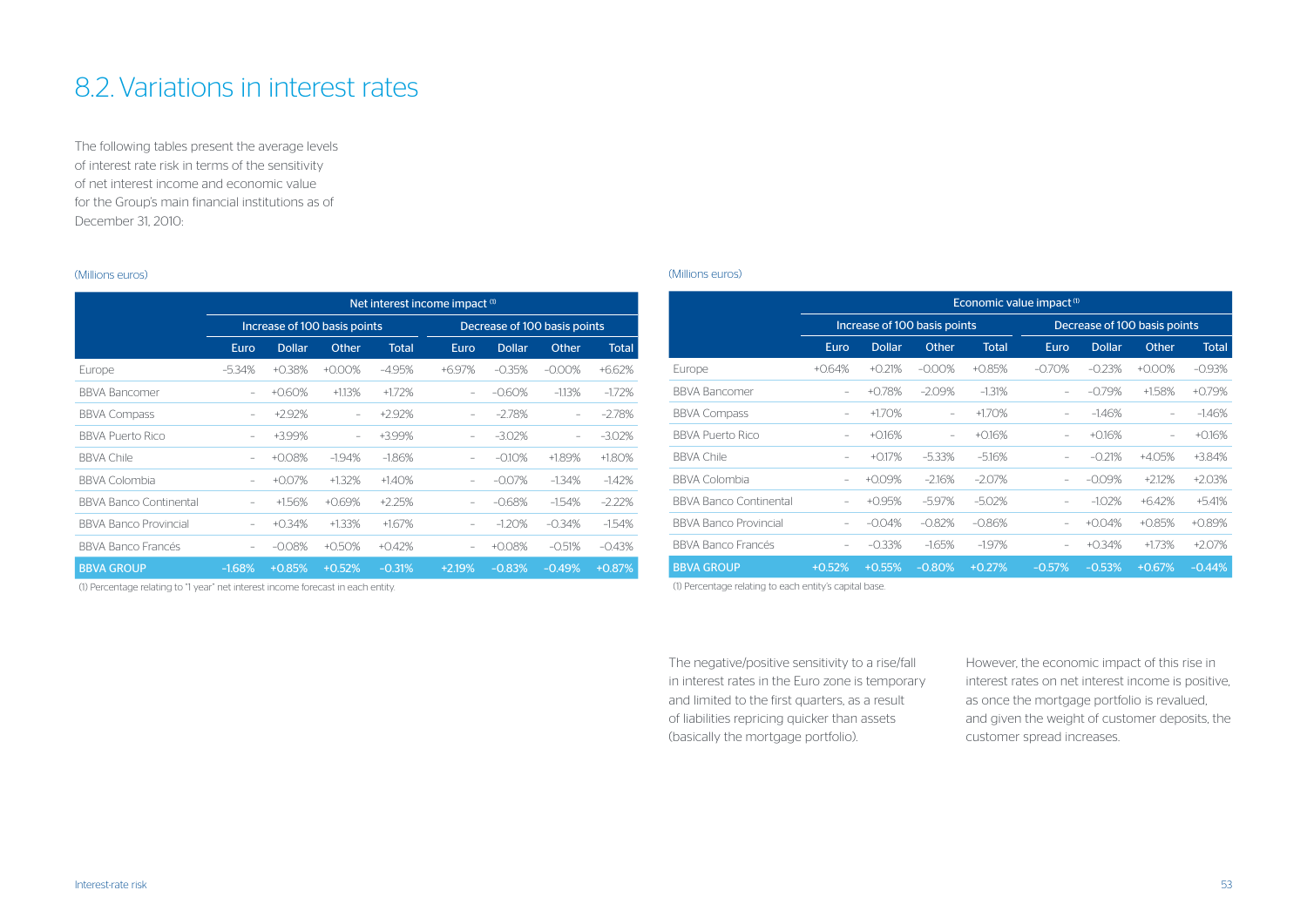# 8.2. Variations in interest rates

The following tables present the average levels of interest rate risk in terms of the sensitivity of net interest income and economic value for the Group's main financial institutions as of December 31, 2010:

(Millions euros)

| | Net interest income impact [1] | | | | | | | |
|---|---|---|---|---|---|---|---|---|
| | Increase of 100 basis points | | | | Decrease of 100 basis points | | | |
| | Euro | Dollar | Other | Total | Euro | Dollar | Other | Total |
| Europe | -5.34% | +0.38% | +0.00% | -4.95% | +6.97% | -0.35% | -0.00% | +6.62% |
| BBVA Bancomer | – | +0.60% | +1.13% | +1.72% | – | -0.60% | -1.13% | -1.72% |
| BBVA Compass | – | +2.92% | – | +2.92% | – | -2.78% | – | -2.78% |
| BBVA Puerto Rico | – | +3.99% | – | +3.99% | – | -3.02% | – | -3.02% |
| BBVA Chile | – | +0.08% | -1.94% | -1.86% | – | -0.10% | +1.89% | +1.80% |
| BBVA Colombia | – | +0.07% | +1.32% | +1.40% | – | -0.07% | -1.34% | -1.42% |
| BBVA Banco Continental | – | +1.56% | +0.69% | +2.25% | – | -0.68% | -1.54% | -2.22% |
| BBVA Banco Provincial | – | +0.34% | +1.33% | +1.67% | – | -1.20% | -0.34% | -1.54% |
| BBVA Banco Francés | – | -0.08% | +0.50% | +0.42% | – | +0.08% | -0.51% | -0.43% |
| **BBVA GROUP** | **-1.68%** | **+0.85%** | **+0.52%** | **-0.31%** | **+2.19%** | **-0.83%** | **-0.49%** | **+0.87%** |

(1) Percentage relating to "1 year" net interest income forecast in each entity.

(Millions euros)

| | Economic value impact [1] | | | | | | | |
|---|---|---|---|---|---|---|---|---|
| | Increase of 100 basis points | | | | Decrease of 100 basis points | | | |
| | Euro | Dollar | Other | Total | Euro | Dollar | Other | Total |
| Europe | +0.64% | +0.21% | -0.00% | +0.85% | -0.70% | -0.23% | +0.00% | -0.93% |
| BBVA Bancomer | – | +0.78% | -2.09% | -1.31% | – | -0.79% | +1.58% | +0.79% |
| BBVA Compass | – | +1.70% | – | +1.70% | – | -1.46% | – | -1.46% |
| BBVA Puerto Rico | – | +0.16% | – | +0.16% | – | +0.16% | – | +0.16% |
| BBVA Chile | – | +0.17% | -5.33% | -5.16% | – | -0.21% | +4.05% | +3.84% |
| BBVA Colombia | – | +0.09% | -2.16% | -2.07% | – | -0.09% | +2.12% | +2.03% |
| BBVA Banco Continental | – | +0.95% | -5.97% | -5.02% | – | -1.02% | +6.42% | +5.41% |
| BBVA Banco Provincial | – | -0.04% | -0.82% | -0.86% | – | +0.04% | +0.85% | +0.89% |
| BBVA Banco Francés | – | -0.33% | -1.65% | -1.97% | – | +0.34% | +1.73% | +2.07% |
| **BBVA GROUP** | **+0.52%** | **+0.55%** | **-0.80%** | **+0.27%** | **-0.57%** | **-0.53%** | **+0.67%** | **-0.44%** |

(1) Percentage relating to each entity's capital base.

The negative/positive sensitivity to a rise/fall in interest rates in the Euro zone is temporary and limited to the first quarters, as a result of liabilities repricing quicker than assets (basically the mortgage portfolio).

However, the economic impact of this rise in interest rates on net interest income is positive, as once the mortgage portfolio is revalued, and given the weight of customer deposits, the customer spread increases.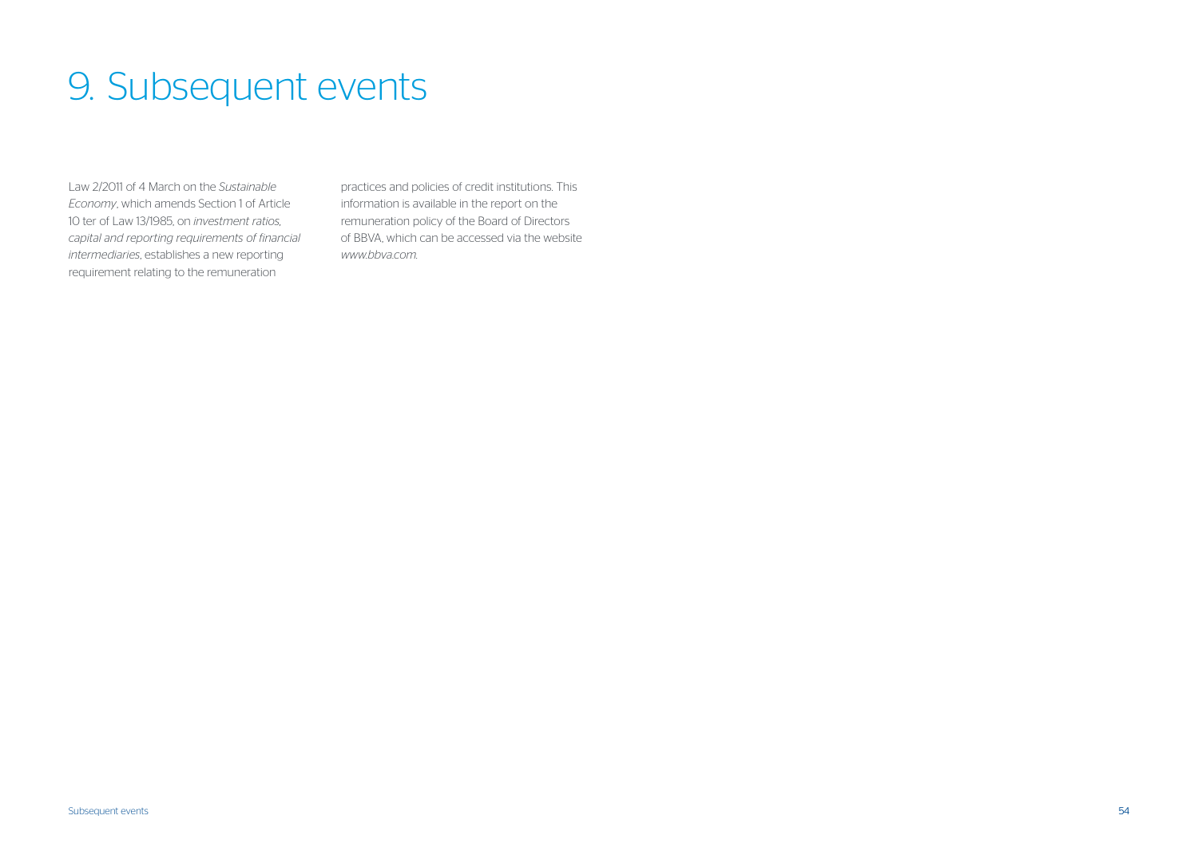# 9. Subsequent events

Law 2/2011 of 4 March on the *Sustainable Economy*, which amends Section 1 of Article 10 ter of Law 13/1985, on *investment ratios, capital and reporting requirements of financial intermediaries*, establishes a new reporting requirement relating to the remuneration practices and policies of credit institutions. This information is available in the report on the remuneration policy of the Board of Directors of BBVA, which can be accessed via the website *www.bbva.com*.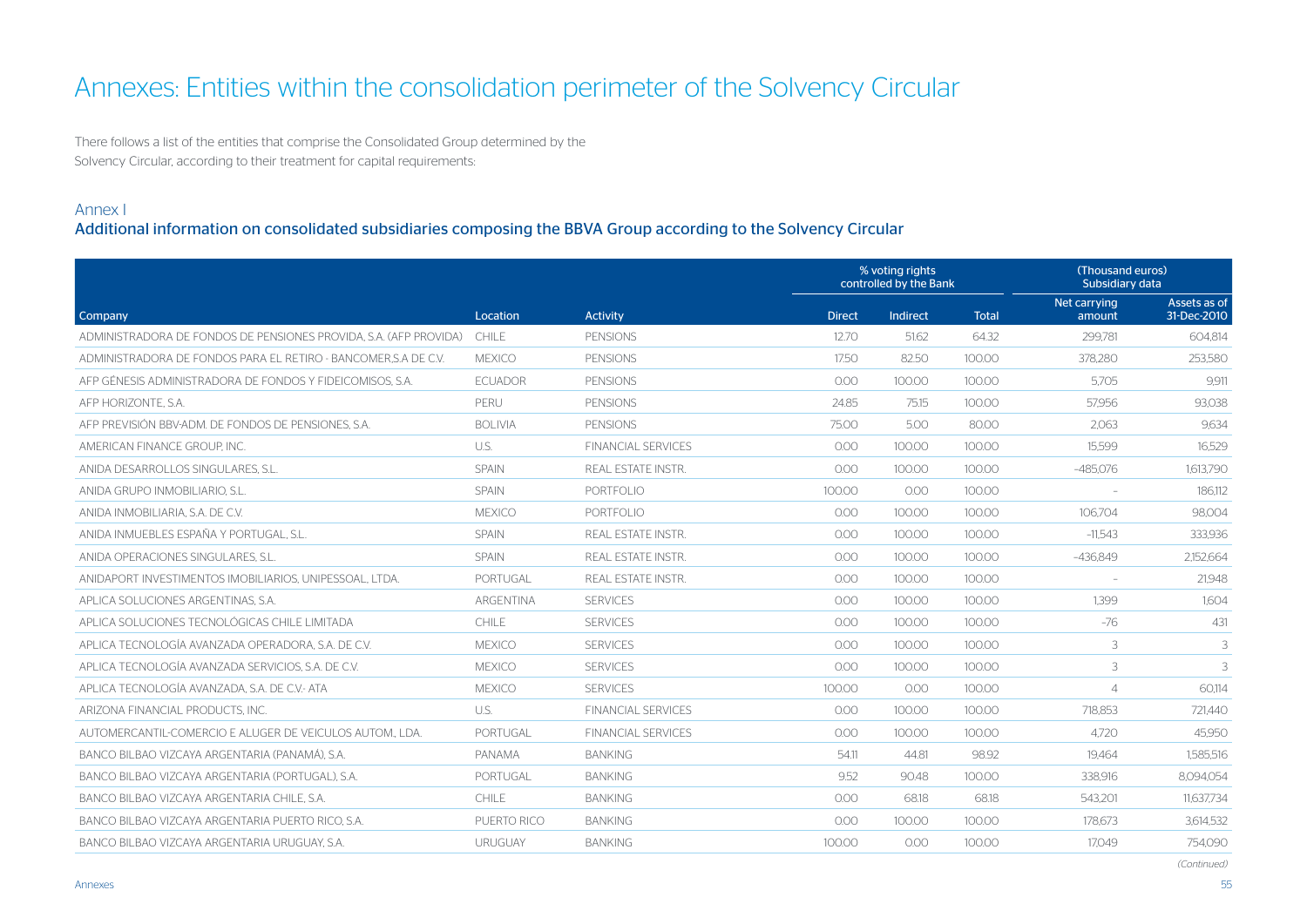# Annexes: Entities within the consolidation perimeter of the Solvency Circular

There follows a list of the entities that comprise the Consolidated Group determined by the Solvency Circular, according to their treatment for capital requirements:

## Annex I

### Additional information on consolidated subsidiaries composing the BBVA Group according to the Solvency Circular

| | | | % voting rights controlled by the Bank | | | (Thousand euros) Subsidiary data | |
|---|---|---|---|---|---|---|---|
| Company | Location | Activity | Direct | Indirect | Total | Net carrying amount | Assets as of 31-Dec-2010 |
| ADMINISTRADORA DE FONDOS DE PENSIONES PROVIDA, S.A. (AFP PROVIDA) | CHILE | PENSIONS | 12.70 | 51.62 | 64.32 | 299,781 | 604,814 |
| ADMINISTRADORA DE FONDOS PARA EL RETIRO - BANCOMER,S.A DE C.V. | MEXICO | PENSIONS | 17.50 | 82.50 | 100.00 | 378,280 | 253,580 |
| AFP GÉNESIS ADMINISTRADORA DE FONDOS Y FIDEICOMISOS, S.A. | ECUADOR | PENSIONS | 0.00 | 100.00 | 100.00 | 5,705 | 9,911 |
| AFP HORIZONTE, S.A. | PERU | PENSIONS | 24.85 | 75.15 | 100.00 | 57,956 | 93,038 |
| AFP PREVISIÓN BBV-ADM. DE FONDOS DE PENSIONES, S.A. | BOLIVIA | PENSIONS | 75.00 | 5.00 | 80.00 | 2,063 | 9,634 |
| AMERICAN FINANCE GROUP, INC. | U.S. | FINANCIAL SERVICES | 0.00 | 100.00 | 100.00 | 15,599 | 16,529 |
| ANIDA DESARROLLOS SINGULARES, S.L. | SPAIN | REAL ESTATE INSTR. | 0.00 | 100.00 | 100.00 | -485,076 | 1,613,790 |
| ANIDA GRUPO INMOBILIARIO, S.L. | SPAIN | PORTFOLIO | 100.00 | 0.00 | 100.00 | - | 186,112 |
| ANIDA INMOBILIARIA, S.A. DE C.V. | MEXICO | PORTFOLIO | 0.00 | 100.00 | 100.00 | 106,704 | 98,004 |
| ANIDA INMUEBLES ESPAÑA Y PORTUGAL, S.L. | SPAIN | REAL ESTATE INSTR. | 0.00 | 100.00 | 100.00 | -11,543 | 333,936 |
| ANIDA OPERACIONES SINGULARES, S.L. | SPAIN | REAL ESTATE INSTR. | 0.00 | 100.00 | 100.00 | -436,849 | 2,152,664 |
| ANIDAPORT INVESTIMENTOS IMOBILIARIOS, UNIPESSOAL, LTDA. | PORTUGAL | REAL ESTATE INSTR. | 0.00 | 100.00 | 100.00 | - | 21,948 |
| APLICA SOLUCIONES ARGENTINAS, S.A. | ARGENTINA | SERVICES | 0.00 | 100.00 | 100.00 | 1,399 | 1,604 |
| APLICA SOLUCIONES TECNOLÓGICAS CHILE LIMITADA | CHILE | SERVICES | 0.00 | 100.00 | 100.00 | -76 | 431 |
| APLICA TECNOLOGÍA AVANZADA OPERADORA, S.A. DE C.V. | MEXICO | SERVICES | 0.00 | 100.00 | 100.00 | 3 | 3 |
| APLICA TECNOLOGÍA AVANZADA SERVICIOS, S.A. DE C.V. | MEXICO | SERVICES | 0.00 | 100.00 | 100.00 | 3 | 3 |
| APLICA TECNOLOGÍA AVANZADA, S.A. DE C.V.- ATA | MEXICO | SERVICES | 100.00 | 0.00 | 100.00 | 4 | 60,114 |
| ARIZONA FINANCIAL PRODUCTS, INC. | U.S. | FINANCIAL SERVICES | 0.00 | 100.00 | 100.00 | 718,853 | 721,440 |
| AUTOMERCANTIL-COMERCIO E ALUGER DE VEICULOS AUTOM., LDA. | PORTUGAL | FINANCIAL SERVICES | 0.00 | 100.00 | 100.00 | 4,720 | 45,950 |
| BANCO BILBAO VIZCAYA ARGENTARIA (PANAMÁ), S.A. | PANAMA | BANKING | 54.11 | 44.81 | 98.92 | 19,464 | 1,585,516 |
| BANCO BILBAO VIZCAYA ARGENTARIA (PORTUGAL), S.A. | PORTUGAL | BANKING | 9.52 | 90.48 | 100.00 | 338,916 | 8,094,054 |
| BANCO BILBAO VIZCAYA ARGENTARIA CHILE, S.A. | CHILE | BANKING | 0.00 | 68.18 | 68.18 | 543,201 | 11,637,734 |
| BANCO BILBAO VIZCAYA ARGENTARIA PUERTO RICO, S.A. | PUERTO RICO | BANKING | 0.00 | 100.00 | 100.00 | 178,673 | 3,614,532 |
| BANCO BILBAO VIZCAYA ARGENTARIA URUGUAY, S.A. | URUGUAY | BANKING | 100.00 | 0.00 | 100.00 | 17,049 | 754,090 |

*(Continued)*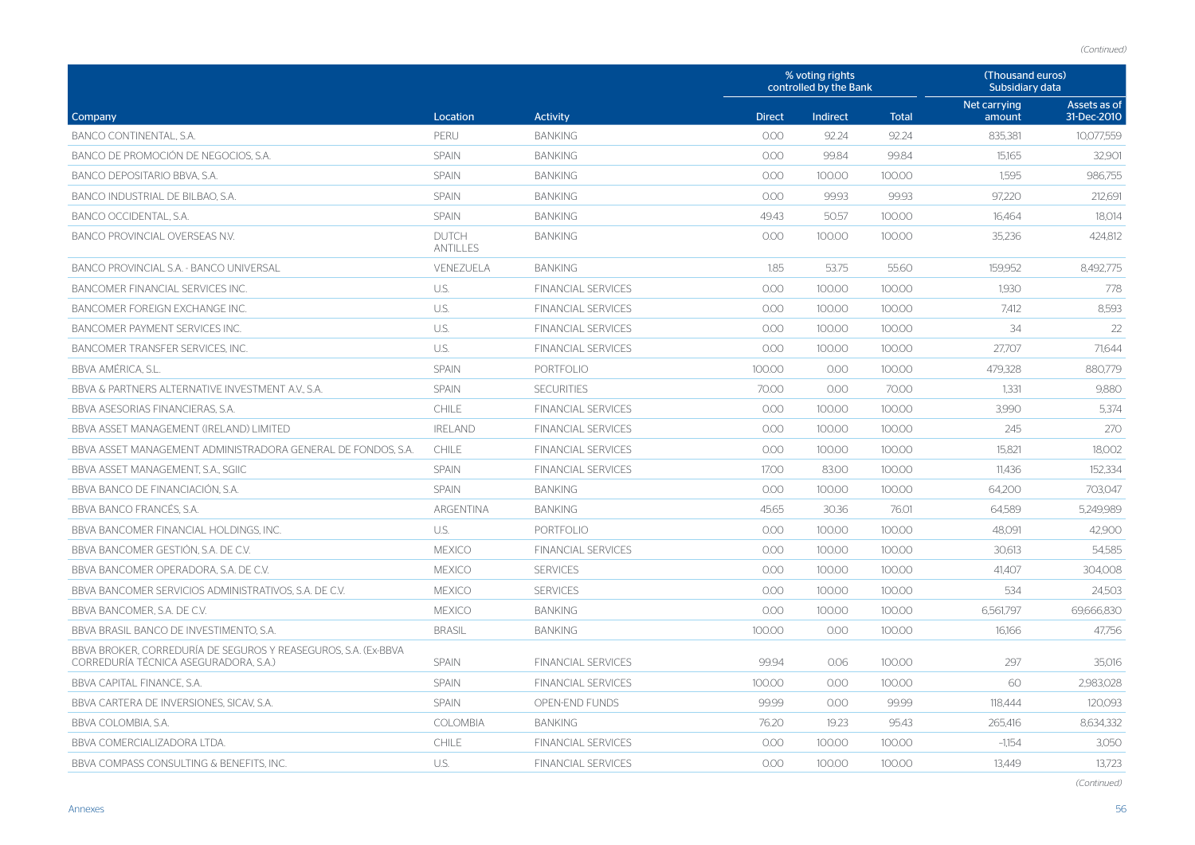*(Continued)*

| Company | Location | Activity | % voting rights controlled by the Bank | | | (Thousand euros) Subsidiary data | |
|---|---|---|---|---|---|---|---|
| | | | Direct | Indirect | Total | Net carrying amount | Assets as of 31-Dec-2010 |
| BANCO CONTINENTAL, S.A. | PERU | BANKING | 0.00 | 92.24 | 92.24 | 835,381 | 10,077,559 |
| BANCO DE PROMOCIÓN DE NEGOCIOS, S.A. | SPAIN | BANKING | 0.00 | 99.84 | 99.84 | 15,165 | 32,901 |
| BANCO DEPOSITARIO BBVA, S.A. | SPAIN | BANKING | 0.00 | 100.00 | 100.00 | 1,595 | 986,755 |
| BANCO INDUSTRIAL DE BILBAO, S.A. | SPAIN | BANKING | 0.00 | 99.93 | 99.93 | 97,220 | 212,691 |
| BANCO OCCIDENTAL, S.A. | SPAIN | BANKING | 49.43 | 50.57 | 100.00 | 16,464 | 18,014 |
| BANCO PROVINCIAL OVERSEAS N.V. | DUTCH ANTILLES | BANKING | 0.00 | 100.00 | 100.00 | 35,236 | 424,812 |
| BANCO PROVINCIAL S.A. - BANCO UNIVERSAL | VENEZUELA | BANKING | 1.85 | 53.75 | 55.60 | 159,952 | 8,492,775 |
| BANCOMER FINANCIAL SERVICES INC. | U.S. | FINANCIAL SERVICES | 0.00 | 100.00 | 100.00 | 1,930 | 778 |
| BANCOMER FOREIGN EXCHANGE INC. | U.S. | FINANCIAL SERVICES | 0.00 | 100.00 | 100.00 | 7,412 | 8,593 |
| BANCOMER PAYMENT SERVICES INC. | U.S. | FINANCIAL SERVICES | 0.00 | 100.00 | 100.00 | 34 | 22 |
| BANCOMER TRANSFER SERVICES, INC. | U.S. | FINANCIAL SERVICES | 0.00 | 100.00 | 100.00 | 27,707 | 71,644 |
| BBVA AMÉRICA, S.L. | SPAIN | PORTFOLIO | 100.00 | 0.00 | 100.00 | 479,328 | 880,779 |
| BBVA & PARTNERS ALTERNATIVE INVESTMENT A.V., S.A. | SPAIN | SECURITIES | 70.00 | 0.00 | 70.00 | 1,331 | 9,880 |
| BBVA ASESORIAS FINANCIERAS, S.A. | CHILE | FINANCIAL SERVICES | 0.00 | 100.00 | 100.00 | 3,990 | 5,374 |
| BBVA ASSET MANAGEMENT (IRELAND) LIMITED | IRELAND | FINANCIAL SERVICES | 0.00 | 100.00 | 100.00 | 245 | 270 |
| BBVA ASSET MANAGEMENT ADMINISTRADORA GENERAL DE FONDOS, S.A. | CHILE | FINANCIAL SERVICES | 0.00 | 100.00 | 100.00 | 15,821 | 18,002 |
| BBVA ASSET MANAGEMENT, S.A., SGIIC | SPAIN | FINANCIAL SERVICES | 17.00 | 83.00 | 100.00 | 11,436 | 152,334 |
| BBVA BANCO DE FINANCIACIÓN, S.A. | SPAIN | BANKING | 0.00 | 100.00 | 100.00 | 64,200 | 703,047 |
| BBVA BANCO FRANCÉS, S.A. | ARGENTINA | BANKING | 45.65 | 30.36 | 76.01 | 64,589 | 5,249,989 |
| BBVA BANCOMER FINANCIAL HOLDINGS, INC. | U.S. | PORTFOLIO | 0.00 | 100.00 | 100.00 | 48,091 | 42,900 |
| BBVA BANCOMER GESTIÓN, S.A. DE C.V. | MEXICO | FINANCIAL SERVICES | 0.00 | 100.00 | 100.00 | 30,613 | 54,585 |
| BBVA BANCOMER OPERADORA, S.A. DE C.V. | MEXICO | SERVICES | 0.00 | 100.00 | 100.00 | 41,407 | 304,008 |
| BBVA BANCOMER SERVICIOS ADMINISTRATIVOS, S.A. DE C.V. | MEXICO | SERVICES | 0.00 | 100.00 | 100.00 | 534 | 24,503 |
| BBVA BANCOMER, S.A. DE C.V. | MEXICO | BANKING | 0.00 | 100.00 | 100.00 | 6,561,797 | 69,666,830 |
| BBVA BRASIL BANCO DE INVESTIMENTO, S.A. | BRASIL | BANKING | 100.00 | 0.00 | 100.00 | 16,166 | 47,756 |
| BBVA BROKER, CORREDURÍA DE SEGUROS Y REASEGUROS, S.A. (Ex-BBVA CORREDURÍA TÉCNICA ASEGURADORA, S.A.) | SPAIN | FINANCIAL SERVICES | 99.94 | 0.06 | 100.00 | 297 | 35,016 |
| BBVA CAPITAL FINANCE, S.A. | SPAIN | FINANCIAL SERVICES | 100.00 | 0.00 | 100.00 | 60 | 2,983,028 |
| BBVA CARTERA DE INVERSIONES, SICAV, S.A. | SPAIN | OPEN-END FUNDS | 99.99 | 0.00 | 99.99 | 118,444 | 120,093 |
| BBVA COLOMBIA, S.A. | COLOMBIA | BANKING | 76.20 | 19.23 | 95.43 | 265,416 | 8,634,332 |
| BBVA COMERCIALIZADORA LTDA. | CHILE | FINANCIAL SERVICES | 0.00 | 100.00 | 100.00 | -1,154 | 3,050 |
| BBVA COMPASS CONSULTING & BENEFITS, INC. | U.S. | FINANCIAL SERVICES | 0.00 | 100.00 | 100.00 | 13,449 | 13,723 |

*(Continued)*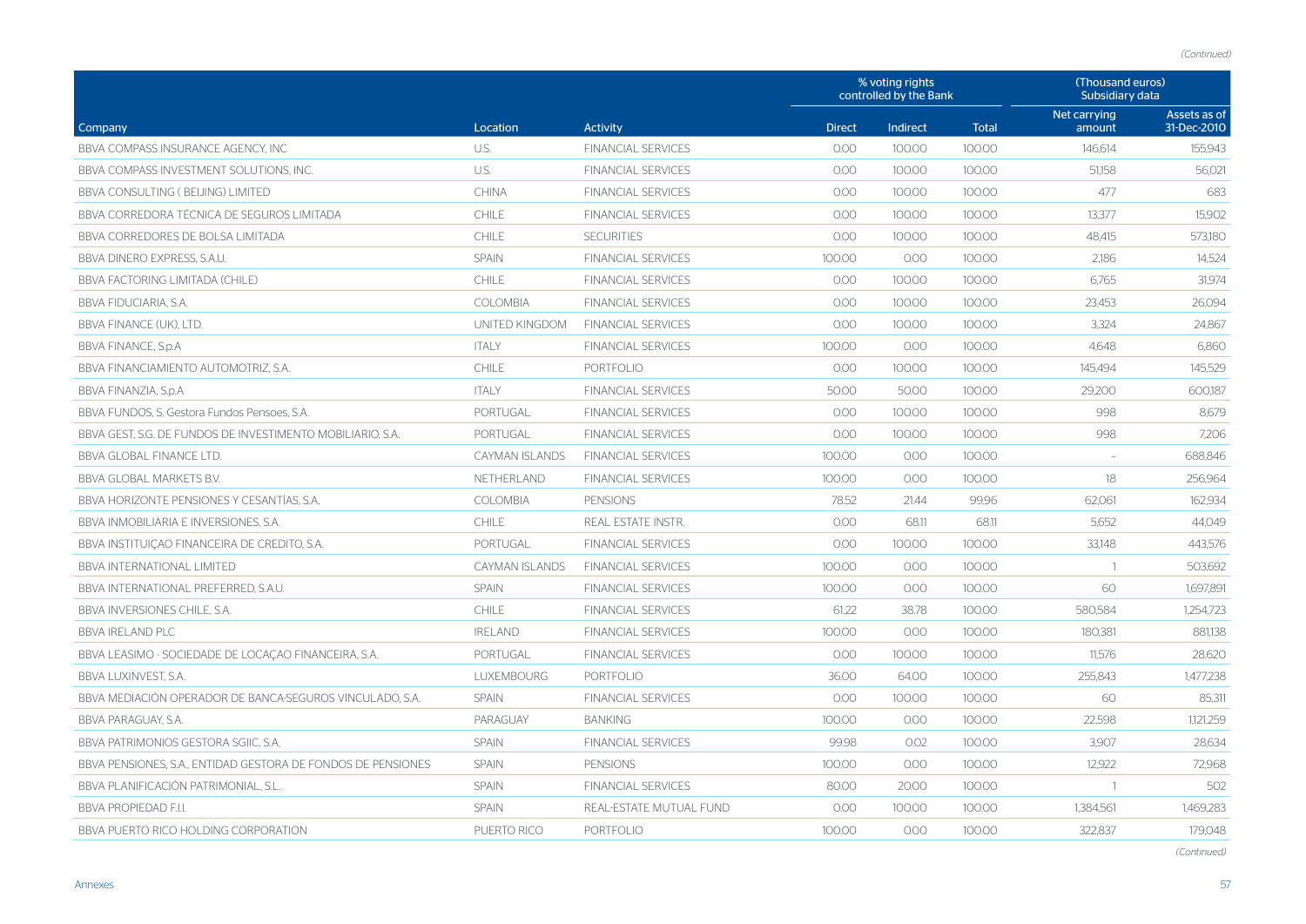*(Continued)*

| Company | Location | Activity | % voting rights controlled by the Bank | | | (Thousand euros) Subsidiary data | |
|---|---|---|---|---|---|---|---|
| | | | Direct | Indirect | Total | Net carrying amount | Assets as of 31-Dec-2010 |
| BBVA COMPASS INSURANCE AGENCY, INC | U.S. | FINANCIAL SERVICES | 0.00 | 100.00 | 100.00 | 146,614 | 155,943 |
| BBVA COMPASS INVESTMENT SOLUTIONS, INC. | U.S. | FINANCIAL SERVICES | 0.00 | 100.00 | 100.00 | 51,158 | 56,021 |
| BBVA CONSULTING ( BEIJING) LIMITED | CHINA | FINANCIAL SERVICES | 0.00 | 100.00 | 100.00 | 477 | 683 |
| BBVA CORREDORA TÉCNICA DE SEGUROS LIMITADA | CHILE | FINANCIAL SERVICES | 0.00 | 100.00 | 100.00 | 13,377 | 15,902 |
| BBVA CORREDORES DE BOLSA LIMITADA | CHILE | SECURITIES | 0.00 | 100.00 | 100.00 | 48,415 | 573,180 |
| BBVA DINERO EXPRESS, S.A.U. | SPAIN | FINANCIAL SERVICES | 100.00 | 0.00 | 100.00 | 2,186 | 14,524 |
| BBVA FACTORING LIMITADA (CHILE) | CHILE | FINANCIAL SERVICES | 0.00 | 100.00 | 100.00 | 6,765 | 31,974 |
| BBVA FIDUCIARIA, S.A. | COLOMBIA | FINANCIAL SERVICES | 0.00 | 100.00 | 100.00 | 23,453 | 26,094 |
| BBVA FINANCE (UK), LTD. | UNITED KINGDOM | FINANCIAL SERVICES | 0.00 | 100.00 | 100.00 | 3,324 | 24,867 |
| BBVA FINANCE, S.p.A | ITALY | FINANCIAL SERVICES | 100.00 | 0.00 | 100.00 | 4,648 | 6,860 |
| BBVA FINANCIAMIENTO AUTOMOTRIZ, S.A. | CHILE | PORTFOLIO | 0.00 | 100.00 | 100.00 | 145,494 | 145,529 |
| BBVA FINANZIA, S.p.A | ITALY | FINANCIAL SERVICES | 50.00 | 50.00 | 100.00 | 29,200 | 600,187 |
| BBVA FUNDOS, S. Gestora Fundos Pensoes, S.A. | PORTUGAL | FINANCIAL SERVICES | 0.00 | 100.00 | 100.00 | 998 | 8,679 |
| BBVA GEST, S.G. DE FUNDOS DE INVESTIMENTO MOBILIARIO, S.A. | PORTUGAL | FINANCIAL SERVICES | 0.00 | 100.00 | 100.00 | 998 | 7,206 |
| BBVA GLOBAL FINANCE LTD. | CAYMAN ISLANDS | FINANCIAL SERVICES | 100.00 | 0.00 | 100.00 | - | 688,846 |
| BBVA GLOBAL MARKETS B.V. | NETHERLAND | FINANCIAL SERVICES | 100.00 | 0.00 | 100.00 | 18 | 256,964 |
| BBVA HORIZONTE PENSIONES Y CESANTÍAS, S.A. | COLOMBIA | PENSIONS | 78.52 | 21.44 | 99.96 | 62,061 | 162,934 |
| BBVA INMOBILIARIA E INVERSIONES, S.A. | CHILE | REAL ESTATE INSTR. | 0.00 | 68.11 | 68.11 | 5,652 | 44,049 |
| BBVA INSTITUIÇAO FINANCEIRA DE CREDITO, S.A. | PORTUGAL | FINANCIAL SERVICES | 0.00 | 100.00 | 100.00 | 33,148 | 443,576 |
| BBVA INTERNATIONAL LIMITED | CAYMAN ISLANDS | FINANCIAL SERVICES | 100.00 | 0.00 | 100.00 | 1 | 503,692 |
| BBVA INTERNATIONAL PREFERRED, S.A.U. | SPAIN | FINANCIAL SERVICES | 100.00 | 0.00 | 100.00 | 60 | 1,697,891 |
| BBVA INVERSIONES CHILE, S.A. | CHILE | FINANCIAL SERVICES | 61.22 | 38.78 | 100.00 | 580,584 | 1,254,723 |
| BBVA IRELAND PLC | IRELAND | FINANCIAL SERVICES | 100.00 | 0.00 | 100.00 | 180,381 | 881,138 |
| BBVA LEASIMO - SOCIEDADE DE LOCAÇAO FINANCEIRA, S.A. | PORTUGAL | FINANCIAL SERVICES | 0.00 | 100.00 | 100.00 | 11,576 | 28,620 |
| BBVA LUXINVEST, S.A. | LUXEMBOURG | PORTFOLIO | 36.00 | 64.00 | 100.00 | 255,843 | 1,477,238 |
| BBVA MEDIACIÓN OPERADOR DE BANCA-SEGUROS VINCULADO, S.A. | SPAIN | FINANCIAL SERVICES | 0.00 | 100.00 | 100.00 | 60 | 85,311 |
| BBVA PARAGUAY, S.A. | PARAGUAY | BANKING | 100.00 | 0.00 | 100.00 | 22,598 | 1,121,259 |
| BBVA PATRIMONIOS GESTORA SGIIC, S.A. | SPAIN | FINANCIAL SERVICES | 99.98 | 0.02 | 100.00 | 3,907 | 28,634 |
| BBVA PENSIONES, S.A., ENTIDAD GESTORA DE FONDOS DE PENSIONES | SPAIN | PENSIONS | 100.00 | 0.00 | 100.00 | 12,922 | 72,968 |
| BBVA PLANIFICACIÓN PATRIMONIAL, S.L. | SPAIN | FINANCIAL SERVICES | 80.00 | 20.00 | 100.00 | 1 | 502 |
| BBVA PROPIEDAD F.I.I. | SPAIN | REAL-ESTATE MUTUAL FUND | 0.00 | 100.00 | 100.00 | 1,384,561 | 1,469,283 |
| BBVA PUERTO RICO HOLDING CORPORATION | PUERTO RICO | PORTFOLIO | 100.00 | 0.00 | 100.00 | 322,837 | 179,048 |

*(Continued)*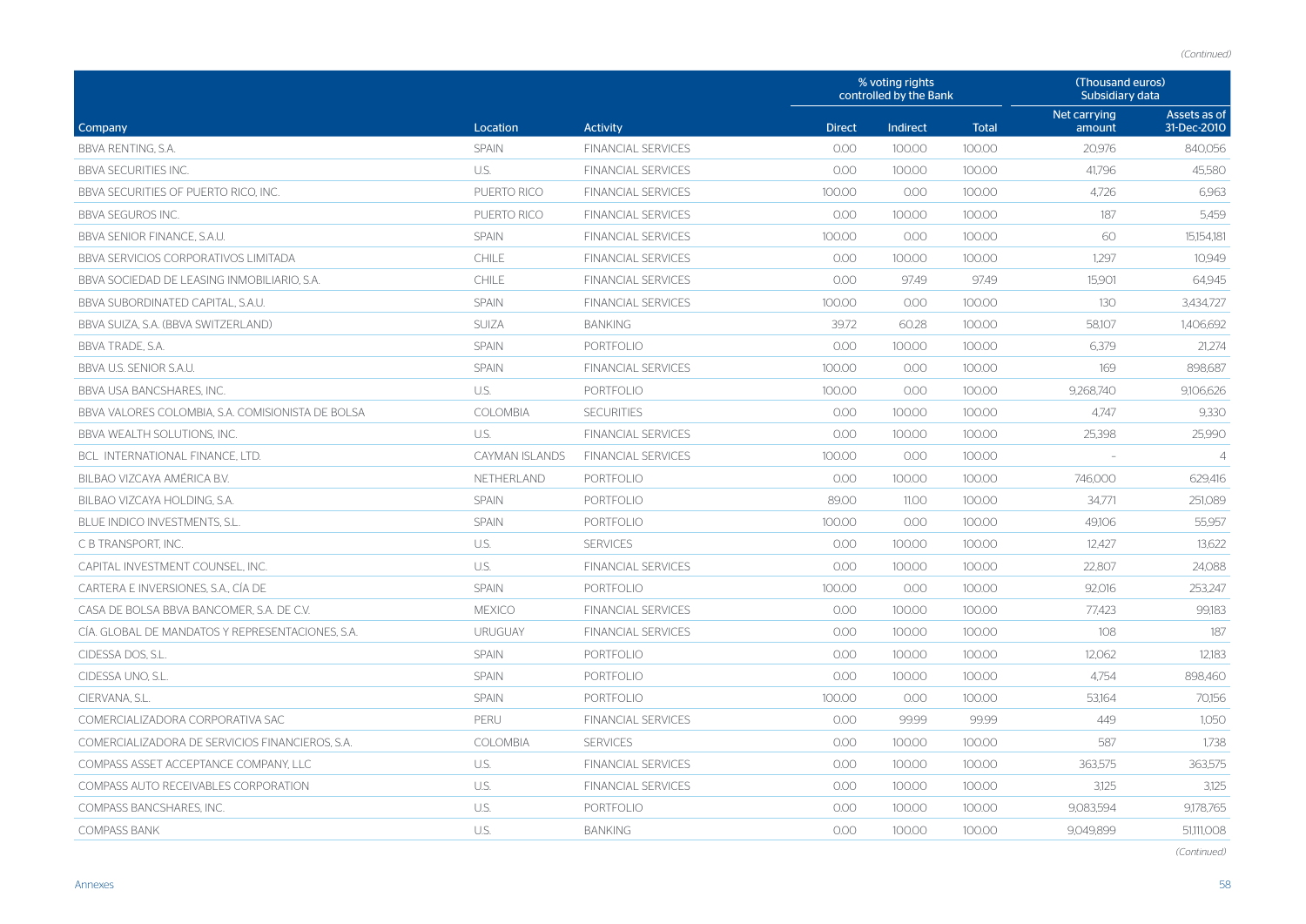*(Continued)*

| Company | Location | Activity | % voting rights controlled by the Bank | | | (Thousand euros) Subsidiary data | |
|---|---|---|---|---|---|---|---|
| | | | Direct | Indirect | Total | Net carrying amount | Assets as of 31-Dec-2010 |
| BBVA RENTING, S.A. | SPAIN | FINANCIAL SERVICES | 0.00 | 100.00 | 100.00 | 20,976 | 840,056 |
| BBVA SECURITIES INC. | U.S. | FINANCIAL SERVICES | 0.00 | 100.00 | 100.00 | 41,796 | 45,580 |
| BBVA SECURITIES OF PUERTO RICO, INC. | PUERTO RICO | FINANCIAL SERVICES | 100.00 | 0.00 | 100.00 | 4,726 | 6,963 |
| BBVA SEGUROS INC. | PUERTO RICO | FINANCIAL SERVICES | 0.00 | 100.00 | 100.00 | 187 | 5,459 |
| BBVA SENIOR FINANCE, S.A.U. | SPAIN | FINANCIAL SERVICES | 100.00 | 0.00 | 100.00 | 60 | 15,154,181 |
| BBVA SERVICIOS CORPORATIVOS LIMITADA | CHILE | FINANCIAL SERVICES | 0.00 | 100.00 | 100.00 | 1,297 | 10,949 |
| BBVA SOCIEDAD DE LEASING INMOBILIARIO, S.A. | CHILE | FINANCIAL SERVICES | 0.00 | 97.49 | 97.49 | 15,901 | 64,945 |
| BBVA SUBORDINATED CAPITAL, S.A.U. | SPAIN | FINANCIAL SERVICES | 100.00 | 0.00 | 100.00 | 130 | 3,434,727 |
| BBVA SUIZA, S.A. (BBVA SWITZERLAND) | SUIZA | BANKING | 39.72 | 60.28 | 100.00 | 58,107 | 1,406,692 |
| BBVA TRADE, S.A. | SPAIN | PORTFOLIO | 0.00 | 100.00 | 100.00 | 6,379 | 21,274 |
| BBVA U.S. SENIOR S.A.U. | SPAIN | FINANCIAL SERVICES | 100.00 | 0.00 | 100.00 | 169 | 898,687 |
| BBVA USA BANCSHARES, INC. | U.S. | PORTFOLIO | 100.00 | 0.00 | 100.00 | 9,268,740 | 9,106,626 |
| BBVA VALORES COLOMBIA, S.A. COMISIONISTA DE BOLSA | COLOMBIA | SECURITIES | 0.00 | 100.00 | 100.00 | 4,747 | 9,330 |
| BBVA WEALTH SOLUTIONS, INC. | U.S. | FINANCIAL SERVICES | 0.00 | 100.00 | 100.00 | 25,398 | 25,990 |
| BCL. INTERNATIONAL FINANCE, LTD. | CAYMAN ISLANDS | FINANCIAL SERVICES | 100.00 | 0.00 | 100.00 | - | 4 |
| BILBAO VIZCAYA AMÉRICA B.V. | NETHERLAND | PORTFOLIO | 0.00 | 100.00 | 100.00 | 746,000 | 629,416 |
| BILBAO VIZCAYA HOLDING, S.A. | SPAIN | PORTFOLIO | 89.00 | 11.00 | 100.00 | 34,771 | 251,089 |
| BLUE INDICO INVESTMENTS, S.L. | SPAIN | PORTFOLIO | 100.00 | 0.00 | 100.00 | 49,106 | 55,957 |
| C B TRANSPORT, INC. | U.S. | SERVICES | 0.00 | 100.00 | 100.00 | 12,427 | 13,622 |
| CAPITAL INVESTMENT COUNSEL, INC. | U.S. | FINANCIAL SERVICES | 0.00 | 100.00 | 100.00 | 22,807 | 24,088 |
| CARTERA E INVERSIONES, S.A., CÍA DE | SPAIN | PORTFOLIO | 100.00 | 0.00 | 100.00 | 92,016 | 253,247 |
| CASA DE BOLSA BBVA BANCOMER, S.A. DE C.V. | MEXICO | FINANCIAL SERVICES | 0.00 | 100.00 | 100.00 | 77,423 | 99,183 |
| CÍA. GLOBAL DE MANDATOS Y REPRESENTACIONES, S.A. | URUGUAY | FINANCIAL SERVICES | 0.00 | 100.00 | 100.00 | 108 | 187 |
| CIDESSA DOS, S.L. | SPAIN | PORTFOLIO | 0.00 | 100.00 | 100.00 | 12,062 | 12,183 |
| CIDESSA UNO, S.L. | SPAIN | PORTFOLIO | 0.00 | 100.00 | 100.00 | 4,754 | 898,460 |
| CIERVANA, S.L. | SPAIN | PORTFOLIO | 100.00 | 0.00 | 100.00 | 53,164 | 70,156 |
| COMERCIALIZADORA CORPORATIVA SAC | PERU | FINANCIAL SERVICES | 0.00 | 99.99 | 99.99 | 449 | 1,050 |
| COMERCIALIZADORA DE SERVICIOS FINANCIEROS, S.A. | COLOMBIA | SERVICES | 0.00 | 100.00 | 100.00 | 587 | 1,738 |
| COMPASS ASSET ACCEPTANCE COMPANY, LLC | U.S. | FINANCIAL SERVICES | 0.00 | 100.00 | 100.00 | 363,575 | 363,575 |
| COMPASS AUTO RECEIVABLES CORPORATION | U.S. | FINANCIAL SERVICES | 0.00 | 100.00 | 100.00 | 3,125 | 3,125 |
| COMPASS BANCSHARES, INC. | U.S. | PORTFOLIO | 0.00 | 100.00 | 100.00 | 9,083,594 | 9,178,765 |
| COMPASS BANK | U.S. | BANKING | 0.00 | 100.00 | 100.00 | 9,049,899 | 51,111,008 |

*(Continued)*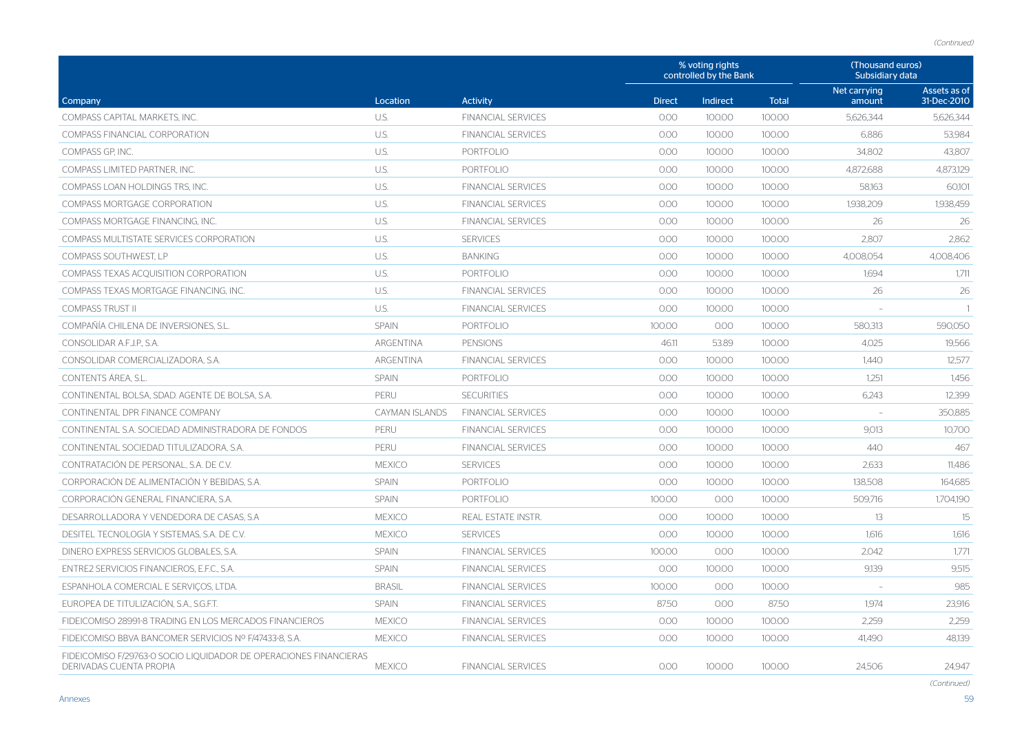*(Continued)*

| Company | Location | Activity | % voting rights controlled by the Bank | | | (Thousand euros) Subsidiary data | |
|---|---|---|---|---|---|---|---|
| | | | Direct | Indirect | Total | Net carrying amount | Assets as of 31-Dec-2010 |
| COMPASS CAPITAL MARKETS, INC. | U.S. | FINANCIAL SERVICES | 0.00 | 100.00 | 100.00 | 5,626,344 | 5,626,344 |
| COMPASS FINANCIAL CORPORATION | U.S. | FINANCIAL SERVICES | 0.00 | 100.00 | 100.00 | 6,886 | 53,984 |
| COMPASS GP, INC. | U.S. | PORTFOLIO | 0.00 | 100.00 | 100.00 | 34,802 | 43,807 |
| COMPASS LIMITED PARTNER, INC. | U.S. | PORTFOLIO | 0.00 | 100.00 | 100.00 | 4,872,688 | 4,873,129 |
| COMPASS LOAN HOLDINGS TRS, INC. | U.S. | FINANCIAL SERVICES | 0.00 | 100.00 | 100.00 | 58,163 | 60,101 |
| COMPASS MORTGAGE CORPORATION | U.S. | FINANCIAL SERVICES | 0.00 | 100.00 | 100.00 | 1,938,209 | 1,938,459 |
| COMPASS MORTGAGE FINANCING, INC. | U.S. | FINANCIAL SERVICES | 0.00 | 100.00 | 100.00 | 26 | 26 |
| COMPASS MULTISTATE SERVICES CORPORATION | U.S. | SERVICES | 0.00 | 100.00 | 100.00 | 2,807 | 2,862 |
| COMPASS SOUTHWEST, LP | U.S. | BANKING | 0.00 | 100.00 | 100.00 | 4,008,054 | 4,008,406 |
| COMPASS TEXAS ACQUISITION CORPORATION | U.S. | PORTFOLIO | 0.00 | 100.00 | 100.00 | 1,694 | 1,711 |
| COMPASS TEXAS MORTGAGE FINANCING, INC. | U.S. | FINANCIAL SERVICES | 0.00 | 100.00 | 100.00 | 26 | 26 |
| COMPASS TRUST II | U.S. | FINANCIAL SERVICES | 0.00 | 100.00 | 100.00 | - | 1 |
| COMPAÑÍA CHILENA DE INVERSIONES, S.L. | SPAIN | PORTFOLIO | 100.00 | 0.00 | 100.00 | 580,313 | 590,050 |
| CONSOLIDAR A.F.J.P., S.A. | ARGENTINA | PENSIONS | 46.11 | 53.89 | 100.00 | 4,025 | 19,566 |
| CONSOLIDAR COMERCIALIZADORA, S.A. | ARGENTINA | FINANCIAL SERVICES | 0.00 | 100.00 | 100.00 | 1,440 | 12,577 |
| CONTENTS ÁREA, S.L. | SPAIN | PORTFOLIO | 0.00 | 100.00 | 100.00 | 1,251 | 1,456 |
| CONTINENTAL BOLSA, SDAD. AGENTE DE BOLSA, S.A. | PERU | SECURITIES | 0.00 | 100.00 | 100.00 | 6,243 | 12,399 |
| CONTINENTAL DPR FINANCE COMPANY | CAYMAN ISLANDS | FINANCIAL SERVICES | 0.00 | 100.00 | 100.00 | - | 350,885 |
| CONTINENTAL S.A. SOCIEDAD ADMINISTRADORA DE FONDOS | PERU | FINANCIAL SERVICES | 0.00 | 100.00 | 100.00 | 9,013 | 10,700 |
| CONTINENTAL SOCIEDAD TITULIZADORA, S.A. | PERU | FINANCIAL SERVICES | 0.00 | 100.00 | 100.00 | 440 | 467 |
| CONTRATACIÓN DE PERSONAL, S.A. DE C.V. | MEXICO | SERVICES | 0.00 | 100.00 | 100.00 | 2,633 | 11,486 |
| CORPORACIÓN DE ALIMENTACIÓN Y BEBIDAS, S.A. | SPAIN | PORTFOLIO | 0.00 | 100.00 | 100.00 | 138,508 | 164,685 |
| CORPORACIÓN GENERAL FINANCIERA, S.A. | SPAIN | PORTFOLIO | 100.00 | 0.00 | 100.00 | 509,716 | 1,704,190 |
| DESARROLLADORA Y VENDEDORA DE CASAS, S.A | MEXICO | REAL ESTATE INSTR. | 0.00 | 100.00 | 100.00 | 13 | 15 |
| DESITEL TECNOLOGÍA Y SISTEMAS, S.A. DE C.V. | MEXICO | SERVICES | 0.00 | 100.00 | 100.00 | 1,616 | 1,616 |
| DINERO EXPRESS SERVICIOS GLOBALES, S.A. | SPAIN | FINANCIAL SERVICES | 100.00 | 0.00 | 100.00 | 2,042 | 1,771 |
| ENTRE2 SERVICIOS FINANCIEROS, E.F.C., S.A. | SPAIN | FINANCIAL SERVICES | 0.00 | 100.00 | 100.00 | 9,139 | 9,515 |
| ESPANHOLA COMERCIAL E SERVIÇOS, LTDA. | BRASIL | FINANCIAL SERVICES | 100.00 | 0.00 | 100.00 | - | 985 |
| EUROPEA DE TITULIZACIÓN, S.A., S.G.F.T. | SPAIN | FINANCIAL SERVICES | 87.50 | 0.00 | 87.50 | 1,974 | 23,916 |
| FIDEICOMISO 28991-8 TRADING EN LOS MERCADOS FINANCIEROS | MEXICO | FINANCIAL SERVICES | 0.00 | 100.00 | 100.00 | 2,259 | 2,259 |
| FIDEICOMISO BBVA BANCOMER SERVICIOS Nº F/47433-8, S.A. | MEXICO | FINANCIAL SERVICES | 0.00 | 100.00 | 100.00 | 41,490 | 48,139 |
| FIDEICOMISO F/29763-0 SOCIO LIQUIDADOR DE OPERACIONES FINANCIERAS DERIVADAS CUENTA PROPIA | MEXICO | FINANCIAL SERVICES | 0.00 | 100.00 | 100.00 | 24,506 | 24,947 |

*(Continued)*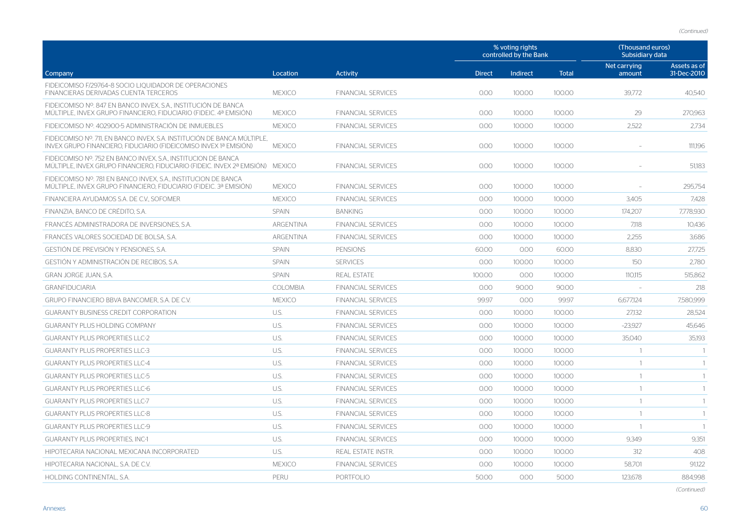*(Continued)*

| Company | Location | Activity | % voting rights controlled by the Bank | | | (Thousand euros) Subsidiary data | |
|---|---|---|---|---|---|---|---|
| | | | Direct | Indirect | Total | Net carrying amount | Assets as of 31-Dec-2010 |
| FIDEICOMISO F/29764-8 SOCIO LIQUIDADOR DE OPERACIONES FINANCIERAS DERIVADAS CUENTA TERCEROS | MEXICO | FINANCIAL SERVICES | 0.00 | 100.00 | 100.00 | 39,772 | 40,540 |
| FIDEICOMISO Nº. 847 EN BANCO INVEX, S.A., INSTITUCIÓN DE BANCA MÚLTIPLE, INVEX GRUPO FINANCIERO, FIDUCIARIO (FIDEIC. 4ª EMISIÓN) | MEXICO | FINANCIAL SERVICES | 0.00 | 100.00 | 100.00 | 29 | 270,963 |
| FIDEICOMISO Nº. 402900-5 ADMINISTRACIÓN DE INMUEBLES | MEXICO | FINANCIAL SERVICES | 0.00 | 100.00 | 100.00 | 2,522 | 2,734 |
| FIDEICOMISO Nº. 711, EN BANCO INVEX, S.A. INSTITUCIÓN DE BANCA MÚLTIPLE, INVEX GRUPO FINANCIERO, FIDUCIARIO (FIDEICOMISO INVEX 1ª EMISIÓN) | MEXICO | FINANCIAL SERVICES | 0.00 | 100.00 | 100.00 | - | 111,196 |
| FIDEICOMISO Nº. 752 EN BANCO INVEX, S.A., INSTITUCION DE BANCA MÚLTIPLE, INVEX GRUPO FINANCIERO, FIDUCIARIO (FIDEIC. INVEX 2ª EMISIÓN) | MEXICO | FINANCIAL SERVICES | 0.00 | 100.00 | 100.00 | - | 51,183 |
| FIDEICOMISO Nº. 781 EN BANCO INVEX, S.A., INSTITUCION DE BANCA MÚLTIPLE, INVEX GRUPO FINANCIERO, FIDUCIARIO (FIDEIC. 3ª EMISIÓN) | MEXICO | FINANCIAL SERVICES | 0.00 | 100.00 | 100.00 | - | 295,754 |
| FINANCIERA AYUDAMOS S.A. DE C.V., SOFOMER | MEXICO | FINANCIAL SERVICES | 0.00 | 100.00 | 100.00 | 3,405 | 7,428 |
| FINANZIA, BANCO DE CRÉDITO, S.A. | SPAIN | BANKING | 0.00 | 100.00 | 100.00 | 174,207 | 7,778,930 |
| FRANCÉS ADMINISTRADORA DE INVERSIONES, S.A. | ARGENTINA | FINANCIAL SERVICES | 0.00 | 100.00 | 100.00 | 7,118 | 10,436 |
| FRANCÉS VALORES SOCIEDAD DE BOLSA, S.A. | ARGENTINA | FINANCIAL SERVICES | 0.00 | 100.00 | 100.00 | 2,255 | 3,686 |
| GESTIÓN DE PREVISIÓN Y PENSIONES, S.A. | SPAIN | PENSIONS | 60.00 | 0.00 | 60.00 | 8,830 | 27,725 |
| GESTIÓN Y ADMINISTRACIÓN DE RECIBOS, S.A. | SPAIN | SERVICES | 0.00 | 100.00 | 100.00 | 150 | 2,780 |
| GRAN JORGE JUAN, S.A. | SPAIN | REAL ESTATE | 100.00 | 0.00 | 100.00 | 110,115 | 515,862 |
| GRANFIDUCIARIA | COLOMBIA | FINANCIAL SERVICES | 0.00 | 90.00 | 90.00 | - | 218 |
| GRUPO FINANCIERO BBVA BANCOMER, S.A. DE C.V. | MEXICO | FINANCIAL SERVICES | 99.97 | 0.00 | 99.97 | 6,677,124 | 7,580,999 |
| GUARANTY BUSINESS CREDIT CORPORATION | U.S. | FINANCIAL SERVICES | 0.00 | 100.00 | 100.00 | 27,132 | 28,524 |
| GUARANTY PLUS HOLDING COMPANY | U.S. | FINANCIAL SERVICES | 0.00 | 100.00 | 100.00 | -23,927 | 45,646 |
| GUARANTY PLUS PROPERTIES LLC-2 | U.S. | FINANCIAL SERVICES | 0.00 | 100.00 | 100.00 | 35,040 | 35,193 |
| GUARANTY PLUS PROPERTIES LLC-3 | U.S. | FINANCIAL SERVICES | 0.00 | 100.00 | 100.00 | 1 | 1 |
| GUARANTY PLUS PROPERTIES LLC-4 | U.S. | FINANCIAL SERVICES | 0.00 | 100.00 | 100.00 | 1 | 1 |
| GUARANTY PLUS PROPERTIES LLC-5 | U.S. | FINANCIAL SERVICES | 0.00 | 100.00 | 100.00 | 1 | 1 |
| GUARANTY PLUS PROPERTIES LLC-6 | U.S. | FINANCIAL SERVICES | 0.00 | 100.00 | 100.00 | 1 | 1 |
| GUARANTY PLUS PROPERTIES LLC-7 | U.S. | FINANCIAL SERVICES | 0.00 | 100.00 | 100.00 | 1 | 1 |
| GUARANTY PLUS PROPERTIES LLC-8 | U.S. | FINANCIAL SERVICES | 0.00 | 100.00 | 100.00 | 1 | 1 |
| GUARANTY PLUS PROPERTIES LLC-9 | U.S. | FINANCIAL SERVICES | 0.00 | 100.00 | 100.00 | 1 | 1 |
| GUARANTY PLUS PROPERTIES, INC-1 | U.S. | FINANCIAL SERVICES | 0.00 | 100.00 | 100.00 | 9,349 | 9,351 |
| HIPOTECARIA NACIONAL MEXICANA INCORPORATED | U.S. | REAL ESTATE INSTR. | 0.00 | 100.00 | 100.00 | 312 | 408 |
| HIPOTECARIA NACIONAL, S.A. DE C.V. | MEXICO | FINANCIAL SERVICES | 0.00 | 100.00 | 100.00 | 58,701 | 91,122 |
| HOLDING CONTINENTAL, S.A. | PERU | PORTFOLIO | 50.00 | 0.00 | 50.00 | 123,678 | 884,998 |

*(Continued)*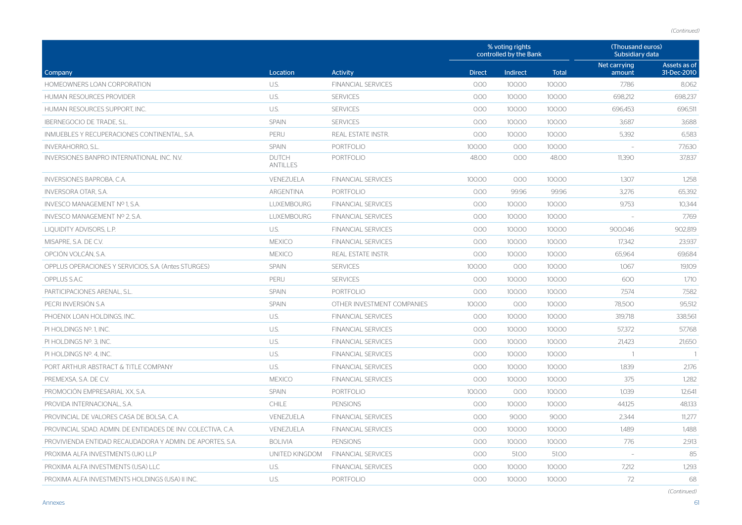*(Continued)*

| Company | Location | Activity | % voting rights controlled by the Bank | | | (Thousand euros) Subsidiary data | |
|---|---|---|---|---|---|---|---|
| | | | Direct | Indirect | Total | Net carrying amount | Assets as of 31-Dec-2010 |
| HOMEOWNERS LOAN CORPORATION | U.S. | FINANCIAL SERVICES | 0.00 | 100.00 | 100.00 | 7,786 | 8,062 |
| HUMAN RESOURCES PROVIDER | U.S. | SERVICES | 0.00 | 100.00 | 100.00 | 698,212 | 698,237 |
| HUMAN RESOURCES SUPPORT, INC. | U.S. | SERVICES | 0.00 | 100.00 | 100.00 | 696,453 | 696,511 |
| IBERNEGOCIO DE TRADE, S.L. | SPAIN | SERVICES | 0.00 | 100.00 | 100.00 | 3,687 | 3,688 |
| INMUEBLES Y RECUPERACIONES CONTINENTAL, S.A. | PERU | REAL ESTATE INSTR. | 0.00 | 100.00 | 100.00 | 5,392 | 6,583 |
| INVERAHORRO, S.L. | SPAIN | PORTFOLIO | 100.00 | 0.00 | 100.00 | - | 77,630 |
| INVERSIONES BANPRO INTERNATIONAL INC. N.V. | DUTCH ANTILLES | PORTFOLIO | 48.00 | 0.00 | 48.00 | 11,390 | 37,837 |
| INVERSIONES BAPROBA, C.A. | VENEZUELA | FINANCIAL SERVICES | 100.00 | 0.00 | 100.00 | 1,307 | 1,258 |
| INVERSORA OTAR, S.A. | ARGENTINA | PORTFOLIO | 0.00 | 99.96 | 99.96 | 3,276 | 65,392 |
| INVESCO MANAGEMENT Nº 1, S.A. | LUXEMBOURG | FINANCIAL SERVICES | 0.00 | 100.00 | 100.00 | 9,753 | 10,344 |
| INVESCO MANAGEMENT Nº 2, S.A. | LUXEMBOURG | FINANCIAL SERVICES | 0.00 | 100.00 | 100.00 | - | 7,769 |
| LIQUIDITY ADVISORS, L.P. | U.S. | FINANCIAL SERVICES | 0.00 | 100.00 | 100.00 | 900,046 | 902,819 |
| MISAPRE, S.A. DE C.V. | MEXICO | FINANCIAL SERVICES | 0.00 | 100.00 | 100.00 | 17,342 | 23,937 |
| OPCIÓN VOLCÁN, S.A. | MEXICO | REAL ESTATE INSTR. | 0.00 | 100.00 | 100.00 | 65,964 | 69,684 |
| OPPLUS OPERACIONES Y SERVICIOS, S.A. (Antes STURGES) | SPAIN | SERVICES | 100.00 | 0.00 | 100.00 | 1,067 | 19,109 |
| OPPLUS S.A.C | PERU | SERVICES | 0.00 | 100.00 | 100.00 | 600 | 1,710 |
| PARTICIPACIONES ARENAL, S.L. | SPAIN | PORTFOLIO | 0.00 | 100.00 | 100.00 | 7,574 | 7,582 |
| PECRI INVERSIÓN S.A | SPAIN | OTHER INVESTMENT COMPANIES | 100.00 | 0.00 | 100.00 | 78,500 | 95,512 |
| PHOENIX LOAN HOLDINGS, INC. | U.S. | FINANCIAL SERVICES | 0.00 | 100.00 | 100.00 | 319,718 | 338,561 |
| PI HOLDINGS Nº. 1, INC. | U.S. | FINANCIAL SERVICES | 0.00 | 100.00 | 100.00 | 57,372 | 57,768 |
| PI HOLDINGS Nº. 3, INC. | U.S. | FINANCIAL SERVICES | 0.00 | 100.00 | 100.00 | 21,423 | 21,650 |
| PI HOLDINGS Nº. 4, INC. | U.S. | FINANCIAL SERVICES | 0.00 | 100.00 | 100.00 | 1 | 1 |
| PORT ARTHUR ABSTRACT & TITLE COMPANY | U.S. | FINANCIAL SERVICES | 0.00 | 100.00 | 100.00 | 1,839 | 2,176 |
| PREMEXSA, S.A. DE C.V. | MEXICO | FINANCIAL SERVICES | 0.00 | 100.00 | 100.00 | 375 | 1,282 |
| PROMOCIÓN EMPRESARIAL XX, S.A. | SPAIN | PORTFOLIO | 100.00 | 0.00 | 100.00 | 1,039 | 12,641 |
| PROVIDA INTERNACIONAL, S.A. | CHILE | PENSIONS | 0.00 | 100.00 | 100.00 | 44,125 | 48,133 |
| PROVINCIAL DE VALORES CASA DE BOLSA, C.A. | VENEZUELA | FINANCIAL SERVICES | 0.00 | 90.00 | 90.00 | 2,344 | 11,277 |
| PROVINCIAL SDAD. ADMIN. DE ENTIDADES DE INV. COLECTIVA, C.A. | VENEZUELA | FINANCIAL SERVICES | 0.00 | 100.00 | 100.00 | 1,489 | 1,488 |
| PROVIVIENDA ENTIDAD RECAUDADORA Y ADMIN. DE APORTES, S.A. | BOLIVIA | PENSIONS | 0.00 | 100.00 | 100.00 | 776 | 2,913 |
| PROXIMA ALFA INVESTMENTS (UK) LLP | UNITED KINGDOM | FINANCIAL SERVICES | 0.00 | 51.00 | 51.00 | - | 85 |
| PROXIMA ALFA INVESTMENTS (USA) LLC | U.S. | FINANCIAL SERVICES | 0.00 | 100.00 | 100.00 | 7,212 | 1,293 |
| PROXIMA ALFA INVESTMENTS HOLDINGS (USA) II INC. | U.S. | PORTFOLIO | 0.00 | 100.00 | 100.00 | 72 | 68 |

*(Continued)*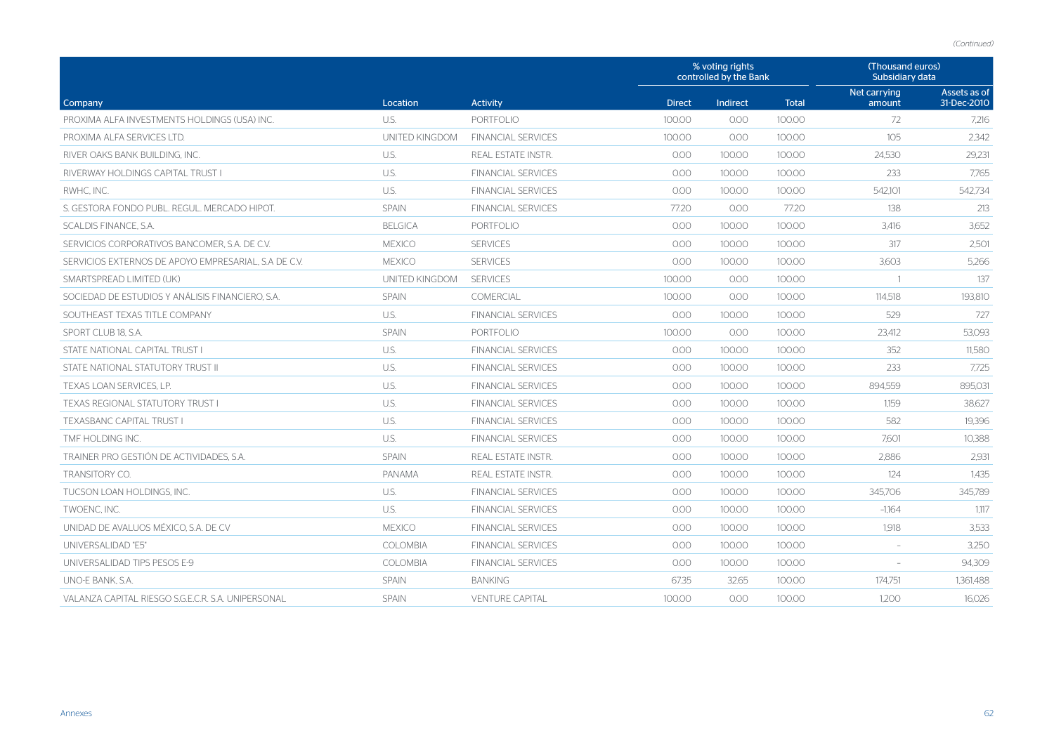*(Continued)*

| Company | Location | Activity | % voting rights controlled by the Bank | | | (Thousand euros) Subsidiary data | |
|---|---|---|---|---|---|---|---|
| | | | Direct | Indirect | Total | Net carrying amount | Assets as of 31-Dec-2010 |
| PROXIMA ALFA INVESTMENTS HOLDINGS (USA) INC. | U.S. | PORTFOLIO | 100.00 | 0.00 | 100.00 | 72 | 7,216 |
| PROXIMA ALFA SERVICES LTD. | UNITED KINGDOM | FINANCIAL SERVICES | 100.00 | 0.00 | 100.00 | 105 | 2,342 |
| RIVER OAKS BANK BUILDING, INC. | U.S. | REAL ESTATE INSTR. | 0.00 | 100.00 | 100.00 | 24,530 | 29,231 |
| RIVERWAY HOLDINGS CAPITAL TRUST I | U.S. | FINANCIAL SERVICES | 0.00 | 100.00 | 100.00 | 233 | 7,765 |
| RWHC, INC. | U.S. | FINANCIAL SERVICES | 0.00 | 100.00 | 100.00 | 542,101 | 542,734 |
| S. GESTORA FONDO PUBL. REGUL. MERCADO HIPOT. | SPAIN | FINANCIAL SERVICES | 77.20 | 0.00 | 77.20 | 138 | 213 |
| SCALDIS FINANCE, S.A. | BELGICA | PORTFOLIO | 0.00 | 100.00 | 100.00 | 3,416 | 3,652 |
| SERVICIOS CORPORATIVOS BANCOMER, S.A. DE C.V. | MEXICO | SERVICES | 0.00 | 100.00 | 100.00 | 317 | 2,501 |
| SERVICIOS EXTERNOS DE APOYO EMPRESARIAL, S.A DE C.V. | MEXICO | SERVICES | 0.00 | 100.00 | 100.00 | 3,603 | 5,266 |
| SMARTSPREAD LIMITED (UK) | UNITED KINGDOM | SERVICES | 100.00 | 0.00 | 100.00 | 1 | 137 |
| SOCIEDAD DE ESTUDIOS Y ANÁLISIS FINANCIERO, S.A. | SPAIN | COMERCIAL | 100.00 | 0.00 | 100.00 | 114,518 | 193,810 |
| SOUTHEAST TEXAS TITLE COMPANY | U.S. | FINANCIAL SERVICES | 0.00 | 100.00 | 100.00 | 529 | 727 |
| SPORT CLUB 18, S.A. | SPAIN | PORTFOLIO | 100.00 | 0.00 | 100.00 | 23,412 | 53,093 |
| STATE NATIONAL CAPITAL TRUST I | U.S. | FINANCIAL SERVICES | 0.00 | 100.00 | 100.00 | 352 | 11,580 |
| STATE NATIONAL STATUTORY TRUST II | U.S. | FINANCIAL SERVICES | 0.00 | 100.00 | 100.00 | 233 | 7,725 |
| TEXAS LOAN SERVICES, LP. | U.S. | FINANCIAL SERVICES | 0.00 | 100.00 | 100.00 | 894,559 | 895,031 |
| TEXAS REGIONAL STATUTORY TRUST I | U.S. | FINANCIAL SERVICES | 0.00 | 100.00 | 100.00 | 1,159 | 38,627 |
| TEXASBANC CAPITAL TRUST I | U.S. | FINANCIAL SERVICES | 0.00 | 100.00 | 100.00 | 582 | 19,396 |
| TMF HOLDING INC. | U.S. | FINANCIAL SERVICES | 0.00 | 100.00 | 100.00 | 7,601 | 10,388 |
| TRAINER PRO GESTIÓN DE ACTIVIDADES, S.A. | SPAIN | REAL ESTATE INSTR. | 0.00 | 100.00 | 100.00 | 2,886 | 2,931 |
| TRANSITORY CO. | PANAMA | REAL ESTATE INSTR. | 0.00 | 100.00 | 100.00 | 124 | 1,435 |
| TUCSON LOAN HOLDINGS, INC. | U.S. | FINANCIAL SERVICES | 0.00 | 100.00 | 100.00 | 345,706 | 345,789 |
| TWOENC, INC. | U.S. | FINANCIAL SERVICES | 0.00 | 100.00 | 100.00 | -1,164 | 1,117 |
| UNIDAD DE AVALUOS MÉXICO, S.A. DE CV | MEXICO | FINANCIAL SERVICES | 0.00 | 100.00 | 100.00 | 1,918 | 3,533 |
| UNIVERSALIDAD "E5" | COLOMBIA | FINANCIAL SERVICES | 0.00 | 100.00 | 100.00 | - | 3,250 |
| UNIVERSALIDAD TIPS PESOS E-9 | COLOMBIA | FINANCIAL SERVICES | 0.00 | 100.00 | 100.00 | - | 94,309 |
| UNO-E BANK, S.A. | SPAIN | BANKING | 67.35 | 32.65 | 100.00 | 174,751 | 1,361,488 |
| VALANZA CAPITAL RIESGO S.G.E.C.R. S.A. UNIPERSONAL | SPAIN | VENTURE CAPITAL | 100.00 | 0.00 | 100.00 | 1,200 | 16,026 |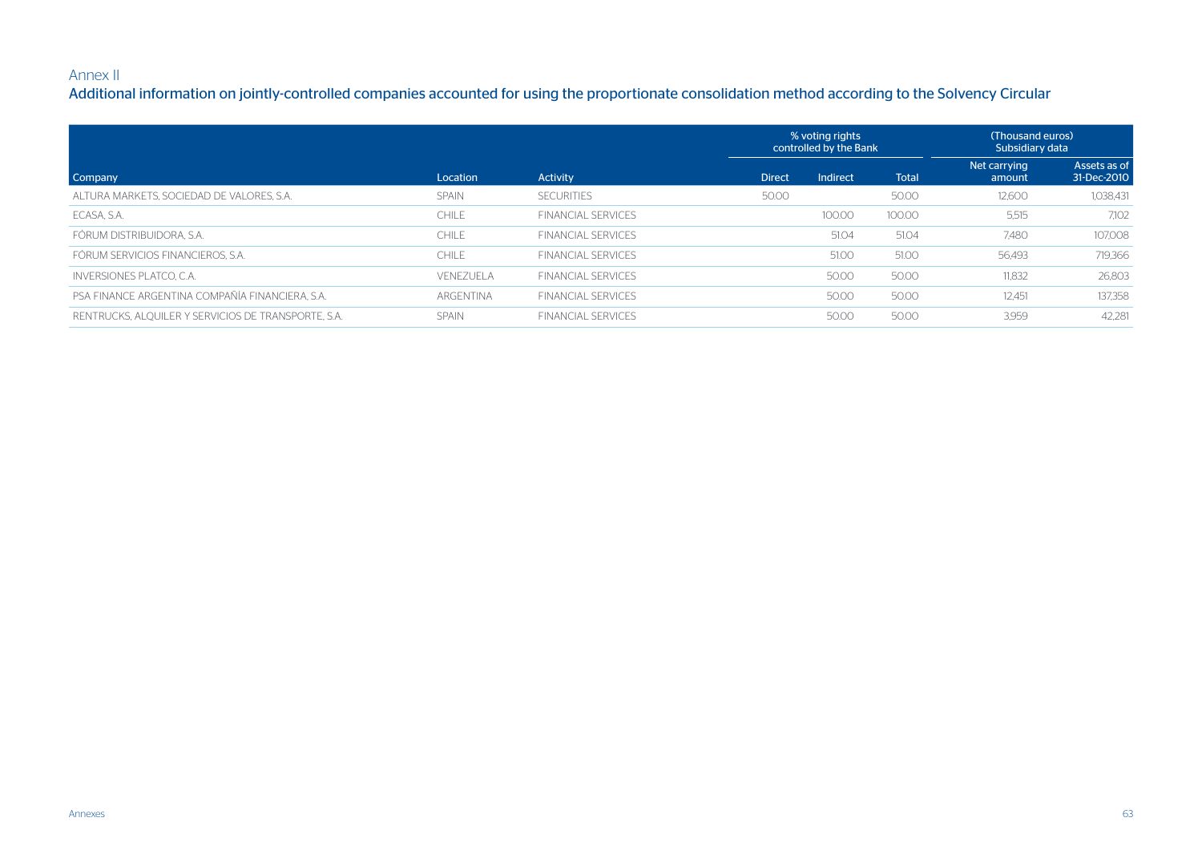Annex II

## Additional information on jointly-controlled companies accounted for using the proportionate consolidation method according to the Solvency Circular

| | | | % voting rights controlled by the Bank | | | (Thousand euros) Subsidiary data | |
|---|---|---|---|---|---|---|---|
| Company | Location | Activity | Direct | Indirect | Total | Net carrying amount | Assets as of 31-Dec-2010 |
| ALTURA MARKETS, SOCIEDAD DE VALORES, S.A. | SPAIN | SECURITIES | 50.00 | | 50.00 | 12,600 | 1,038,431 |
| ECASA, S.A. | CHILE | FINANCIAL SERVICES | | 100.00 | 100.00 | 5,515 | 7,102 |
| FÓRUM DISTRIBUIDORA, S.A. | CHILE | FINANCIAL SERVICES | | 51.04 | 51.04 | 7,480 | 107,008 |
| FÓRUM SERVICIOS FINANCIEROS, S.A. | CHILE | FINANCIAL SERVICES | | 51.00 | 51.00 | 56,493 | 719,366 |
| INVERSIONES PLATCO, C.A. | VENEZUELA | FINANCIAL SERVICES | | 50.00 | 50.00 | 11,832 | 26,803 |
| PSA FINANCE ARGENTINA COMPAÑÍA FINANCIERA, S.A. | ARGENTINA | FINANCIAL SERVICES | | 50.00 | 50.00 | 12,451 | 137,358 |
| RENTRUCKS, ALQUILER Y SERVICIOS DE TRANSPORTE, S.A. | SPAIN | FINANCIAL SERVICES | | 50.00 | 50.00 | 3,959 | 42,281 |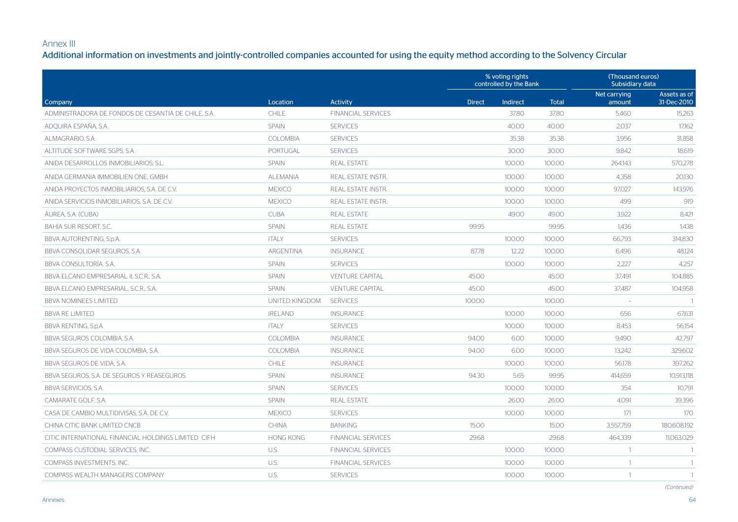Annex III

## Additional information on investments and jointly-controlled companies accounted for using the equity method according to the Solvency Circular

| | | | % voting rights controlled by the Bank | | | (Thousand euros) Subsidiary data | |
|---|---|---|---|---|---|---|---|
| Company | Location | Activity | Direct | Indirect | Total | Net carrying amount | Assets as of 31-Dec-2010 |
| ADMINISTRADORA DE FONDOS DE CESANTIA DE CHILE, S.A. | CHILE | FINANCIAL SERVICES | | 37.80 | 37.80 | 5,460 | 15,263 |
| ADQUIRA ESPAÑA, S.A. | SPAIN | SERVICES | | 40.00 | 40.00 | 2,037 | 17,162 |
| ALMAGRARIO, S.A. | COLOMBIA | SERVICES | | 35.38 | 35.38 | 3,956 | 31,858 |
| ALTITUDE SOFTWARE SGPS, S.A. | PORTUGAL | SERVICES | | 30.00 | 30.00 | 9,842 | 18,619 |
| ANIDA DESARROLLOS INMOBILIARIOS, S.L. | SPAIN | REAL ESTATE | | 100.00 | 100.00 | 264,143 | 570,278 |
| ANIDA GERMANIA IMMOBILIEN ONE, GMBH | ALEMANIA | REAL ESTATE INSTR. | | 100.00 | 100.00 | 4,358 | 20,130 |
| ANIDA PROYECTOS INMOBILIARIOS, S.A. DE C.V. | MEXICO | REAL ESTATE INSTR. | | 100.00 | 100.00 | 97,027 | 143,976 |
| ANIDA SERVICIOS INMOBILIARIOS, S.A. DE C.V. | MEXICO | REAL ESTATE INSTR. | | 100.00 | 100.00 | 499 | 919 |
| ÁUREA, S.A. (CUBA) | CUBA | REAL ESTATE | | 49.00 | 49.00 | 3,922 | 8,421 |
| BAHÍA SUR RESORT, S.C. | SPAIN | REAL ESTATE | 99.95 | | 99.95 | 1,436 | 1,438 |
| BBVA AUTORENTING, S.p.A. | ITALY | SERVICES | | 100.00 | 100.00 | 66,793 | 314,830 |
| BBVA CONSOLIDAR SEGUROS, S.A. | ARGENTINA | INSURANCE | 87.78 | 12.22 | 100.00 | 6,496 | 48,124 |
| BBVA CONSULTORÍA, S.A. | SPAIN | SERVICES | | 100.00 | 100.00 | 2,227 | 4,257 |
| BBVA ELCANO EMPRESARIAL II, S.C.R., S.A. | SPAIN | VENTURE CAPITAL | 45.00 | | 45.00 | 37,491 | 104,885 |
| BBVA ELCANO EMPRESARIAL, S.C.R., S.A. | SPAIN | VENTURE CAPITAL | 45.00 | | 45.00 | 37,487 | 104,958 |
| BBVA NOMINEES LIMITED | UNITED KINGDOM | SERVICES | 100.00 | | 100.00 | - | 1 |
| BBVA RE LIMITED | IRELAND | INSURANCE | | 100.00 | 100.00 | 656 | 67,631 |
| BBVA RENTING, S.p.A | ITALY | SERVICES | | 100.00 | 100.00 | 8,453 | 56,154 |
| BBVA SEGUROS COLOMBIA, S.A. | COLOMBIA | INSURANCE | 94.00 | 6.00 | 100.00 | 9,490 | 42,797 |
| BBVA SEGUROS DE VIDA COLOMBIA, S.A. | COLOMBIA | INSURANCE | 94.00 | 6.00 | 100.00 | 13,242 | 329,602 |
| BBVA SEGUROS DE VIDA, S.A. | CHILE | INSURANCE | | 100.00 | 100.00 | 56,178 | 397,262 |
| BBVA SEGUROS, S.A. DE SEGUROS Y REASEGUROS | SPAIN | INSURANCE | 94.30 | 5.65 | 99.95 | 414,659 | 10,913,118 |
| BBVA SERVICIOS, S.A. | SPAIN | SERVICES | | 100.00 | 100.00 | 354 | 10,791 |
| CAMARATE GOLF, S.A. | SPAIN | REAL ESTATE | | 26.00 | 26.00 | 4,091 | 39,396 |
| CASA DE CAMBIO MULTIDIVISAS, S.A. DE C.V. | MEXICO | SERVICES | | 100.00 | 100.00 | 171 | 170 |
| CHINA CITIC BANK LIMITED CNCB | CHINA | BANKING | 15.00 | | 15.00 | 3,557,759 | 180,608,192 |
| CITIC INTERNATIONAL FINANCIAL HOLDINGS LIMITED CIFH | HONG KONG | FINANCIAL SERVICES | 29.68 | | 29.68 | 464,339 | 11,063,029 |
| COMPASS CUSTODIAL SERVICES, INC. | U.S. | FINANCIAL SERVICES | | 100.00 | 100.00 | 1 | 1 |
| COMPASS INVESTMENTS, INC. | U.S. | FINANCIAL SERVICES | | 100.00 | 100.00 | 1 | 1 |
| COMPASS WEALTH MANAGERS COMPANY | U.S. | SERVICES | | 100.00 | 100.00 | 1 | 1 |

*(Continued)*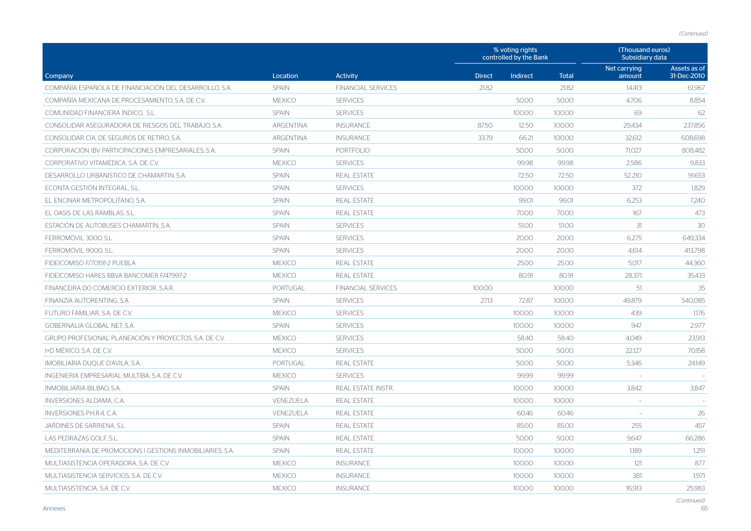*(Continued)*

| Company | Location | Activity | % voting rights controlled by the Bank | | | (Thousand euros) Subsidiary data | |
|---|---|---|---|---|---|---|---|
| | | | Direct | Indirect | Total | Net carrying amount | Assets as of 31-Dec-2010 |
| COMPAÑÍA ESPAÑOLA DE FINANCIACIÓN DEL DESARROLLO, S.A. | SPAIN | FINANCIAL SERVICES | 21.82 | | 21.82 | 14,413 | 61,967 |
| COMPAÑÍA MEXICANA DE PROCESAMIENTO, S.A. DE C.V. | MEXICO | SERVICES | | 50.00 | 50.00 | 4,706 | 8,854 |
| COMUNIDAD FINANCIERA ÍNDICO, S.L. | SPAIN | SERVICES | | 100.00 | 100.00 | 69 | 62 |
| CONSOLIDAR ASEGURADORA DE RIESGOS DEL TRABAJO, S.A. | ARGENTINA | INSURANCE | 87.50 | 12.50 | 100.00 | 29,434 | 237,856 |
| CONSOLIDAR CÍA. DE SEGUROS DE RETIRO, S.A. | ARGENTINA | INSURANCE | 33.79 | 66.21 | 100.00 | 32,612 | 608,698 |
| CORPORACIÓN IBV PARTICIPACIONES EMPRESARIALES, S.A. | SPAIN | PORTFOLIO | | 50.00 | 50.00 | 71,027 | 808,482 |
| CORPORATIVO VITAMÉDICA, S.A. DE C.V. | MEXICO | SERVICES | | 99.98 | 99.98 | 2,586 | 9,833 |
| DESARROLLO URBANISTICO DE CHAMARTIN, S.A. | SPAIN | REAL ESTATE | | 72.50 | 72.50 | 52,210 | 91,653 |
| ECONTA GESTIÓN INTEGRAL, S.L. | SPAIN | SERVICES | | 100.00 | 100.00 | 372 | 1,829 |
| EL ENCINAR METROPOLITANO, S.A. | SPAIN | REAL ESTATE | | 99.01 | 99.01 | 6,253 | 7,240 |
| EL OASIS DE LAS RAMBLAS, S.L. | SPAIN | REAL ESTATE | | 70.00 | 70.00 | 167 | 473 |
| ESTACIÓN DE AUTOBUSES CHAMARTÍN, S.A. | SPAIN | SERVICES | | 51.00 | 51.00 | 31 | 30 |
| FERROMÓVIL 3000, S.L. | SPAIN | SERVICES | | 20.00 | 20.00 | 6,275 | 649,334 |
| FERROMÓVIL 9000, S.L. | SPAIN | SERVICES | | 20.00 | 20.00 | 4,614 | 413,798 |
| FIDEICOMISO F/70191-2 PUEBLA | MEXICO | REAL ESTATE | | 25.00 | 25.00 | 5,017 | 44,360 |
| FIDEICOMISO HARES BBVA BANCOMER F/47997-2 | MEXICO | REAL ESTATE | | 80.91 | 80.91 | 28,371 | 35,433 |
| FINANCEIRA DO COMERCIO EXTERIOR, S.A.R. | PORTUGAL | FINANCIAL SERVICES | 100.00 | | 100.00 | 51 | 35 |
| FINANZIA AUTORENTING, S.A. | SPAIN | SERVICES | 27.13 | 72.87 | 100.00 | 49,879 | 540,085 |
| FUTURO FAMILIAR, S.A. DE C.V. | MEXICO | SERVICES | | 100.00 | 100.00 | 439 | 1,176 |
| GOBERNALIA GLOBAL NET, S.A. | SPAIN | SERVICES | | 100.00 | 100.00 | 947 | 2,977 |
| GRUPO PROFESIONAL PLANEACIÓN Y PROYECTOS, S.A. DE C.V. | MEXICO | SERVICES | | 58.40 | 58.40 | 4,049 | 23,913 |
| I+D MÉXICO, S.A. DE C.V. | MEXICO | SERVICES | | 50.00 | 50.00 | 22,127 | 70,158 |
| IMOBILIARIA DUQUE D'AVILA, S.A. | PORTUGAL | REAL ESTATE | | 50.00 | 50.00 | 5,346 | 24,149 |
| INGENIERIA EMPRESARIAL MULTIBA, S.A. DE C.V. | MEXICO | SERVICES | | 99.99 | 99.99 | - | - |
| INMOBILIARIA BILBAO, S.A. | SPAIN | REAL ESTATE INSTR. | | 100.00 | 100.00 | 3,842 | 3,847 |
| INVERSIONES ALDAMA, C.A. | VENEZUELA | REAL ESTATE | | 100.00 | 100.00 | - | - |
| INVERSIONES P.H.R.4, C.A. | VENEZUELA | REAL ESTATE | | 60.46 | 60.46 | - | 26 |
| JARDINES DE SARRIENA, S.L. | SPAIN | REAL ESTATE | | 85.00 | 85.00 | 255 | 457 |
| LAS PEDRAZAS GOLF, S.L. | SPAIN | REAL ESTATE | | 50.00 | 50.00 | 9,647 | 66,286 |
| MEDITERRANIA DE PROMOCIONS I GESTIONS INMOBILIARIES, S.A. | SPAIN | REAL ESTATE | | 100.00 | 100.00 | 1,189 | 1,251 |
| MULTIASISTENCIA OPERADORA, S.A. DE C.V. | MEXICO | INSURANCE | | 100.00 | 100.00 | 121 | 877 |
| MULTIASISTENCIA SERVICIOS, S.A. DE C.V. | MEXICO | INSURANCE | | 100.00 | 100.00 | 381 | 1,971 |
| MULTIASISTENCIA, S.A. DE C.V. | MEXICO | INSURANCE | | 100.00 | 100.00 | 16,913 | 25,983 |

*(Continued)*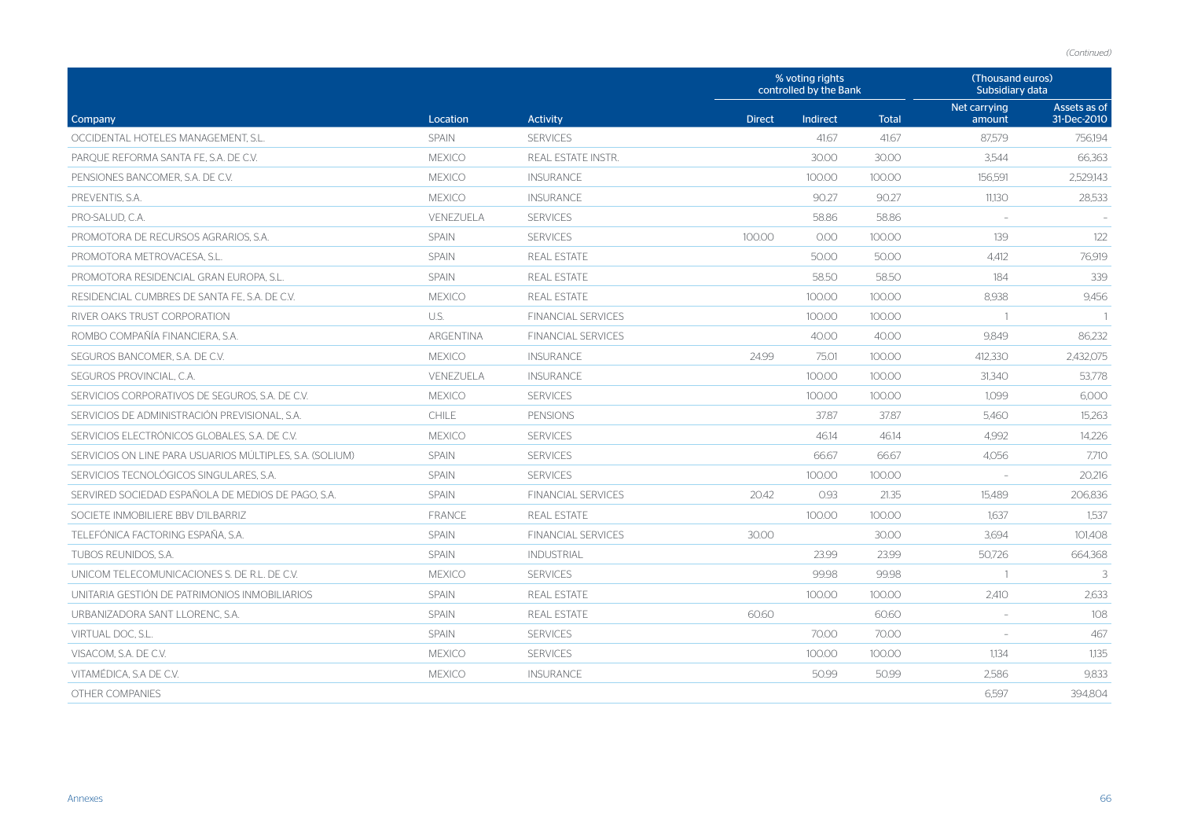*(Continued)*

| Company | Location | Activity | % voting rights controlled by the Bank | | | (Thousand euros) Subsidiary data | |
|---|---|---|---|---|---|---|---|
| | | | Direct | Indirect | Total | Net carrying amount | Assets as of 31-Dec-2010 |
| OCCIDENTAL HOTELES MANAGEMENT, S.L. | SPAIN | SERVICES | | 41.67 | 41.67 | 87,579 | 756,194 |
| PARQUE REFORMA SANTA FE, S.A. DE C.V. | MEXICO | REAL ESTATE INSTR. | | 30.00 | 30.00 | 3,544 | 66,363 |
| PENSIONES BANCOMER, S.A. DE C.V. | MEXICO | INSURANCE | | 100.00 | 100.00 | 156,591 | 2,529,143 |
| PREVENTIS, S.A. | MEXICO | INSURANCE | | 90.27 | 90.27 | 11,130 | 28,533 |
| PRO-SALUD, C.A. | VENEZUELA | SERVICES | | 58.86 | 58.86 | - | - |
| PROMOTORA DE RECURSOS AGRARIOS, S.A. | SPAIN | SERVICES | 100.00 | 0.00 | 100.00 | 139 | 122 |
| PROMOTORA METROVACESA, S.L. | SPAIN | REAL ESTATE | | 50.00 | 50.00 | 4,412 | 76,919 |
| PROMOTORA RESIDENCIAL GRAN EUROPA, S.L. | SPAIN | REAL ESTATE | | 58.50 | 58.50 | 184 | 339 |
| RESIDENCIAL CUMBRES DE SANTA FE, S.A. DE C.V. | MEXICO | REAL ESTATE | | 100.00 | 100.00 | 8,938 | 9,456 |
| RIVER OAKS TRUST CORPORATION | U.S. | FINANCIAL SERVICES | | 100.00 | 100.00 | 1 | 1 |
| ROMBO COMPAÑÍA FINANCIERA, S.A. | ARGENTINA | FINANCIAL SERVICES | | 40.00 | 40.00 | 9,849 | 86,232 |
| SEGUROS BANCOMER, S.A. DE C.V. | MEXICO | INSURANCE | 24.99 | 75.01 | 100.00 | 412,330 | 2,432,075 |
| SEGUROS PROVINCIAL, C.A. | VENEZUELA | INSURANCE | | 100.00 | 100.00 | 31,340 | 53,778 |
| SERVICIOS CORPORATIVOS DE SEGUROS, S.A. DE C.V. | MEXICO | SERVICES | | 100.00 | 100.00 | 1,099 | 6,000 |
| SERVICIOS DE ADMINISTRACIÓN PREVISIONAL, S.A. | CHILE | PENSIONS | | 37.87 | 37.87 | 5,460 | 15,263 |
| SERVICIOS ELECTRÓNICOS GLOBALES, S.A. DE C.V. | MEXICO | SERVICES | | 46.14 | 46.14 | 4,992 | 14,226 |
| SERVICIOS ON LINE PARA USUARIOS MÚLTIPLES, S.A. (SOLIUM) | SPAIN | SERVICES | | 66.67 | 66.67 | 4,056 | 7,710 |
| SERVICIOS TECNOLÓGICOS SINGULARES, S.A. | SPAIN | SERVICES | | 100.00 | 100.00 | - | 20,216 |
| SERVIRED SOCIEDAD ESPAÑOLA DE MEDIOS DE PAGO, S.A. | SPAIN | FINANCIAL SERVICES | 20.42 | 0.93 | 21.35 | 15,489 | 206,836 |
| SOCIETE INMOBILIERE BBV D'ILBARRIZ | FRANCE | REAL ESTATE | | 100.00 | 100.00 | 1,637 | 1,537 |
| TELEFÓNICA FACTORING ESPAÑA, S.A. | SPAIN | FINANCIAL SERVICES | 30.00 | | 30.00 | 3,694 | 101,408 |
| TUBOS REUNIDOS, S.A. | SPAIN | INDUSTRIAL | | 23.99 | 23.99 | 50,726 | 664,368 |
| UNICOM TELECOMUNICACIONES S. DE R.L. DE C.V. | MEXICO | SERVICES | | 99.98 | 99.98 | 1 | 3 |
| UNITARIA GESTIÓN DE PATRIMONIOS INMOBILIARIOS | SPAIN | REAL ESTATE | | 100.00 | 100.00 | 2,410 | 2,633 |
| URBANIZADORA SANT LLORENC, S.A. | SPAIN | REAL ESTATE | 60.60 | | 60.60 | - | 108 |
| VIRTUAL DOC, S.L. | SPAIN | SERVICES | | 70.00 | 70.00 | - | 467 |
| VISACOM, S.A. DE C.V. | MEXICO | SERVICES | | 100.00 | 100.00 | 1,134 | 1,135 |
| VITAMÉDICA, S.A DE C.V. | MEXICO | INSURANCE | | 50.99 | 50.99 | 2,586 | 9,833 |
| OTHER COMPANIES | | | | | | 6,597 | 394,804 |